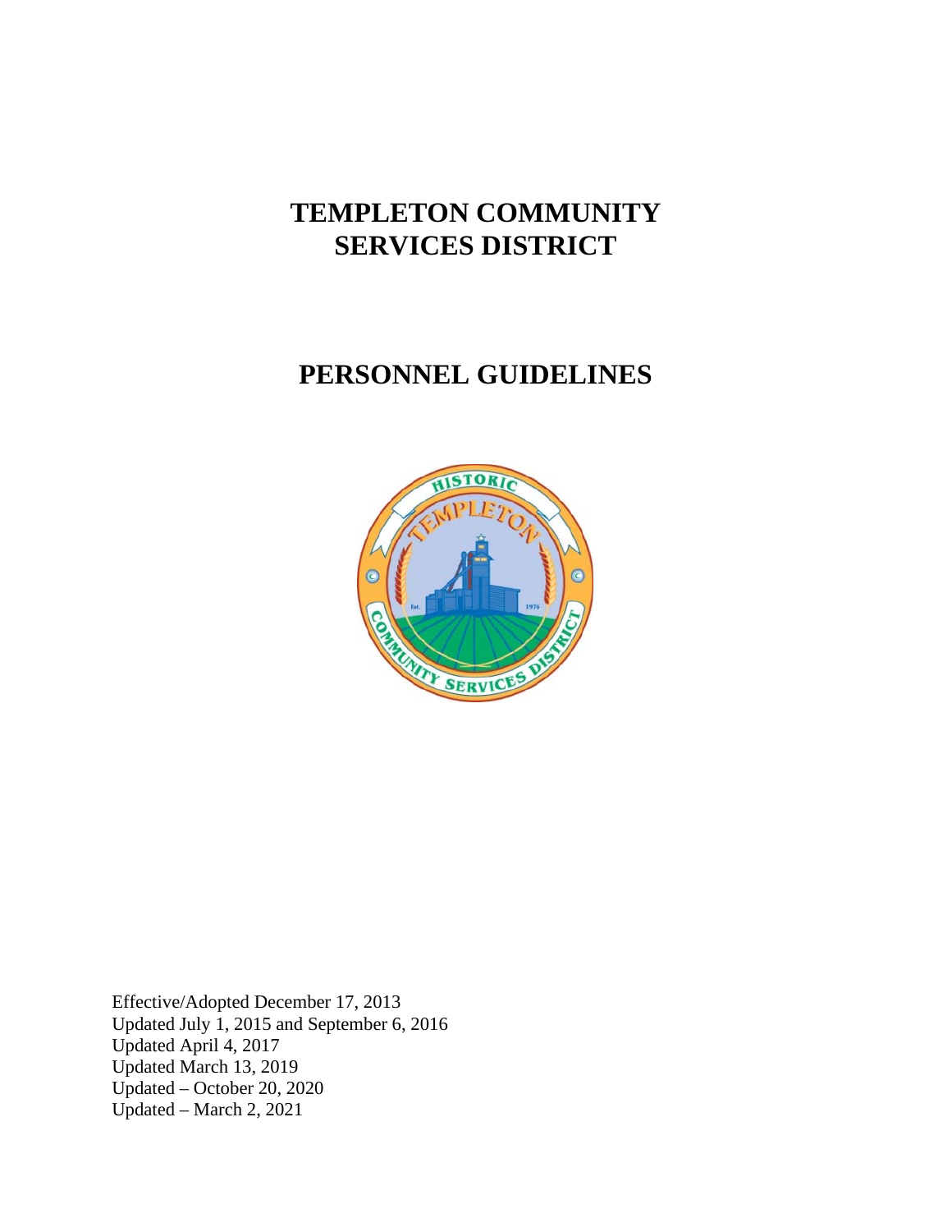# TEMPLETON COMMUNITY SERVICES DISTRICT

# PERSONNEL GUIDELINES

Effective/Adopted December 17, 2013
Updated July 1, 2015 and September 6, 2016
Updated April 4, 2017
Updated March 13, 2019
Updated – October 20, 2020
Updated – March 2, 2021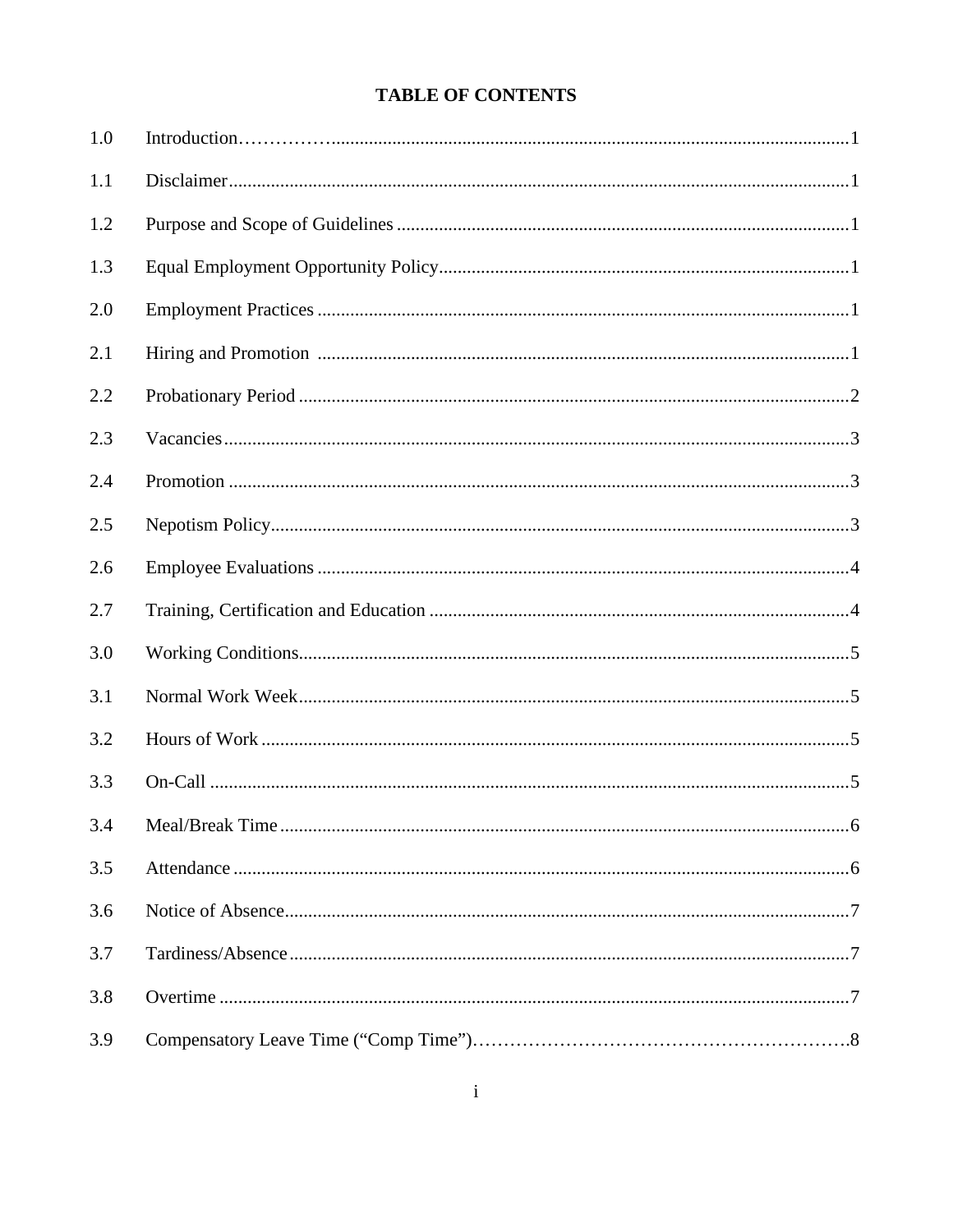# TABLE OF CONTENTS

| | | |
|---|---|---|
| 1.0 | Introduction | 1 |
| 1.1 | Disclaimer | 1 |
| 1.2 | Purpose and Scope of Guidelines | 1 |
| 1.3 | Equal Employment Opportunity Policy | 1 |
| 2.0 | Employment Practices | 1 |
| 2.1 | Hiring and Promotion | 1 |
| 2.2 | Probationary Period | 2 |
| 2.3 | Vacancies | 3 |
| 2.4 | Promotion | 3 |
| 2.5 | Nepotism Policy | 3 |
| 2.6 | Employee Evaluations | 4 |
| 2.7 | Training, Certification and Education | 4 |
| 3.0 | Working Conditions | 5 |
| 3.1 | Normal Work Week | 5 |
| 3.2 | Hours of Work | 5 |
| 3.3 | On-Call | 5 |
| 3.4 | Meal/Break Time | 6 |
| 3.5 | Attendance | 6 |
| 3.6 | Notice of Absence | 7 |
| 3.7 | Tardiness/Absence | 7 |
| 3.8 | Overtime | 7 |
| 3.9 | Compensatory Leave Time ("Comp Time") | 8 |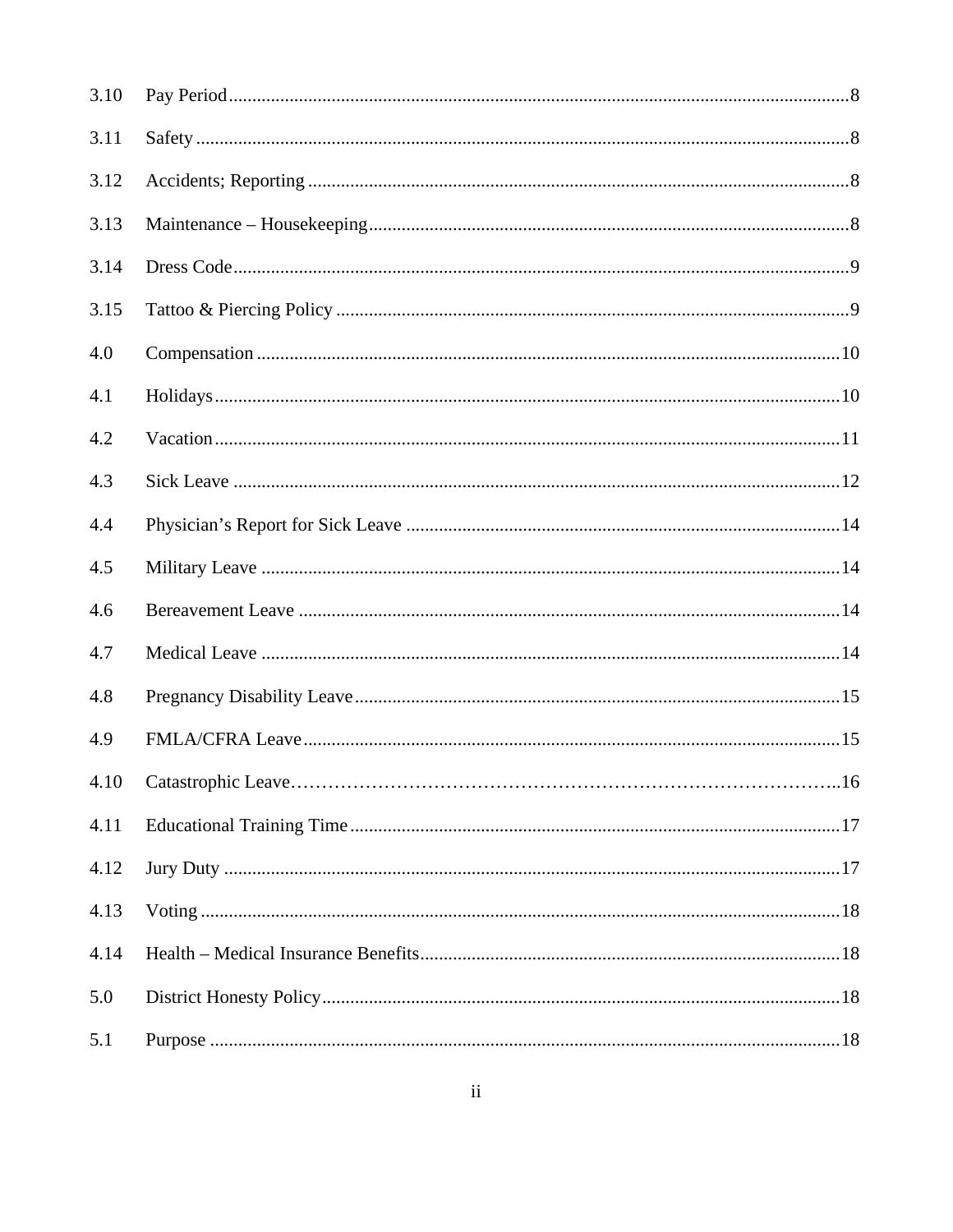| | | |
|---|---|---|
| 3.10 | Pay Period | 8 |
| 3.11 | Safety | 8 |
| 3.12 | Accidents; Reporting | 8 |
| 3.13 | Maintenance – Housekeeping | 8 |
| 3.14 | Dress Code | 9 |
| 3.15 | Tattoo & Piercing Policy | 9 |
| 4.0 | Compensation | 10 |
| 4.1 | Holidays | 10 |
| 4.2 | Vacation | 11 |
| 4.3 | Sick Leave | 12 |
| 4.4 | Physician's Report for Sick Leave | 14 |
| 4.5 | Military Leave | 14 |
| 4.6 | Bereavement Leave | 14 |
| 4.7 | Medical Leave | 14 |
| 4.8 | Pregnancy Disability Leave | 15 |
| 4.9 | FMLA/CFRA Leave | 15 |
| 4.10 | Catastrophic Leave | 16 |
| 4.11 | Educational Training Time | 17 |
| 4.12 | Jury Duty | 17 |
| 4.13 | Voting | 18 |
| 4.14 | Health – Medical Insurance Benefits | 18 |
| 5.0 | District Honesty Policy | 18 |
| 5.1 | Purpose | 18 |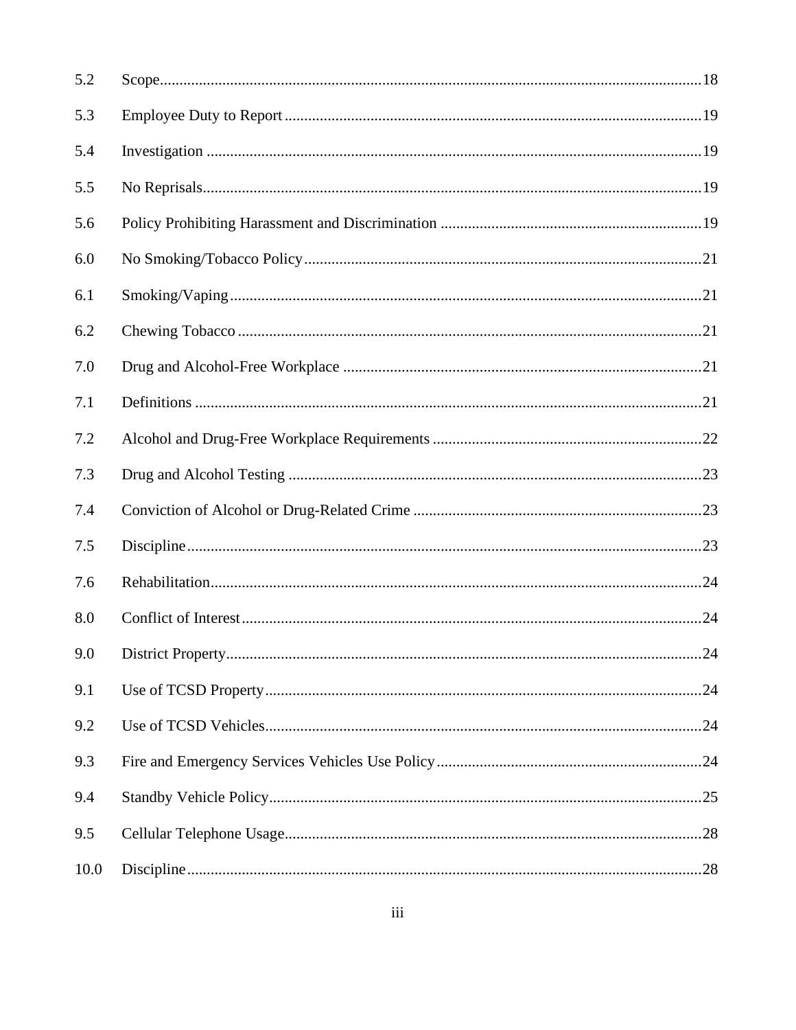| | | |
|---|---|---|
| 5.2 | Scope | 18 |
| 5.3 | Employee Duty to Report | 19 |
| 5.4 | Investigation | 19 |
| 5.5 | No Reprisals | 19 |
| 5.6 | Policy Prohibiting Harassment and Discrimination | 19 |
| 6.0 | No Smoking/Tobacco Policy | 21 |
| 6.1 | Smoking/Vaping | 21 |
| 6.2 | Chewing Tobacco | 21 |
| 7.0 | Drug and Alcohol-Free Workplace | 21 |
| 7.1 | Definitions | 21 |
| 7.2 | Alcohol and Drug-Free Workplace Requirements | 22 |
| 7.3 | Drug and Alcohol Testing | 23 |
| 7.4 | Conviction of Alcohol or Drug-Related Crime | 23 |
| 7.5 | Discipline | 23 |
| 7.6 | Rehabilitation | 24 |
| 8.0 | Conflict of Interest | 24 |
| 9.0 | District Property | 24 |
| 9.1 | Use of TCSD Property | 24 |
| 9.2 | Use of TCSD Vehicles | 24 |
| 9.3 | Fire and Emergency Services Vehicles Use Policy | 24 |
| 9.4 | Standby Vehicle Policy | 25 |
| 9.5 | Cellular Telephone Usage | 28 |
| 10.0 | Discipline | 28 |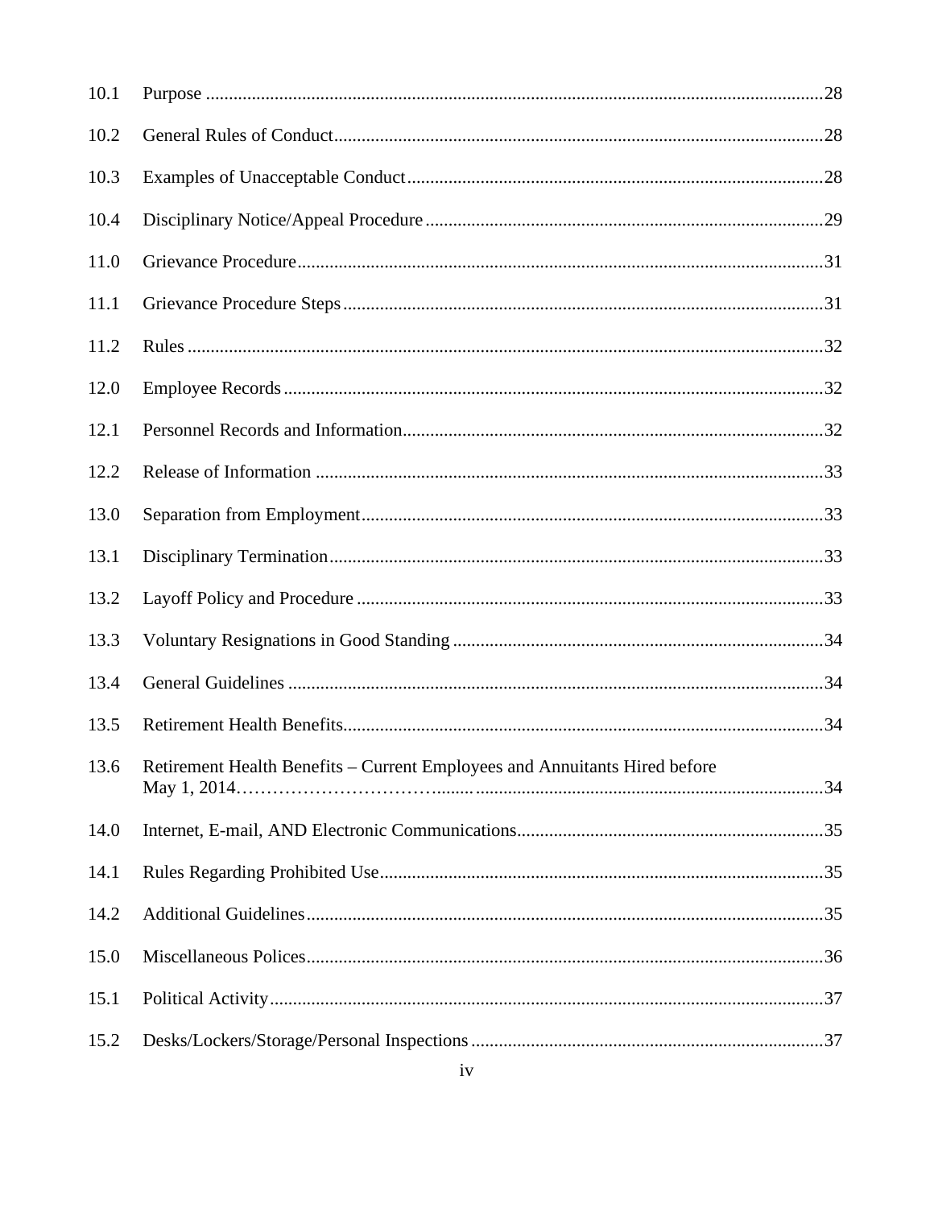| | | |
|---|---|---|
| 10.1 | Purpose | 28 |
| 10.2 | General Rules of Conduct | 28 |
| 10.3 | Examples of Unacceptable Conduct | 28 |
| 10.4 | Disciplinary Notice/Appeal Procedure | 29 |
| 11.0 | Grievance Procedure | 31 |
| 11.1 | Grievance Procedure Steps | 31 |
| 11.2 | Rules | 32 |
| 12.0 | Employee Records | 32 |
| 12.1 | Personnel Records and Information | 32 |
| 12.2 | Release of Information | 33 |
| 13.0 | Separation from Employment | 33 |
| 13.1 | Disciplinary Termination | 33 |
| 13.2 | Layoff Policy and Procedure | 33 |
| 13.3 | Voluntary Resignations in Good Standing | 34 |
| 13.4 | General Guidelines | 34 |
| 13.5 | Retirement Health Benefits | 34 |
| 13.6 | Retirement Health Benefits – Current Employees and Annuitants Hired before May 1, 2014 | 34 |
| 14.0 | Internet, E-mail, AND Electronic Communications | 35 |
| 14.1 | Rules Regarding Prohibited Use | 35 |
| 14.2 | Additional Guidelines | 35 |
| 15.0 | Miscellaneous Polices | 36 |
| 15.1 | Political Activity | 37 |
| 15.2 | Desks/Lockers/Storage/Personal Inspections | 37 |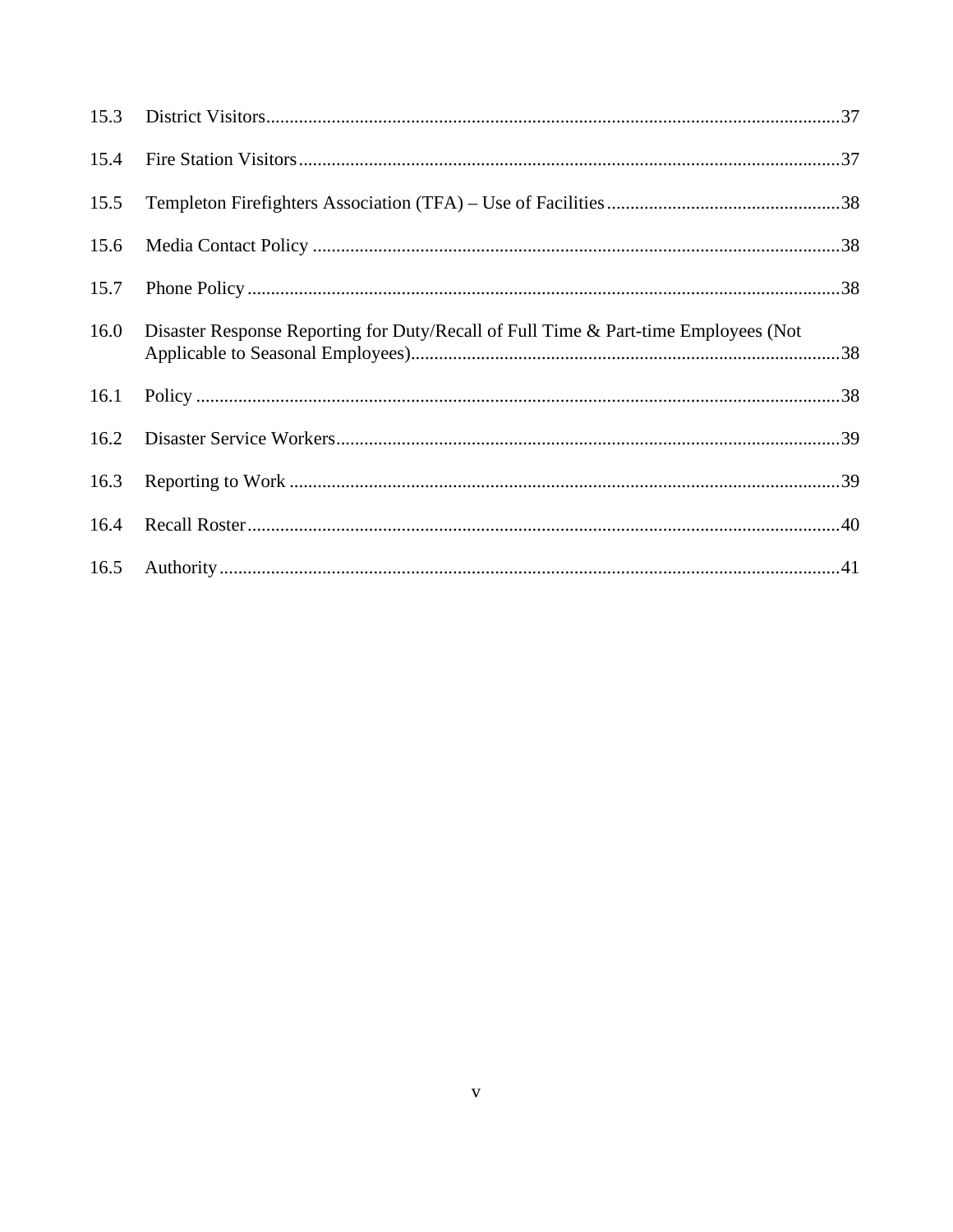| | | |
|---|---|---|
| 15.3 | District Visitors | 37 |
| 15.4 | Fire Station Visitors | 37 |
| 15.5 | Templeton Firefighters Association (TFA) – Use of Facilities | 38 |
| 15.6 | Media Contact Policy | 38 |
| 15.7 | Phone Policy | 38 |
| 16.0 | Disaster Response Reporting for Duty/Recall of Full Time & Part-time Employees (Not Applicable to Seasonal Employees) | 38 |
| 16.1 | Policy | 38 |
| 16.2 | Disaster Service Workers | 39 |
| 16.3 | Reporting to Work | 39 |
| 16.4 | Recall Roster | 40 |
| 16.5 | Authority | 41 |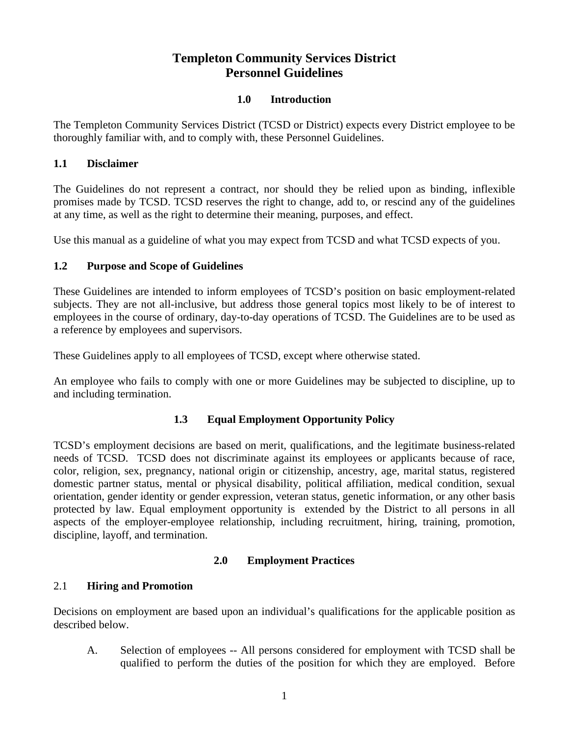# Templeton Community Services District
# Personnel Guidelines

## 1.0 Introduction

The Templeton Community Services District (TCSD or District) expects every District employee to be thoroughly familiar with, and to comply with, these Personnel Guidelines.

### 1.1 Disclaimer

The Guidelines do not represent a contract, nor should they be relied upon as binding, inflexible promises made by TCSD. TCSD reserves the right to change, add to, or rescind any of the guidelines at any time, as well as the right to determine their meaning, purposes, and effect.

Use this manual as a guideline of what you may expect from TCSD and what TCSD expects of you.

### 1.2 Purpose and Scope of Guidelines

These Guidelines are intended to inform employees of TCSD's position on basic employment-related subjects. They are not all-inclusive, but address those general topics most likely to be of interest to employees in the course of ordinary, day-to-day operations of TCSD. The Guidelines are to be used as a reference by employees and supervisors.

These Guidelines apply to all employees of TCSD, except where otherwise stated.

An employee who fails to comply with one or more Guidelines may be subjected to discipline, up to and including termination.

### 1.3 Equal Employment Opportunity Policy

TCSD's employment decisions are based on merit, qualifications, and the legitimate business-related needs of TCSD. TCSD does not discriminate against its employees or applicants because of race, color, religion, sex, pregnancy, national origin or citizenship, ancestry, age, marital status, registered domestic partner status, mental or physical disability, political affiliation, medical condition, sexual orientation, gender identity or gender expression, veteran status, genetic information, or any other basis protected by law. Equal employment opportunity is extended by the District to all persons in all aspects of the employer-employee relationship, including recruitment, hiring, training, promotion, discipline, layoff, and termination.

## 2.0 Employment Practices

### 2.1 Hiring and Promotion

Decisions on employment are based upon an individual's qualifications for the applicable position as described below.

A. Selection of employees -- All persons considered for employment with TCSD shall be qualified to perform the duties of the position for which they are employed. Before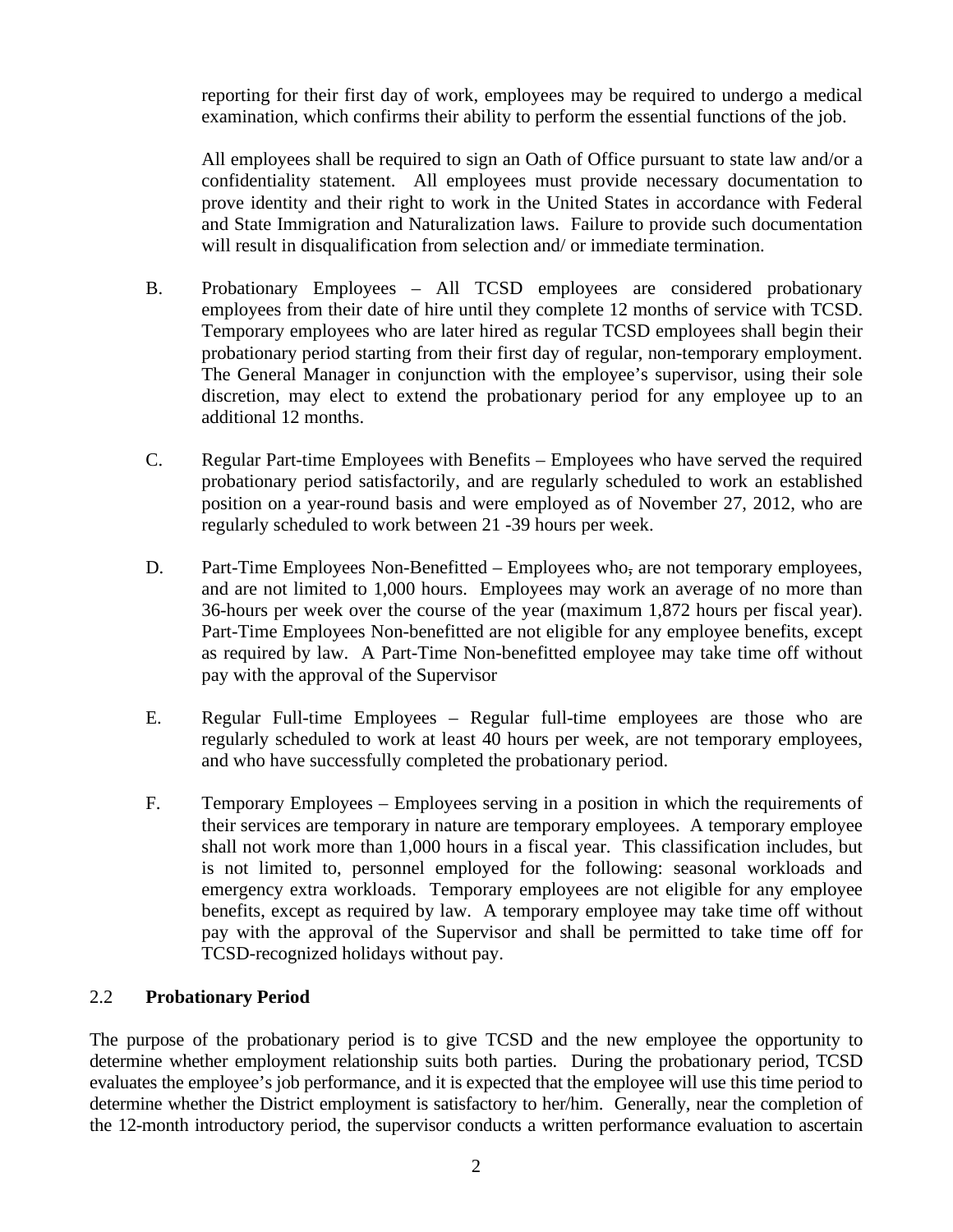reporting for their first day of work, employees may be required to undergo a medical examination, which confirms their ability to perform the essential functions of the job.

All employees shall be required to sign an Oath of Office pursuant to state law and/or a confidentiality statement. All employees must provide necessary documentation to prove identity and their right to work in the United States in accordance with Federal and State Immigration and Naturalization laws. Failure to provide such documentation will result in disqualification from selection and/ or immediate termination.

B. Probationary Employees – All TCSD employees are considered probationary employees from their date of hire until they complete 12 months of service with TCSD. Temporary employees who are later hired as regular TCSD employees shall begin their probationary period starting from their first day of regular, non-temporary employment. The General Manager in conjunction with the employee's supervisor, using their sole discretion, may elect to extend the probationary period for any employee up to an additional 12 months.

C. Regular Part-time Employees with Benefits – Employees who have served the required probationary period satisfactorily, and are regularly scheduled to work an established position on a year-round basis and were employed as of November 27, 2012, who are regularly scheduled to work between 21 -39 hours per week.

D. Part-Time Employees Non-Benefitted – Employees who, are not temporary employees, and are not limited to 1,000 hours. Employees may work an average of no more than 36-hours per week over the course of the year (maximum 1,872 hours per fiscal year). Part-Time Employees Non-benefitted are not eligible for any employee benefits, except as required by law. A Part-Time Non-benefitted employee may take time off without pay with the approval of the Supervisor

E. Regular Full-time Employees – Regular full-time employees are those who are regularly scheduled to work at least 40 hours per week, are not temporary employees, and who have successfully completed the probationary period.

F. Temporary Employees – Employees serving in a position in which the requirements of their services are temporary in nature are temporary employees. A temporary employee shall not work more than 1,000 hours in a fiscal year. This classification includes, but is not limited to, personnel employed for the following: seasonal workloads and emergency extra workloads. Temporary employees are not eligible for any employee benefits, except as required by law. A temporary employee may take time off without pay with the approval of the Supervisor and shall be permitted to take time off for TCSD-recognized holidays without pay.

### 2.2 **Probationary Period**

The purpose of the probationary period is to give TCSD and the new employee the opportunity to determine whether employment relationship suits both parties. During the probationary period, TCSD evaluates the employee's job performance, and it is expected that the employee will use this time period to determine whether the District employment is satisfactory to her/him. Generally, near the completion of the 12-month introductory period, the supervisor conducts a written performance evaluation to ascertain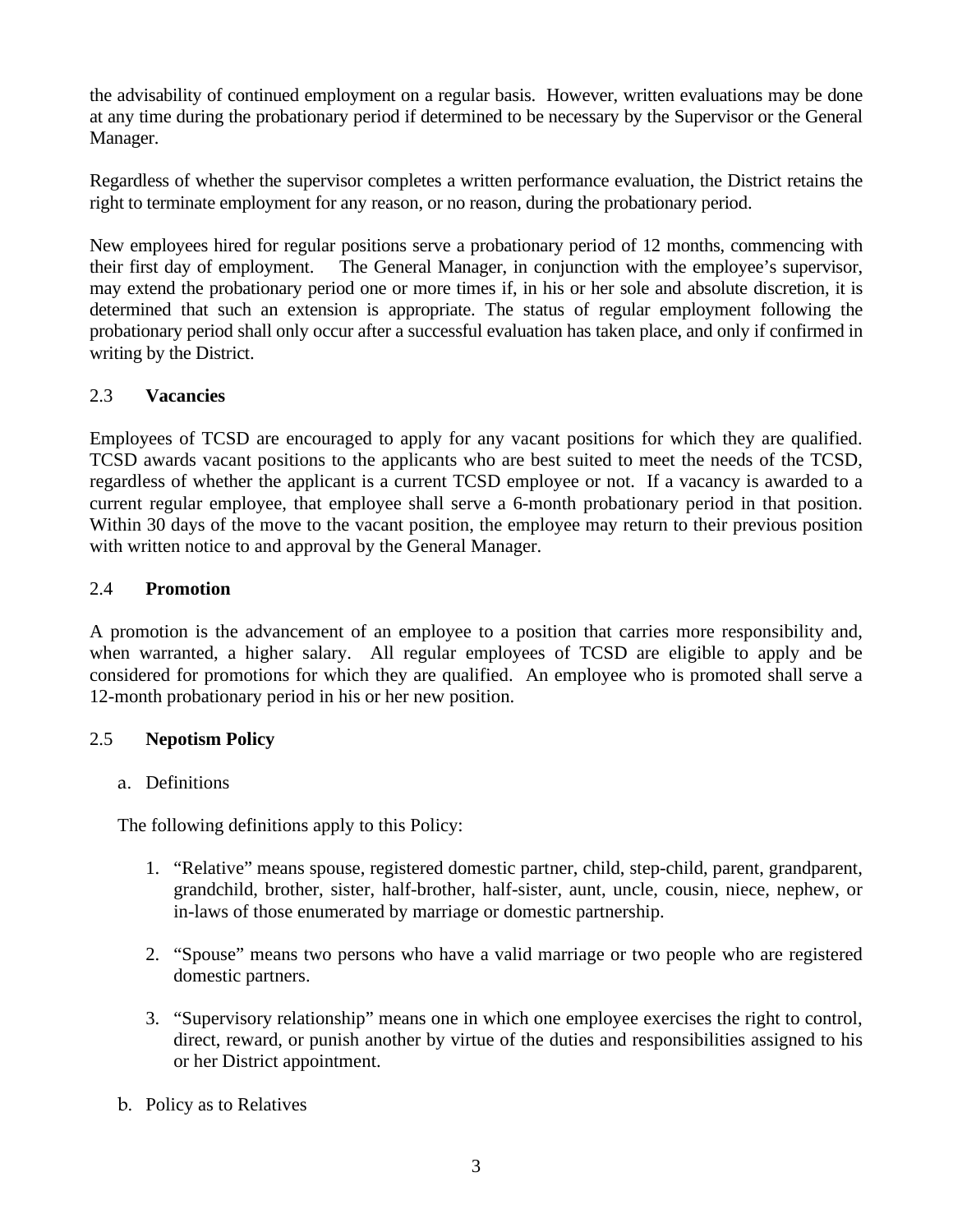the advisability of continued employment on a regular basis. However, written evaluations may be done at any time during the probationary period if determined to be necessary by the Supervisor or the General Manager.

Regardless of whether the supervisor completes a written performance evaluation, the District retains the right to terminate employment for any reason, or no reason, during the probationary period.

New employees hired for regular positions serve a probationary period of 12 months, commencing with their first day of employment. The General Manager, in conjunction with the employee's supervisor, may extend the probationary period one or more times if, in his or her sole and absolute discretion, it is determined that such an extension is appropriate. The status of regular employment following the probationary period shall only occur after a successful evaluation has taken place, and only if confirmed in writing by the District.

## 2.3 **Vacancies**

Employees of TCSD are encouraged to apply for any vacant positions for which they are qualified. TCSD awards vacant positions to the applicants who are best suited to meet the needs of the TCSD, regardless of whether the applicant is a current TCSD employee or not. If a vacancy is awarded to a current regular employee, that employee shall serve a 6-month probationary period in that position. Within 30 days of the move to the vacant position, the employee may return to their previous position with written notice to and approval by the General Manager.

## 2.4 **Promotion**

A promotion is the advancement of an employee to a position that carries more responsibility and, when warranted, a higher salary. All regular employees of TCSD are eligible to apply and be considered for promotions for which they are qualified. An employee who is promoted shall serve a 12-month probationary period in his or her new position.

## 2.5 **Nepotism Policy**

a. Definitions

The following definitions apply to this Policy:

1. "Relative" means spouse, registered domestic partner, child, step-child, parent, grandparent, grandchild, brother, sister, half-brother, half-sister, aunt, uncle, cousin, niece, nephew, or in-laws of those enumerated by marriage or domestic partnership.

2. "Spouse" means two persons who have a valid marriage or two people who are registered domestic partners.

3. "Supervisory relationship" means one in which one employee exercises the right to control, direct, reward, or punish another by virtue of the duties and responsibilities assigned to his or her District appointment.

b. Policy as to Relatives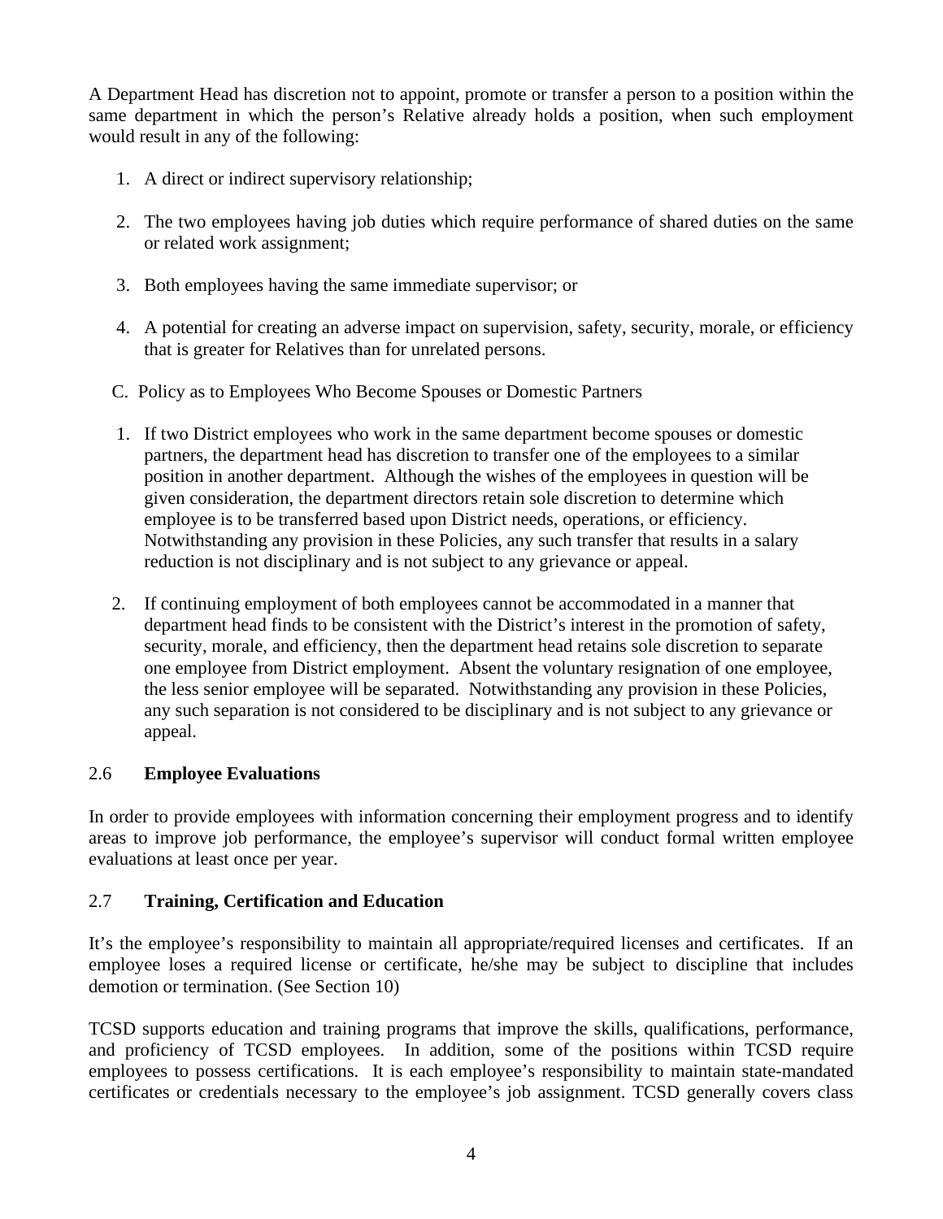A Department Head has discretion not to appoint, promote or transfer a person to a position within the same department in which the person's Relative already holds a position, when such employment would result in any of the following:

1. A direct or indirect supervisory relationship;
2. The two employees having job duties which require performance of shared duties on the same or related work assignment;
3. Both employees having the same immediate supervisor; or
4. A potential for creating an adverse impact on supervision, safety, security, morale, or efficiency that is greater for Relatives than for unrelated persons.

C. Policy as to Employees Who Become Spouses or Domestic Partners

1. If two District employees who work in the same department become spouses or domestic partners, the department head has discretion to transfer one of the employees to a similar position in another department. Although the wishes of the employees in question will be given consideration, the department directors retain sole discretion to determine which employee is to be transferred based upon District needs, operations, or efficiency. Notwithstanding any provision in these Policies, any such transfer that results in a salary reduction is not disciplinary and is not subject to any grievance or appeal.
2. If continuing employment of both employees cannot be accommodated in a manner that department head finds to be consistent with the District's interest in the promotion of safety, security, morale, and efficiency, then the department head retains sole discretion to separate one employee from District employment. Absent the voluntary resignation of one employee, the less senior employee will be separated. Notwithstanding any provision in these Policies, any such separation is not considered to be disciplinary and is not subject to any grievance or appeal.

### 2.6 **Employee Evaluations**

In order to provide employees with information concerning their employment progress and to identify areas to improve job performance, the employee's supervisor will conduct formal written employee evaluations at least once per year.

### 2.7 **Training, Certification and Education**

It's the employee's responsibility to maintain all appropriate/required licenses and certificates. If an employee loses a required license or certificate, he/she may be subject to discipline that includes demotion or termination. (See Section 10)

TCSD supports education and training programs that improve the skills, qualifications, performance, and proficiency of TCSD employees. In addition, some of the positions within TCSD require employees to possess certifications. It is each employee's responsibility to maintain state-mandated certificates or credentials necessary to the employee's job assignment. TCSD generally covers class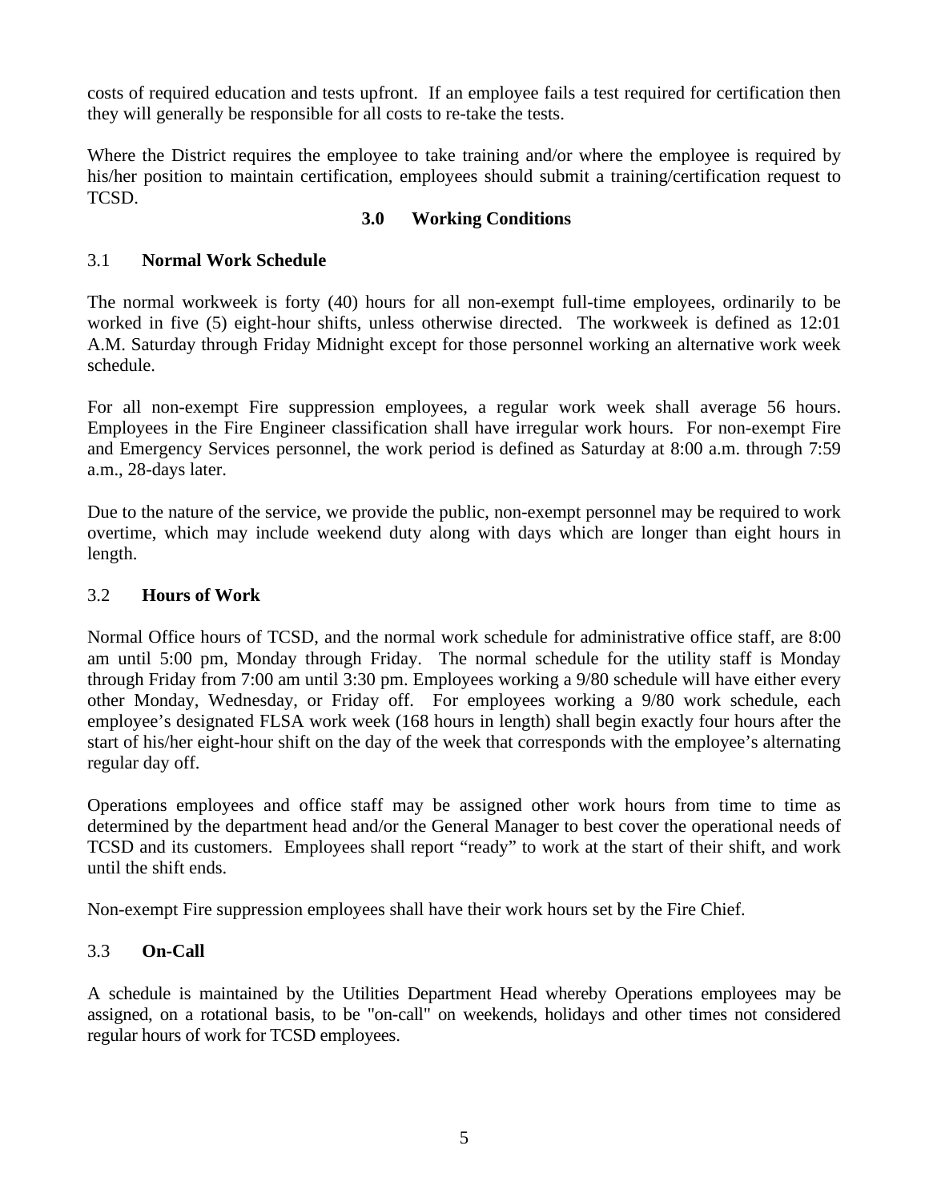costs of required education and tests upfront. If an employee fails a test required for certification then they will generally be responsible for all costs to re-take the tests.

Where the District requires the employee to take training and/or where the employee is required by his/her position to maintain certification, employees should submit a training/certification request to TCSD.

## 3.0 Working Conditions

### 3.1 Normal Work Schedule

The normal workweek is forty (40) hours for all non-exempt full-time employees, ordinarily to be worked in five (5) eight-hour shifts, unless otherwise directed. The workweek is defined as 12:01 A.M. Saturday through Friday Midnight except for those personnel working an alternative work week schedule.

For all non-exempt Fire suppression employees, a regular work week shall average 56 hours. Employees in the Fire Engineer classification shall have irregular work hours. For non-exempt Fire and Emergency Services personnel, the work period is defined as Saturday at 8:00 a.m. through 7:59 a.m., 28-days later.

Due to the nature of the service, we provide the public, non-exempt personnel may be required to work overtime, which may include weekend duty along with days which are longer than eight hours in length.

### 3.2 Hours of Work

Normal Office hours of TCSD, and the normal work schedule for administrative office staff, are 8:00 am until 5:00 pm, Monday through Friday. The normal schedule for the utility staff is Monday through Friday from 7:00 am until 3:30 pm. Employees working a 9/80 schedule will have either every other Monday, Wednesday, or Friday off. For employees working a 9/80 work schedule, each employee's designated FLSA work week (168 hours in length) shall begin exactly four hours after the start of his/her eight-hour shift on the day of the week that corresponds with the employee's alternating regular day off.

Operations employees and office staff may be assigned other work hours from time to time as determined by the department head and/or the General Manager to best cover the operational needs of TCSD and its customers. Employees shall report "ready" to work at the start of their shift, and work until the shift ends.

Non-exempt Fire suppression employees shall have their work hours set by the Fire Chief.

### 3.3 On-Call

A schedule is maintained by the Utilities Department Head whereby Operations employees may be assigned, on a rotational basis, to be "on-call" on weekends, holidays and other times not considered regular hours of work for TCSD employees.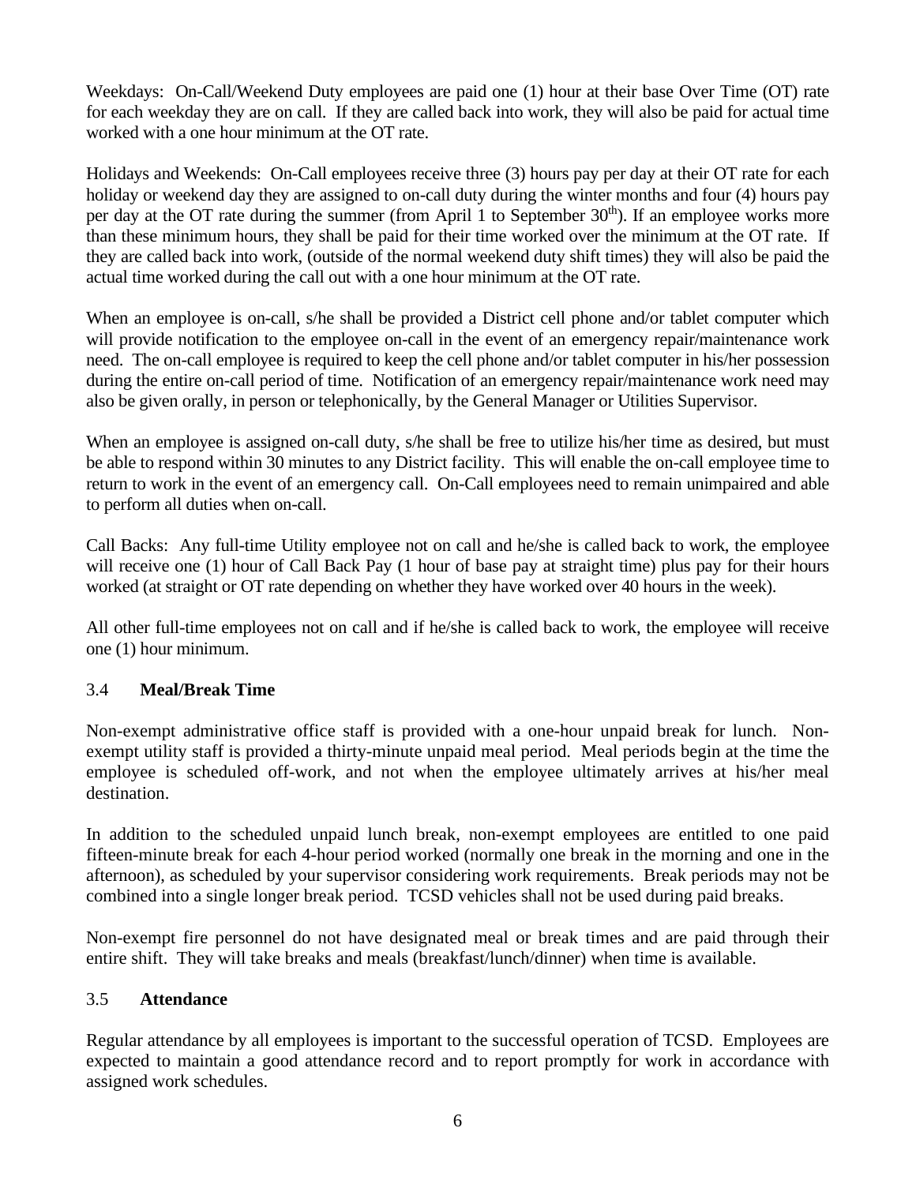Weekdays: On-Call/Weekend Duty employees are paid one (1) hour at their base Over Time (OT) rate for each weekday they are on call. If they are called back into work, they will also be paid for actual time worked with a one hour minimum at the OT rate.

Holidays and Weekends: On-Call employees receive three (3) hours pay per day at their OT rate for each holiday or weekend day they are assigned to on-call duty during the winter months and four (4) hours pay per day at the OT rate during the summer (from April 1 to September 30th). If an employee works more than these minimum hours, they shall be paid for their time worked over the minimum at the OT rate. If they are called back into work, (outside of the normal weekend duty shift times) they will also be paid the actual time worked during the call out with a one hour minimum at the OT rate.

When an employee is on-call, s/he shall be provided a District cell phone and/or tablet computer which will provide notification to the employee on-call in the event of an emergency repair/maintenance work need. The on-call employee is required to keep the cell phone and/or tablet computer in his/her possession during the entire on-call period of time. Notification of an emergency repair/maintenance work need may also be given orally, in person or telephonically, by the General Manager or Utilities Supervisor.

When an employee is assigned on-call duty, s/he shall be free to utilize his/her time as desired, but must be able to respond within 30 minutes to any District facility. This will enable the on-call employee time to return to work in the event of an emergency call. On-Call employees need to remain unimpaired and able to perform all duties when on-call.

Call Backs: Any full-time Utility employee not on call and he/she is called back to work, the employee will receive one (1) hour of Call Back Pay (1 hour of base pay at straight time) plus pay for their hours worked (at straight or OT rate depending on whether they have worked over 40 hours in the week).

All other full-time employees not on call and if he/she is called back to work, the employee will receive one (1) hour minimum.

### 3.4 **Meal/Break Time**

Non-exempt administrative office staff is provided with a one-hour unpaid break for lunch. Non-exempt utility staff is provided a thirty-minute unpaid meal period. Meal periods begin at the time the employee is scheduled off-work, and not when the employee ultimately arrives at his/her meal destination.

In addition to the scheduled unpaid lunch break, non-exempt employees are entitled to one paid fifteen-minute break for each 4-hour period worked (normally one break in the morning and one in the afternoon), as scheduled by your supervisor considering work requirements. Break periods may not be combined into a single longer break period. TCSD vehicles shall not be used during paid breaks.

Non-exempt fire personnel do not have designated meal or break times and are paid through their entire shift. They will take breaks and meals (breakfast/lunch/dinner) when time is available.

### 3.5 **Attendance**

Regular attendance by all employees is important to the successful operation of TCSD. Employees are expected to maintain a good attendance record and to report promptly for work in accordance with assigned work schedules.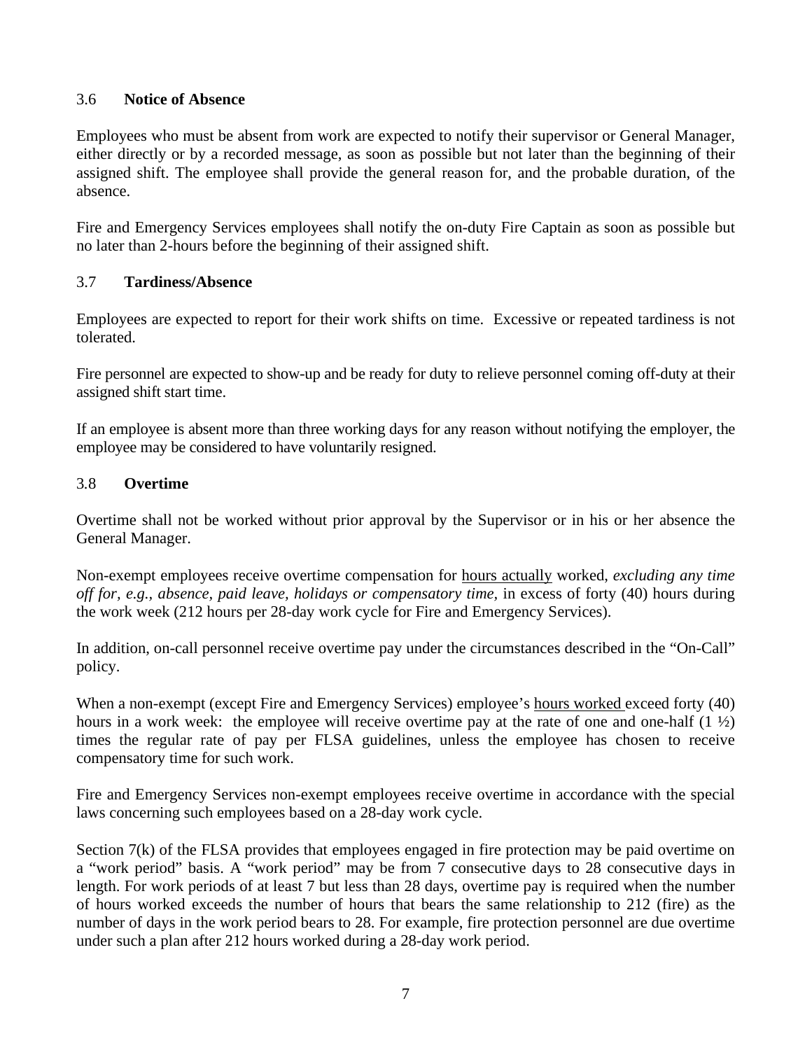### 3.6 **Notice of Absence**

Employees who must be absent from work are expected to notify their supervisor or General Manager, either directly or by a recorded message, as soon as possible but not later than the beginning of their assigned shift. The employee shall provide the general reason for, and the probable duration, of the absence.

Fire and Emergency Services employees shall notify the on-duty Fire Captain as soon as possible but no later than 2-hours before the beginning of their assigned shift.

### 3.7 **Tardiness/Absence**

Employees are expected to report for their work shifts on time. Excessive or repeated tardiness is not tolerated.

Fire personnel are expected to show-up and be ready for duty to relieve personnel coming off-duty at their assigned shift start time.

If an employee is absent more than three working days for any reason without notifying the employer, the employee may be considered to have voluntarily resigned.

### 3.8 **Overtime**

Overtime shall not be worked without prior approval by the Supervisor or in his or her absence the General Manager.

Non-exempt employees receive overtime compensation for hours actually worked, *excluding any time off for, e.g., absence, paid leave, holidays or compensatory time,* in excess of forty (40) hours during the work week (212 hours per 28-day work cycle for Fire and Emergency Services).

In addition, on-call personnel receive overtime pay under the circumstances described in the "On-Call" policy.

When a non-exempt (except Fire and Emergency Services) employee's hours worked exceed forty (40) hours in a work week: the employee will receive overtime pay at the rate of one and one-half (1 ½) times the regular rate of pay per FLSA guidelines, unless the employee has chosen to receive compensatory time for such work.

Fire and Emergency Services non-exempt employees receive overtime in accordance with the special laws concerning such employees based on a 28-day work cycle.

Section 7(k) of the FLSA provides that employees engaged in fire protection may be paid overtime on a "work period" basis. A "work period" may be from 7 consecutive days to 28 consecutive days in length. For work periods of at least 7 but less than 28 days, overtime pay is required when the number of hours worked exceeds the number of hours that bears the same relationship to 212 (fire) as the number of days in the work period bears to 28. For example, fire protection personnel are due overtime under such a plan after 212 hours worked during a 28-day work period.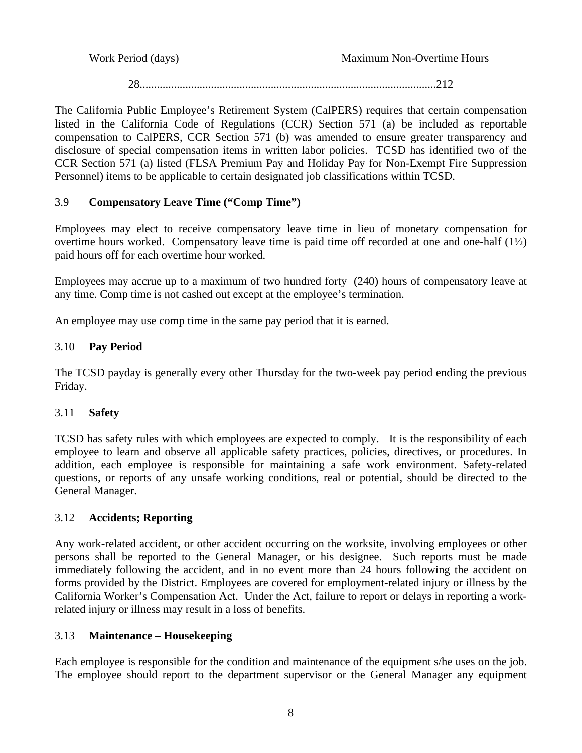| Work Period (days) | Maximum Non-Overtime Hours |
| --- | --- |
| 28 | 212 |

The California Public Employee's Retirement System (CalPERS) requires that certain compensation listed in the California Code of Regulations (CCR) Section 571 (a) be included as reportable compensation to CalPERS, CCR Section 571 (b) was amended to ensure greater transparency and disclosure of special compensation items in written labor policies. TCSD has identified two of the CCR Section 571 (a) listed (FLSA Premium Pay and Holiday Pay for Non-Exempt Fire Suppression Personnel) items to be applicable to certain designated job classifications within TCSD.

### 3.9 Compensatory Leave Time ("Comp Time")

Employees may elect to receive compensatory leave time in lieu of monetary compensation for overtime hours worked. Compensatory leave time is paid time off recorded at one and one-half (1½) paid hours off for each overtime hour worked.

Employees may accrue up to a maximum of two hundred forty (240) hours of compensatory leave at any time. Comp time is not cashed out except at the employee's termination.

An employee may use comp time in the same pay period that it is earned.

### 3.10 Pay Period

The TCSD payday is generally every other Thursday for the two-week pay period ending the previous Friday.

### 3.11 Safety

TCSD has safety rules with which employees are expected to comply. It is the responsibility of each employee to learn and observe all applicable safety practices, policies, directives, or procedures. In addition, each employee is responsible for maintaining a safe work environment. Safety-related questions, or reports of any unsafe working conditions, real or potential, should be directed to the General Manager.

### 3.12 Accidents; Reporting

Any work-related accident, or other accident occurring on the worksite, involving employees or other persons shall be reported to the General Manager, or his designee. Such reports must be made immediately following the accident, and in no event more than 24 hours following the accident on forms provided by the District. Employees are covered for employment-related injury or illness by the California Worker's Compensation Act. Under the Act, failure to report or delays in reporting a work-related injury or illness may result in a loss of benefits.

### 3.13 Maintenance – Housekeeping

Each employee is responsible for the condition and maintenance of the equipment s/he uses on the job. The employee should report to the department supervisor or the General Manager any equipment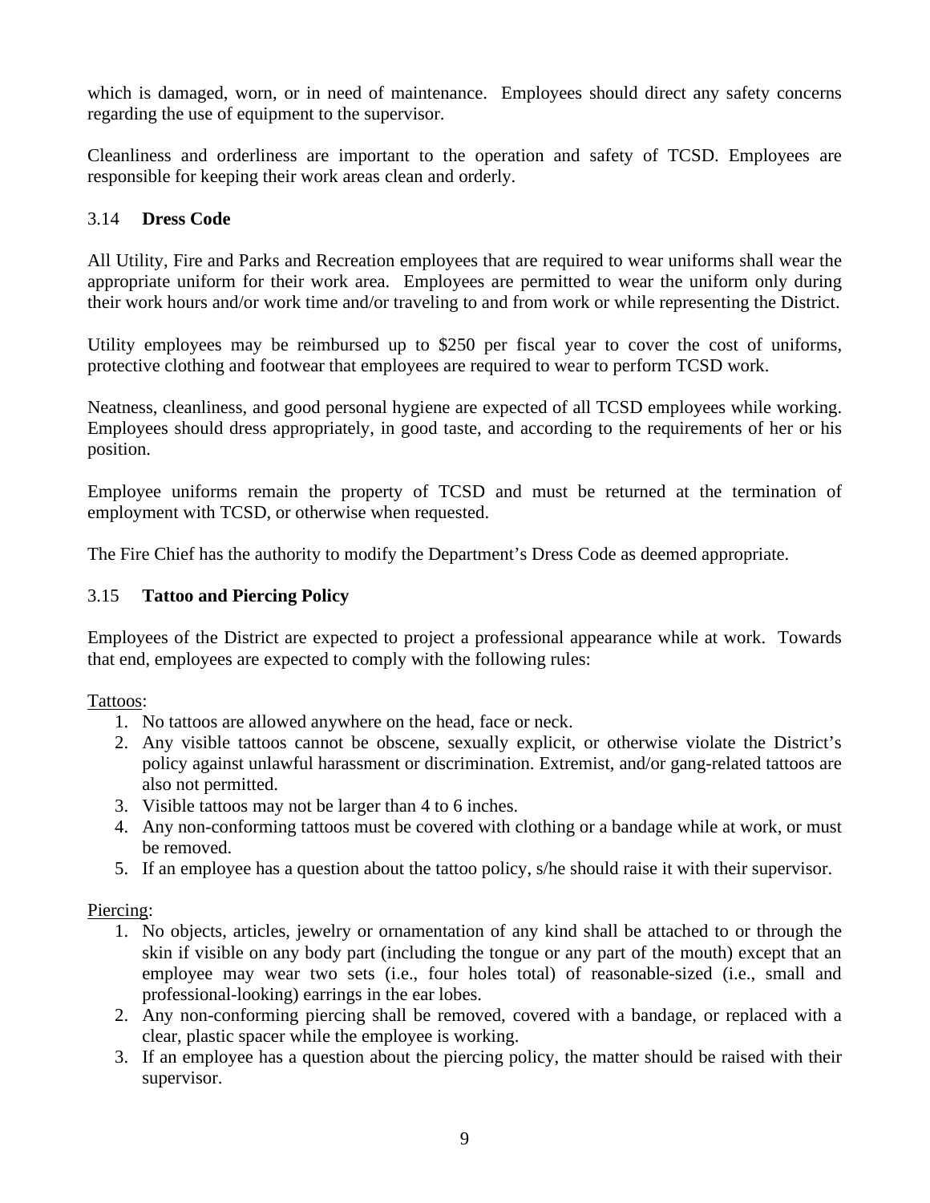which is damaged, worn, or in need of maintenance. Employees should direct any safety concerns regarding the use of equipment to the supervisor.

Cleanliness and orderliness are important to the operation and safety of TCSD. Employees are responsible for keeping their work areas clean and orderly.

### 3.14 **Dress Code**

All Utility, Fire and Parks and Recreation employees that are required to wear uniforms shall wear the appropriate uniform for their work area. Employees are permitted to wear the uniform only during their work hours and/or work time and/or traveling to and from work or while representing the District.

Utility employees may be reimbursed up to $250 per fiscal year to cover the cost of uniforms, protective clothing and footwear that employees are required to wear to perform TCSD work.

Neatness, cleanliness, and good personal hygiene are expected of all TCSD employees while working. Employees should dress appropriately, in good taste, and according to the requirements of her or his position.

Employee uniforms remain the property of TCSD and must be returned at the termination of employment with TCSD, or otherwise when requested.

The Fire Chief has the authority to modify the Department's Dress Code as deemed appropriate.

### 3.15 **Tattoo and Piercing Policy**

Employees of the District are expected to project a professional appearance while at work. Towards that end, employees are expected to comply with the following rules:

<u>Tattoos</u>:

1. No tattoos are allowed anywhere on the head, face or neck.
2. Any visible tattoos cannot be obscene, sexually explicit, or otherwise violate the District's policy against unlawful harassment or discrimination. Extremist, and/or gang-related tattoos are also not permitted.
3. Visible tattoos may not be larger than 4 to 6 inches.
4. Any non-conforming tattoos must be covered with clothing or a bandage while at work, or must be removed.
5. If an employee has a question about the tattoo policy, s/he should raise it with their supervisor.

<u>Piercing</u>:

1. No objects, articles, jewelry or ornamentation of any kind shall be attached to or through the skin if visible on any body part (including the tongue or any part of the mouth) except that an employee may wear two sets (i.e., four holes total) of reasonable-sized (i.e., small and professional-looking) earrings in the ear lobes.
2. Any non-conforming piercing shall be removed, covered with a bandage, or replaced with a clear, plastic spacer while the employee is working.
3. If an employee has a question about the piercing policy, the matter should be raised with their supervisor.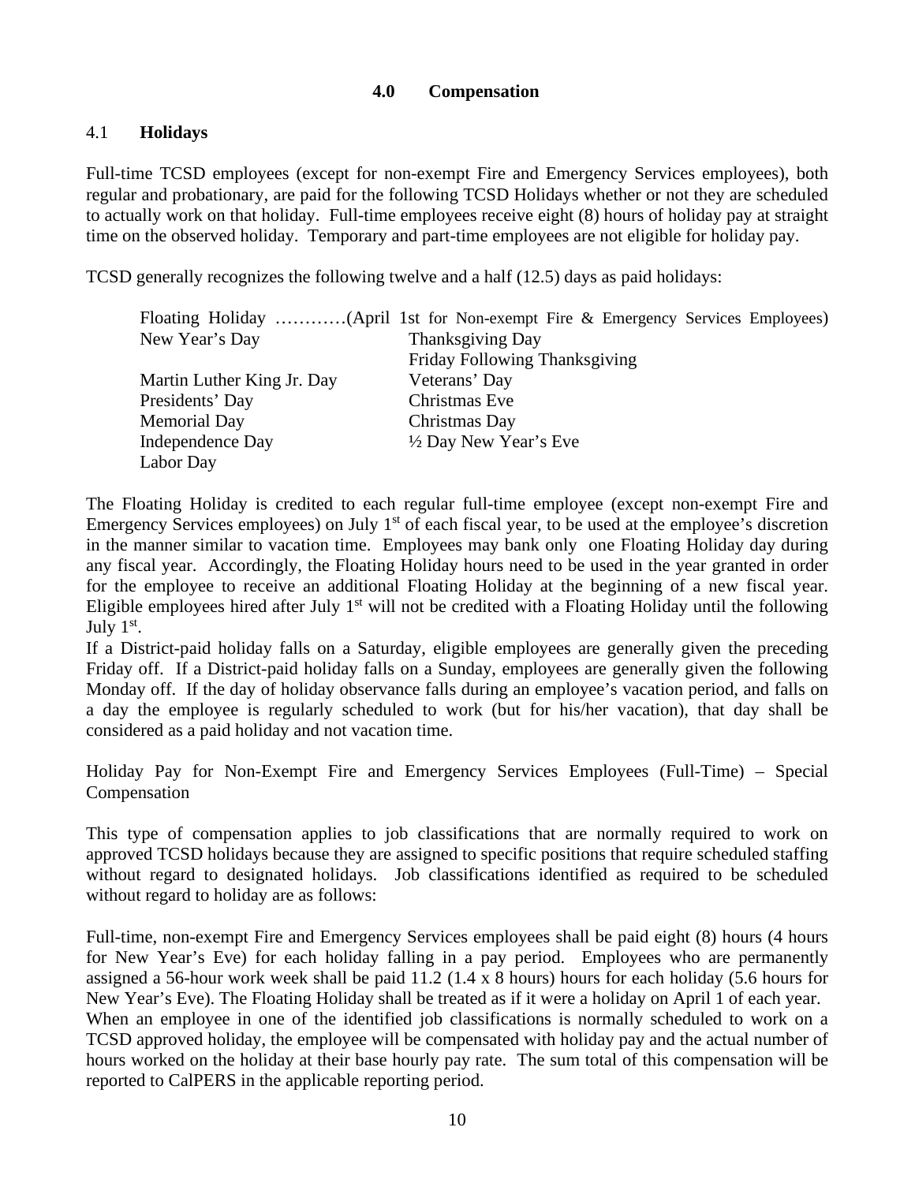# 4.0 Compensation

## 4.1 Holidays

Full-time TCSD employees (except for non-exempt Fire and Emergency Services employees), both regular and probationary, are paid for the following TCSD Holidays whether or not they are scheduled to actually work on that holiday. Full-time employees receive eight (8) hours of holiday pay at straight time on the observed holiday. Temporary and part-time employees are not eligible for holiday pay.

TCSD generally recognizes the following twelve and a half (12.5) days as paid holidays:

Floating Holiday …………(April 1st for Non-exempt Fire & Emergency Services Employees)

| | |
|---|---|
| New Year's Day | Thanksgiving Day |
| | Friday Following Thanksgiving |
| Martin Luther King Jr. Day | Veterans' Day |
| Presidents' Day | Christmas Eve |
| Memorial Day | Christmas Day |
| Independence Day | ½ Day New Year's Eve |
| Labor Day | |

The Floating Holiday is credited to each regular full-time employee (except non-exempt Fire and Emergency Services employees) on July 1st of each fiscal year, to be used at the employee's discretion in the manner similar to vacation time. Employees may bank only one Floating Holiday day during any fiscal year. Accordingly, the Floating Holiday hours need to be used in the year granted in order for the employee to receive an additional Floating Holiday at the beginning of a new fiscal year. Eligible employees hired after July 1st will not be credited with a Floating Holiday until the following July 1st.

If a District-paid holiday falls on a Saturday, eligible employees are generally given the preceding Friday off. If a District-paid holiday falls on a Sunday, employees are generally given the following Monday off. If the day of holiday observance falls during an employee's vacation period, and falls on a day the employee is regularly scheduled to work (but for his/her vacation), that day shall be considered as a paid holiday and not vacation time.

Holiday Pay for Non-Exempt Fire and Emergency Services Employees (Full-Time) – Special Compensation

This type of compensation applies to job classifications that are normally required to work on approved TCSD holidays because they are assigned to specific positions that require scheduled staffing without regard to designated holidays. Job classifications identified as required to be scheduled without regard to holiday are as follows:

Full-time, non-exempt Fire and Emergency Services employees shall be paid eight (8) hours (4 hours for New Year's Eve) for each holiday falling in a pay period. Employees who are permanently assigned a 56-hour work week shall be paid 11.2 (1.4 x 8 hours) hours for each holiday (5.6 hours for New Year's Eve). The Floating Holiday shall be treated as if it were a holiday on April 1 of each year.

When an employee in one of the identified job classifications is normally scheduled to work on a TCSD approved holiday, the employee will be compensated with holiday pay and the actual number of hours worked on the holiday at their base hourly pay rate. The sum total of this compensation will be reported to CalPERS in the applicable reporting period.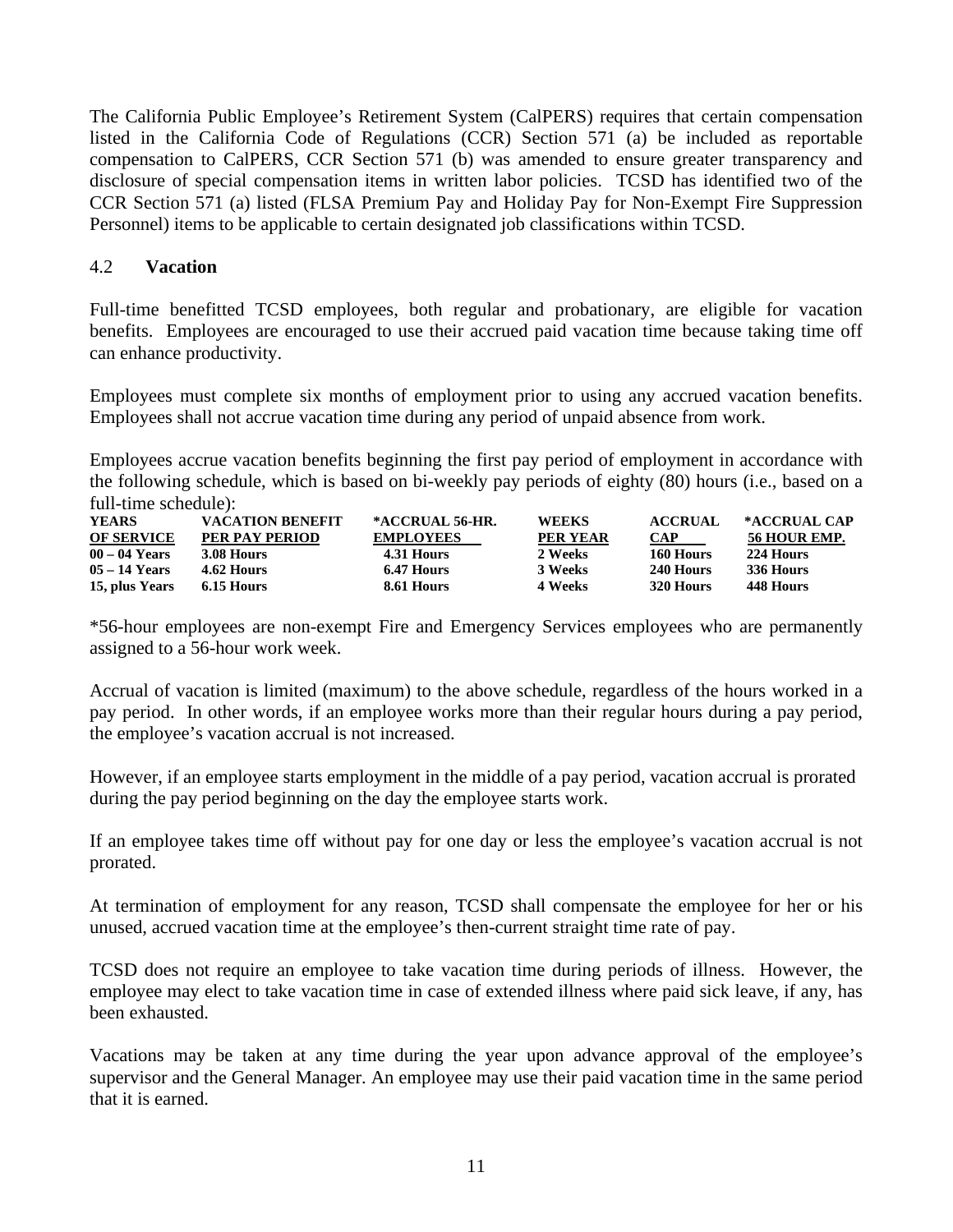The California Public Employee's Retirement System (CalPERS) requires that certain compensation listed in the California Code of Regulations (CCR) Section 571 (a) be included as reportable compensation to CalPERS, CCR Section 571 (b) was amended to ensure greater transparency and disclosure of special compensation items in written labor policies. TCSD has identified two of the CCR Section 571 (a) listed (FLSA Premium Pay and Holiday Pay for Non-Exempt Fire Suppression Personnel) items to be applicable to certain designated job classifications within TCSD.

## 4.2 Vacation

Full-time benefitted TCSD employees, both regular and probationary, are eligible for vacation benefits. Employees are encouraged to use their accrued paid vacation time because taking time off can enhance productivity.

Employees must complete six months of employment prior to using any accrued vacation benefits. Employees shall not accrue vacation time during any period of unpaid absence from work.

Employees accrue vacation benefits beginning the first pay period of employment in accordance with the following schedule, which is based on bi-weekly pay periods of eighty (80) hours (i.e., based on a full-time schedule):

| YEARS OF SERVICE | VACATION BENEFIT PER PAY PERIOD | *ACCRUAL 56-HR. EMPLOYEES | WEEKS PER YEAR | ACCRUAL CAP | *ACCRUAL CAP 56 HOUR EMP. |
|---|---|---|---|---|---|
| 00 – 04 Years | 3.08 Hours | 4.31 Hours | 2 Weeks | 160 Hours | 224 Hours |
| 05 – 14 Years | 4.62 Hours | 6.47 Hours | 3 Weeks | 240 Hours | 336 Hours |
| 15, plus Years | 6.15 Hours | 8.61 Hours | 4 Weeks | 320 Hours | 448 Hours |

*56-hour employees are non-exempt Fire and Emergency Services employees who are permanently assigned to a 56-hour work week.

Accrual of vacation is limited (maximum) to the above schedule, regardless of the hours worked in a pay period. In other words, if an employee works more than their regular hours during a pay period, the employee's vacation accrual is not increased.

However, if an employee starts employment in the middle of a pay period, vacation accrual is prorated during the pay period beginning on the day the employee starts work.

If an employee takes time off without pay for one day or less the employee's vacation accrual is not prorated.

At termination of employment for any reason, TCSD shall compensate the employee for her or his unused, accrued vacation time at the employee's then-current straight time rate of pay.

TCSD does not require an employee to take vacation time during periods of illness. However, the employee may elect to take vacation time in case of extended illness where paid sick leave, if any, has been exhausted.

Vacations may be taken at any time during the year upon advance approval of the employee's supervisor and the General Manager. An employee may use their paid vacation time in the same period that it is earned.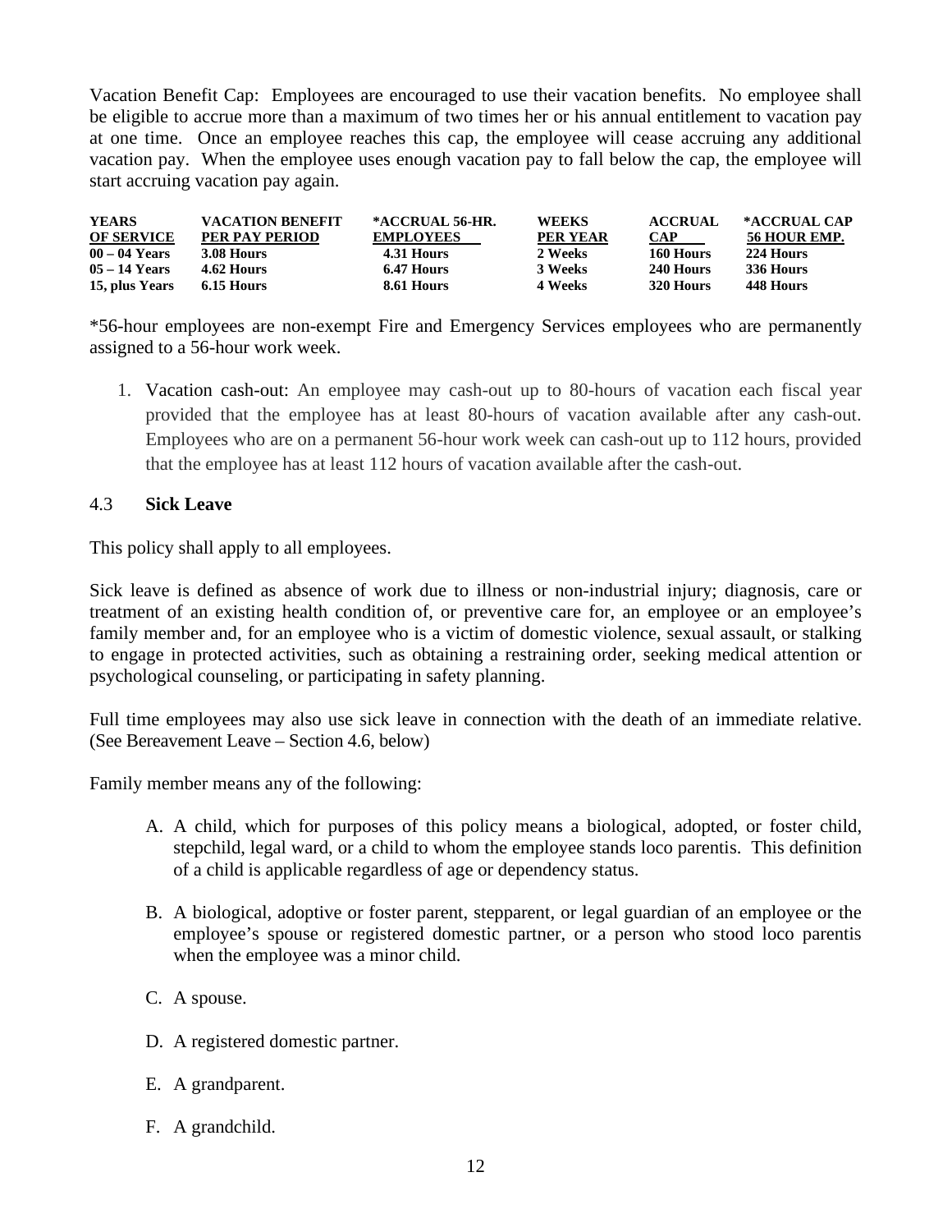Vacation Benefit Cap: Employees are encouraged to use their vacation benefits. No employee shall be eligible to accrue more than a maximum of two times her or his annual entitlement to vacation pay at one time. Once an employee reaches this cap, the employee will cease accruing any additional vacation pay. When the employee uses enough vacation pay to fall below the cap, the employee will start accruing vacation pay again.

| YEARS OF SERVICE | VACATION BENEFIT PER PAY PERIOD | *ACCRUAL 56-HR. EMPLOYEES | WEEKS PER YEAR | ACCRUAL CAP | *ACCRUAL CAP 56 HOUR EMP. |
|---|---|---|---|---|---|
| 00 – 04 Years | 3.08 Hours | 4.31 Hours | 2 Weeks | 160 Hours | 224 Hours |
| 05 – 14 Years | 4.62 Hours | 6.47 Hours | 3 Weeks | 240 Hours | 336 Hours |
| 15, plus Years | 6.15 Hours | 8.61 Hours | 4 Weeks | 320 Hours | 448 Hours |

*56-hour employees are non-exempt Fire and Emergency Services employees who are permanently assigned to a 56-hour work week.

1. Vacation cash-out: An employee may cash-out up to 80-hours of vacation each fiscal year provided that the employee has at least 80-hours of vacation available after any cash-out. Employees who are on a permanent 56-hour work week can cash-out up to 112 hours, provided that the employee has at least 112 hours of vacation available after the cash-out.

### 4.3 **Sick Leave**

This policy shall apply to all employees.

Sick leave is defined as absence of work due to illness or non-industrial injury; diagnosis, care or treatment of an existing health condition of, or preventive care for, an employee or an employee's family member and, for an employee who is a victim of domestic violence, sexual assault, or stalking to engage in protected activities, such as obtaining a restraining order, seeking medical attention or psychological counseling, or participating in safety planning.

Full time employees may also use sick leave in connection with the death of an immediate relative. (See Bereavement Leave – Section 4.6, below)

Family member means any of the following:

A. A child, which for purposes of this policy means a biological, adopted, or foster child, stepchild, legal ward, or a child to whom the employee stands loco parentis. This definition of a child is applicable regardless of age or dependency status.

B. A biological, adoptive or foster parent, stepparent, or legal guardian of an employee or the employee's spouse or registered domestic partner, or a person who stood loco parentis when the employee was a minor child.

C. A spouse.

D. A registered domestic partner.

E. A grandparent.

F. A grandchild.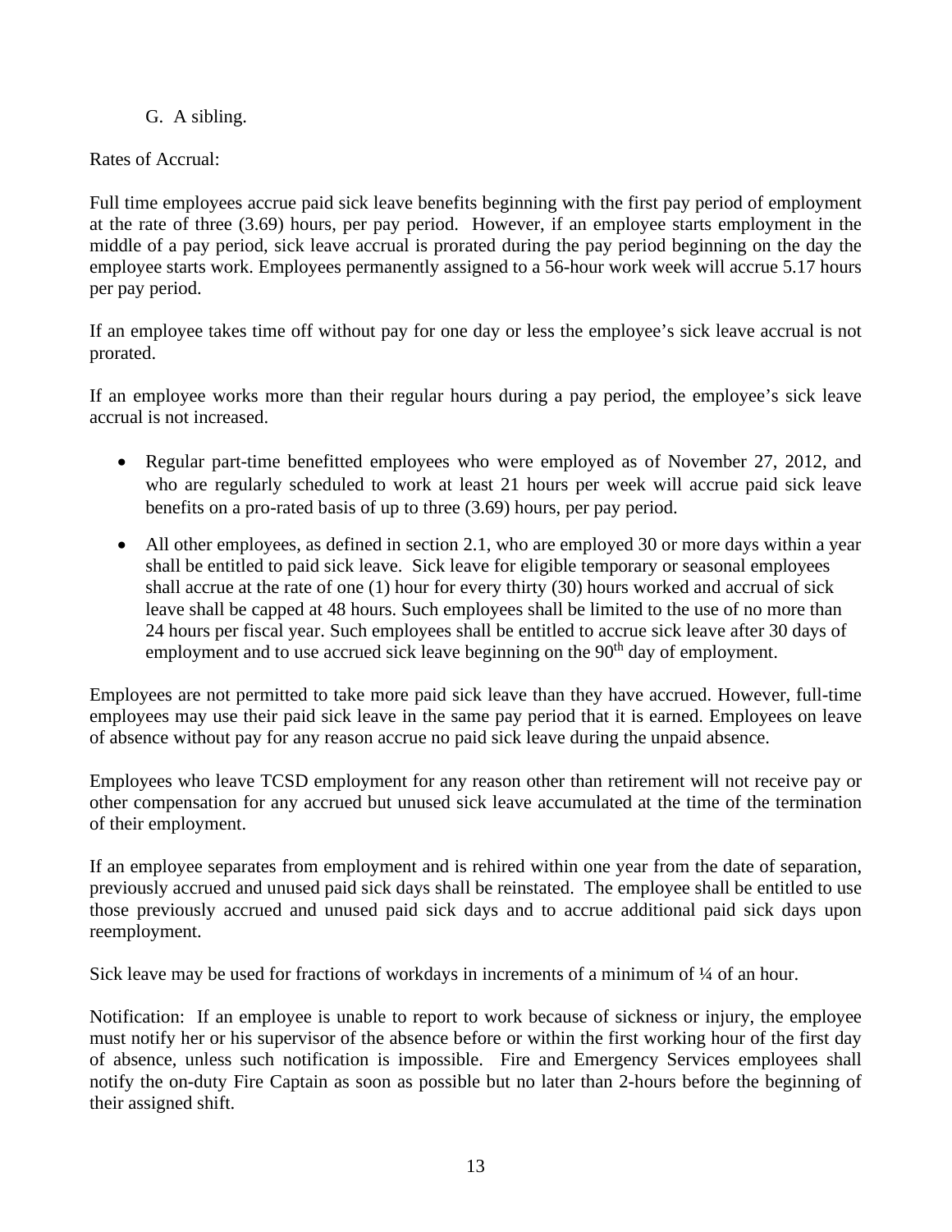G. A sibling.

Rates of Accrual:

Full time employees accrue paid sick leave benefits beginning with the first pay period of employment at the rate of three (3.69) hours, per pay period. However, if an employee starts employment in the middle of a pay period, sick leave accrual is prorated during the pay period beginning on the day the employee starts work. Employees permanently assigned to a 56-hour work week will accrue 5.17 hours per pay period.

If an employee takes time off without pay for one day or less the employee's sick leave accrual is not prorated.

If an employee works more than their regular hours during a pay period, the employee's sick leave accrual is not increased.

- Regular part-time benefitted employees who were employed as of November 27, 2012, and who are regularly scheduled to work at least 21 hours per week will accrue paid sick leave benefits on a pro-rated basis of up to three (3.69) hours, per pay period.
- All other employees, as defined in section 2.1, who are employed 30 or more days within a year shall be entitled to paid sick leave. Sick leave for eligible temporary or seasonal employees shall accrue at the rate of one (1) hour for every thirty (30) hours worked and accrual of sick leave shall be capped at 48 hours. Such employees shall be limited to the use of no more than 24 hours per fiscal year. Such employees shall be entitled to accrue sick leave after 30 days of employment and to use accrued sick leave beginning on the 90th day of employment.

Employees are not permitted to take more paid sick leave than they have accrued. However, full-time employees may use their paid sick leave in the same pay period that it is earned. Employees on leave of absence without pay for any reason accrue no paid sick leave during the unpaid absence.

Employees who leave TCSD employment for any reason other than retirement will not receive pay or other compensation for any accrued but unused sick leave accumulated at the time of the termination of their employment.

If an employee separates from employment and is rehired within one year from the date of separation, previously accrued and unused paid sick days shall be reinstated. The employee shall be entitled to use those previously accrued and unused paid sick days and to accrue additional paid sick days upon reemployment.

Sick leave may be used for fractions of workdays in increments of a minimum of ¼ of an hour.

Notification: If an employee is unable to report to work because of sickness or injury, the employee must notify her or his supervisor of the absence before or within the first working hour of the first day of absence, unless such notification is impossible. Fire and Emergency Services employees shall notify the on-duty Fire Captain as soon as possible but no later than 2-hours before the beginning of their assigned shift.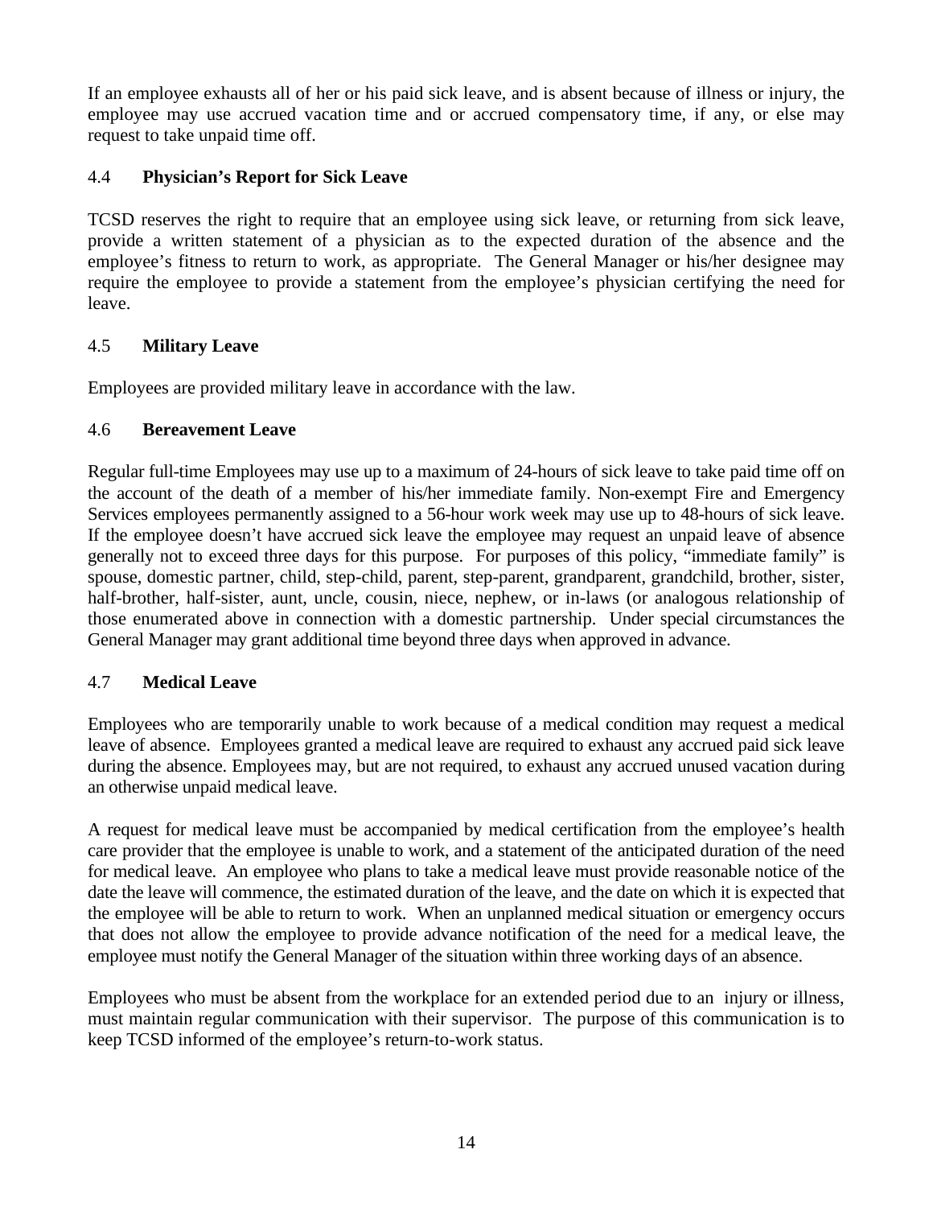If an employee exhausts all of her or his paid sick leave, and is absent because of illness or injury, the employee may use accrued vacation time and or accrued compensatory time, if any, or else may request to take unpaid time off.

### 4.4 **Physician's Report for Sick Leave**

TCSD reserves the right to require that an employee using sick leave, or returning from sick leave, provide a written statement of a physician as to the expected duration of the absence and the employee's fitness to return to work, as appropriate. The General Manager or his/her designee may require the employee to provide a statement from the employee's physician certifying the need for leave.

### 4.5 **Military Leave**

Employees are provided military leave in accordance with the law.

### 4.6 **Bereavement Leave**

Regular full-time Employees may use up to a maximum of 24-hours of sick leave to take paid time off on the account of the death of a member of his/her immediate family. Non-exempt Fire and Emergency Services employees permanently assigned to a 56-hour work week may use up to 48-hours of sick leave. If the employee doesn't have accrued sick leave the employee may request an unpaid leave of absence generally not to exceed three days for this purpose. For purposes of this policy, "immediate family" is spouse, domestic partner, child, step-child, parent, step-parent, grandparent, grandchild, brother, sister, half-brother, half-sister, aunt, uncle, cousin, niece, nephew, or in-laws (or analogous relationship of those enumerated above in connection with a domestic partnership. Under special circumstances the General Manager may grant additional time beyond three days when approved in advance.

### 4.7 **Medical Leave**

Employees who are temporarily unable to work because of a medical condition may request a medical leave of absence. Employees granted a medical leave are required to exhaust any accrued paid sick leave during the absence. Employees may, but are not required, to exhaust any accrued unused vacation during an otherwise unpaid medical leave.

A request for medical leave must be accompanied by medical certification from the employee's health care provider that the employee is unable to work, and a statement of the anticipated duration of the need for medical leave. An employee who plans to take a medical leave must provide reasonable notice of the date the leave will commence, the estimated duration of the leave, and the date on which it is expected that the employee will be able to return to work. When an unplanned medical situation or emergency occurs that does not allow the employee to provide advance notification of the need for a medical leave, the employee must notify the General Manager of the situation within three working days of an absence.

Employees who must be absent from the workplace for an extended period due to an injury or illness, must maintain regular communication with their supervisor. The purpose of this communication is to keep TCSD informed of the employee's return-to-work status.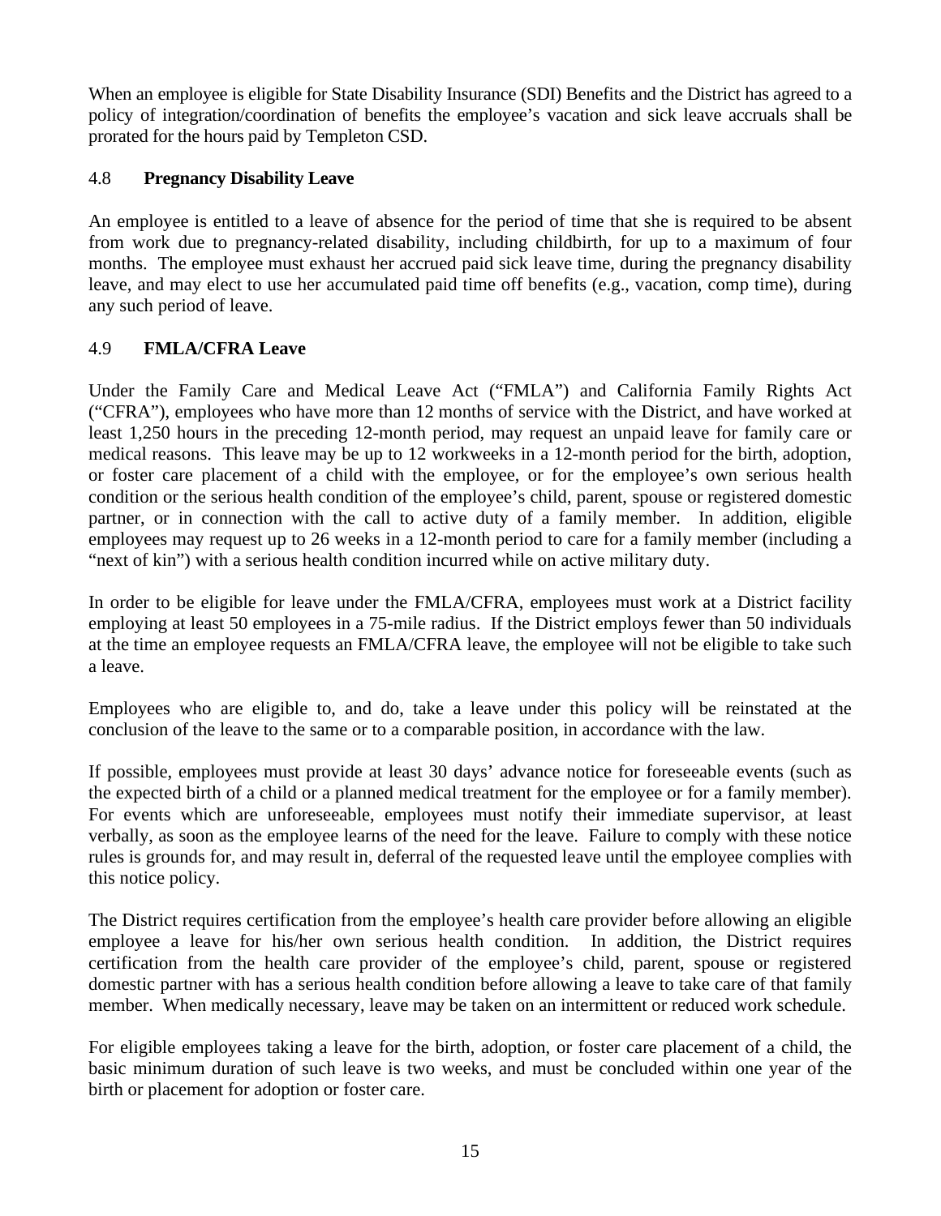When an employee is eligible for State Disability Insurance (SDI) Benefits and the District has agreed to a policy of integration/coordination of benefits the employee's vacation and sick leave accruals shall be prorated for the hours paid by Templeton CSD.

### 4.8 **Pregnancy Disability Leave**

An employee is entitled to a leave of absence for the period of time that she is required to be absent from work due to pregnancy-related disability, including childbirth, for up to a maximum of four months. The employee must exhaust her accrued paid sick leave time, during the pregnancy disability leave, and may elect to use her accumulated paid time off benefits (e.g., vacation, comp time), during any such period of leave.

### 4.9 **FMLA/CFRA Leave**

Under the Family Care and Medical Leave Act ("FMLA") and California Family Rights Act ("CFRA"), employees who have more than 12 months of service with the District, and have worked at least 1,250 hours in the preceding 12-month period, may request an unpaid leave for family care or medical reasons. This leave may be up to 12 workweeks in a 12-month period for the birth, adoption, or foster care placement of a child with the employee, or for the employee's own serious health condition or the serious health condition of the employee's child, parent, spouse or registered domestic partner, or in connection with the call to active duty of a family member. In addition, eligible employees may request up to 26 weeks in a 12-month period to care for a family member (including a "next of kin") with a serious health condition incurred while on active military duty.

In order to be eligible for leave under the FMLA/CFRA, employees must work at a District facility employing at least 50 employees in a 75-mile radius. If the District employs fewer than 50 individuals at the time an employee requests an FMLA/CFRA leave, the employee will not be eligible to take such a leave.

Employees who are eligible to, and do, take a leave under this policy will be reinstated at the conclusion of the leave to the same or to a comparable position, in accordance with the law.

If possible, employees must provide at least 30 days' advance notice for foreseeable events (such as the expected birth of a child or a planned medical treatment for the employee or for a family member). For events which are unforeseeable, employees must notify their immediate supervisor, at least verbally, as soon as the employee learns of the need for the leave. Failure to comply with these notice rules is grounds for, and may result in, deferral of the requested leave until the employee complies with this notice policy.

The District requires certification from the employee's health care provider before allowing an eligible employee a leave for his/her own serious health condition. In addition, the District requires certification from the health care provider of the employee's child, parent, spouse or registered domestic partner with has a serious health condition before allowing a leave to take care of that family member. When medically necessary, leave may be taken on an intermittent or reduced work schedule.

For eligible employees taking a leave for the birth, adoption, or foster care placement of a child, the basic minimum duration of such leave is two weeks, and must be concluded within one year of the birth or placement for adoption or foster care.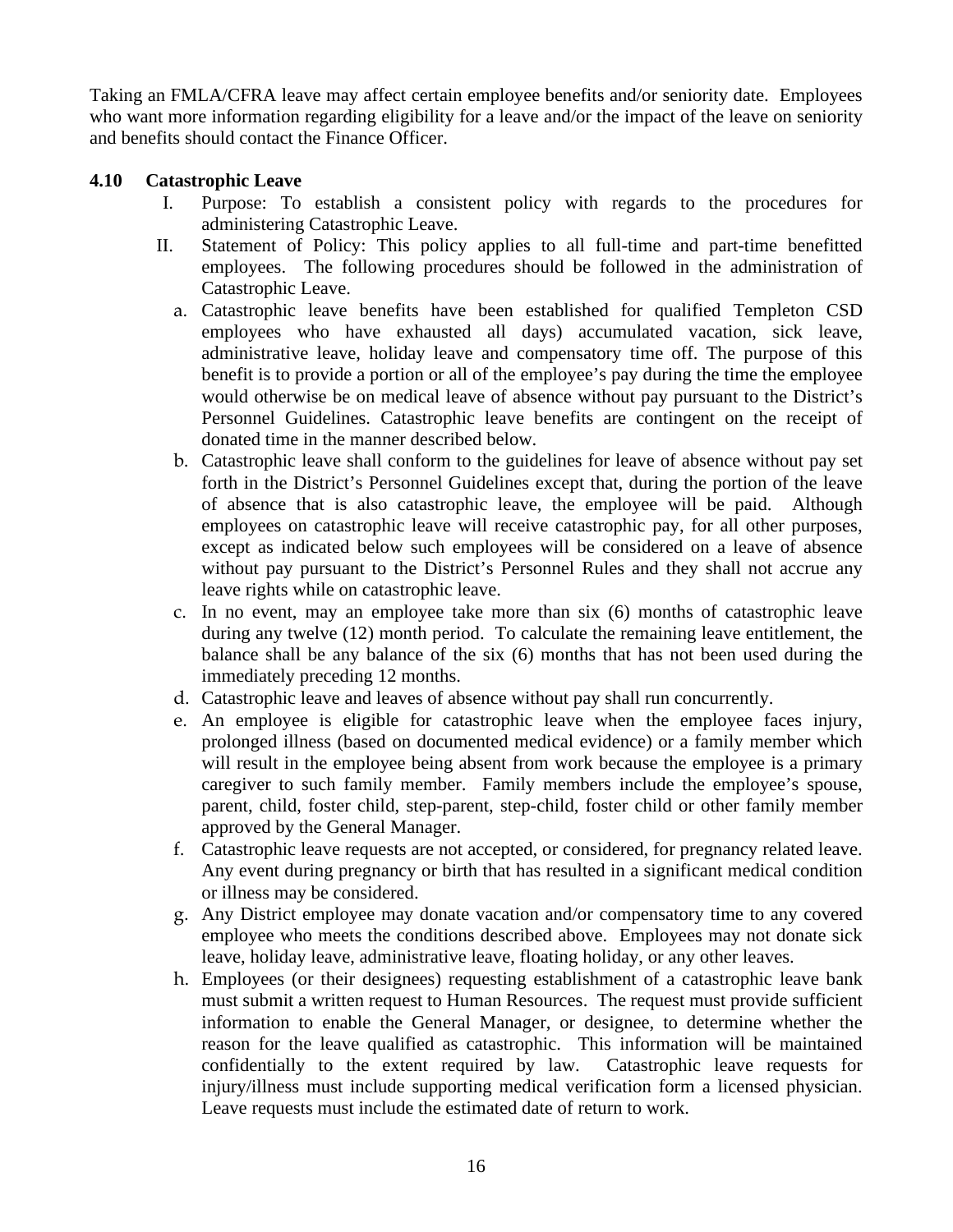Taking an FMLA/CFRA leave may affect certain employee benefits and/or seniority date. Employees who want more information regarding eligibility for a leave and/or the impact of the leave on seniority and benefits should contact the Finance Officer.

### 4.10 Catastrophic Leave

I. Purpose: To establish a consistent policy with regards to the procedures for administering Catastrophic Leave.

II. Statement of Policy: This policy applies to all full-time and part-time benefitted employees. The following procedures should be followed in the administration of Catastrophic Leave.

a. Catastrophic leave benefits have been established for qualified Templeton CSD employees who have exhausted all days) accumulated vacation, sick leave, administrative leave, holiday leave and compensatory time off. The purpose of this benefit is to provide a portion or all of the employee's pay during the time the employee would otherwise be on medical leave of absence without pay pursuant to the District's Personnel Guidelines. Catastrophic leave benefits are contingent on the receipt of donated time in the manner described below.

b. Catastrophic leave shall conform to the guidelines for leave of absence without pay set forth in the District's Personnel Guidelines except that, during the portion of the leave of absence that is also catastrophic leave, the employee will be paid. Although employees on catastrophic leave will receive catastrophic pay, for all other purposes, except as indicated below such employees will be considered on a leave of absence without pay pursuant to the District's Personnel Rules and they shall not accrue any leave rights while on catastrophic leave.

c. In no event, may an employee take more than six (6) months of catastrophic leave during any twelve (12) month period. To calculate the remaining leave entitlement, the balance shall be any balance of the six (6) months that has not been used during the immediately preceding 12 months.

d. Catastrophic leave and leaves of absence without pay shall run concurrently.

e. An employee is eligible for catastrophic leave when the employee faces injury, prolonged illness (based on documented medical evidence) or a family member which will result in the employee being absent from work because the employee is a primary caregiver to such family member. Family members include the employee's spouse, parent, child, foster child, step-parent, step-child, foster child or other family member approved by the General Manager.

f. Catastrophic leave requests are not accepted, or considered, for pregnancy related leave. Any event during pregnancy or birth that has resulted in a significant medical condition or illness may be considered.

g. Any District employee may donate vacation and/or compensatory time to any covered employee who meets the conditions described above. Employees may not donate sick leave, holiday leave, administrative leave, floating holiday, or any other leaves.

h. Employees (or their designees) requesting establishment of a catastrophic leave bank must submit a written request to Human Resources. The request must provide sufficient information to enable the General Manager, or designee, to determine whether the reason for the leave qualified as catastrophic. This information will be maintained confidentially to the extent required by law. Catastrophic leave requests for injury/illness must include supporting medical verification form a licensed physician. Leave requests must include the estimated date of return to work.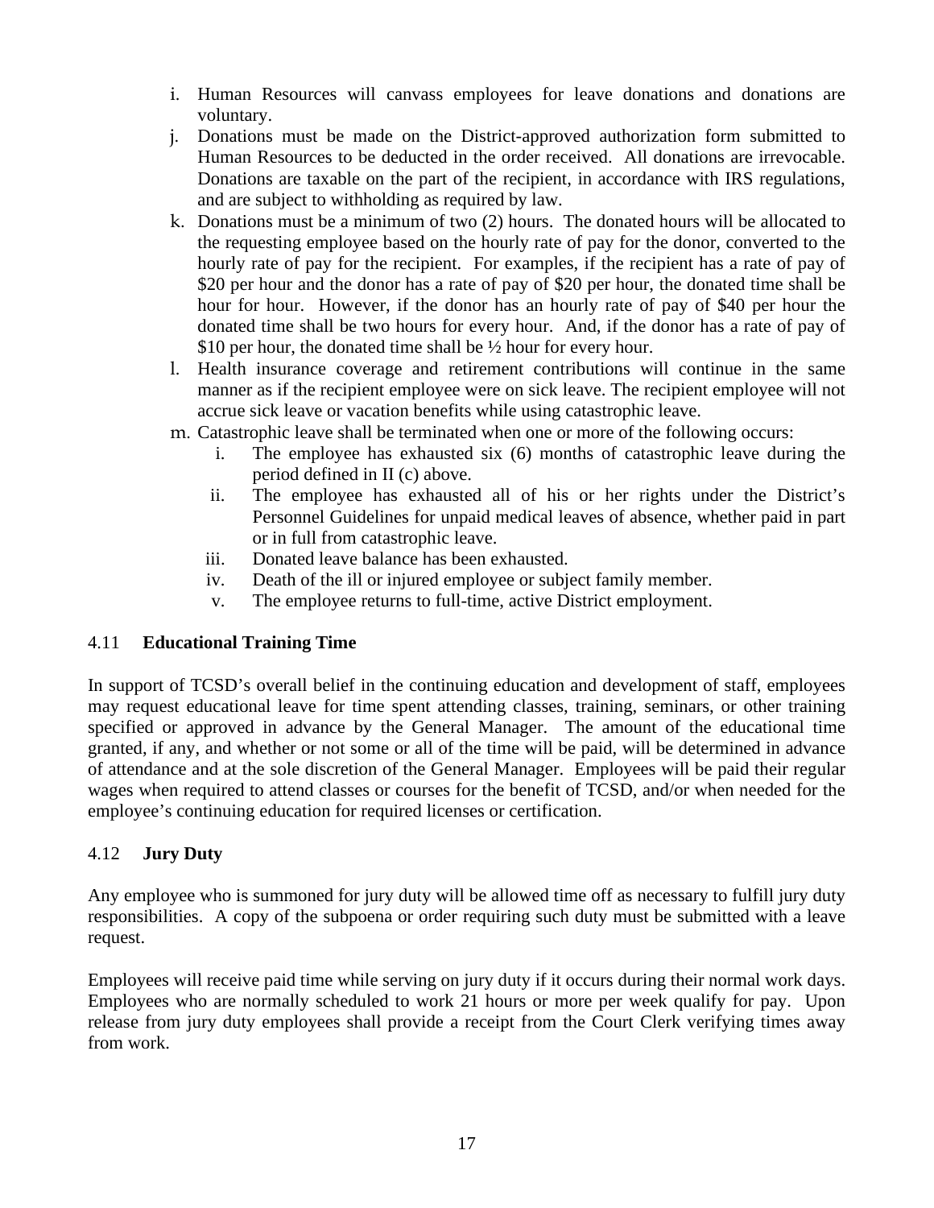i. Human Resources will canvass employees for leave donations and donations are voluntary.
j. Donations must be made on the District-approved authorization form submitted to Human Resources to be deducted in the order received. All donations are irrevocable. Donations are taxable on the part of the recipient, in accordance with IRS regulations, and are subject to withholding as required by law.
k. Donations must be a minimum of two (2) hours. The donated hours will be allocated to the requesting employee based on the hourly rate of pay for the donor, converted to the hourly rate of pay for the recipient. For examples, if the recipient has a rate of pay of $20 per hour and the donor has a rate of pay of $20 per hour, the donated time shall be hour for hour. However, if the donor has an hourly rate of pay of $40 per hour the donated time shall be two hours for every hour. And, if the donor has a rate of pay of $10 per hour, the donated time shall be ½ hour for every hour.
l. Health insurance coverage and retirement contributions will continue in the same manner as if the recipient employee were on sick leave. The recipient employee will not accrue sick leave or vacation benefits while using catastrophic leave.
m. Catastrophic leave shall be terminated when one or more of the following occurs:
   i. The employee has exhausted six (6) months of catastrophic leave during the period defined in II (c) above.
   ii. The employee has exhausted all of his or her rights under the District's Personnel Guidelines for unpaid medical leaves of absence, whether paid in part or in full from catastrophic leave.
   iii. Donated leave balance has been exhausted.
   iv. Death of the ill or injured employee or subject family member.
   v. The employee returns to full-time, active District employment.

## 4.11 **Educational Training Time**

In support of TCSD's overall belief in the continuing education and development of staff, employees may request educational leave for time spent attending classes, training, seminars, or other training specified or approved in advance by the General Manager. The amount of the educational time granted, if any, and whether or not some or all of the time will be paid, will be determined in advance of attendance and at the sole discretion of the General Manager. Employees will be paid their regular wages when required to attend classes or courses for the benefit of TCSD, and/or when needed for the employee's continuing education for required licenses or certification.

## 4.12 **Jury Duty**

Any employee who is summoned for jury duty will be allowed time off as necessary to fulfill jury duty responsibilities. A copy of the subpoena or order requiring such duty must be submitted with a leave request.

Employees will receive paid time while serving on jury duty if it occurs during their normal work days. Employees who are normally scheduled to work 21 hours or more per week qualify for pay. Upon release from jury duty employees shall provide a receipt from the Court Clerk verifying times away from work.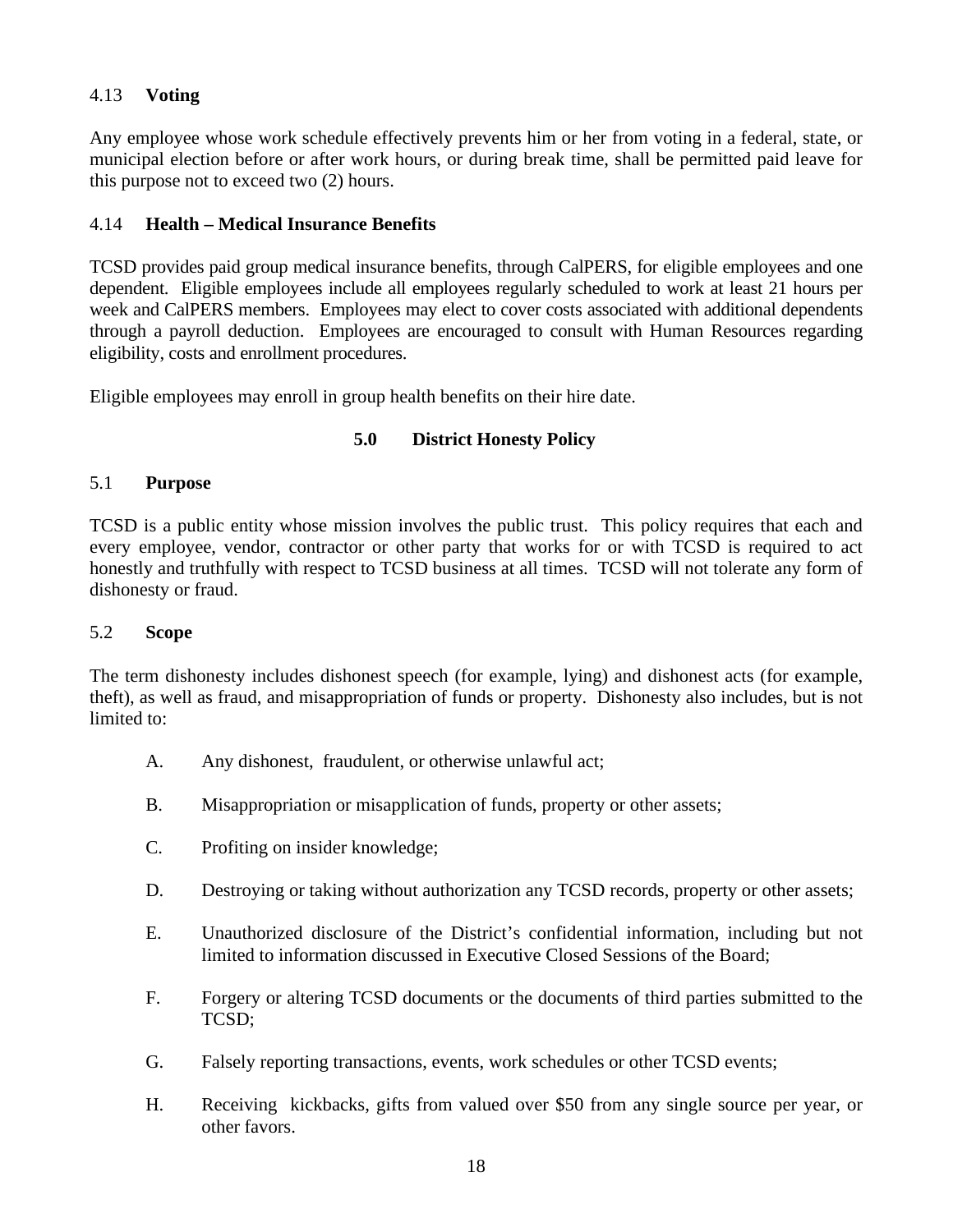### 4.13 **Voting**

Any employee whose work schedule effectively prevents him or her from voting in a federal, state, or municipal election before or after work hours, or during break time, shall be permitted paid leave for this purpose not to exceed two (2) hours.

### 4.14 **Health – Medical Insurance Benefits**

TCSD provides paid group medical insurance benefits, through CalPERS, for eligible employees and one dependent. Eligible employees include all employees regularly scheduled to work at least 21 hours per week and CalPERS members. Employees may elect to cover costs associated with additional dependents through a payroll deduction. Employees are encouraged to consult with Human Resources regarding eligibility, costs and enrollment procedures.

Eligible employees may enroll in group health benefits on their hire date.

## 5.0 District Honesty Policy

### 5.1 **Purpose**

TCSD is a public entity whose mission involves the public trust. This policy requires that each and every employee, vendor, contractor or other party that works for or with TCSD is required to act honestly and truthfully with respect to TCSD business at all times. TCSD will not tolerate any form of dishonesty or fraud.

### 5.2 **Scope**

The term dishonesty includes dishonest speech (for example, lying) and dishonest acts (for example, theft), as well as fraud, and misappropriation of funds or property. Dishonesty also includes, but is not limited to:

A. Any dishonest, fraudulent, or otherwise unlawful act;

B. Misappropriation or misapplication of funds, property or other assets;

C. Profiting on insider knowledge;

D. Destroying or taking without authorization any TCSD records, property or other assets;

E. Unauthorized disclosure of the District's confidential information, including but not limited to information discussed in Executive Closed Sessions of the Board;

F. Forgery or altering TCSD documents or the documents of third parties submitted to the TCSD;

G. Falsely reporting transactions, events, work schedules or other TCSD events;

H. Receiving kickbacks, gifts from valued over $50 from any single source per year, or other favors.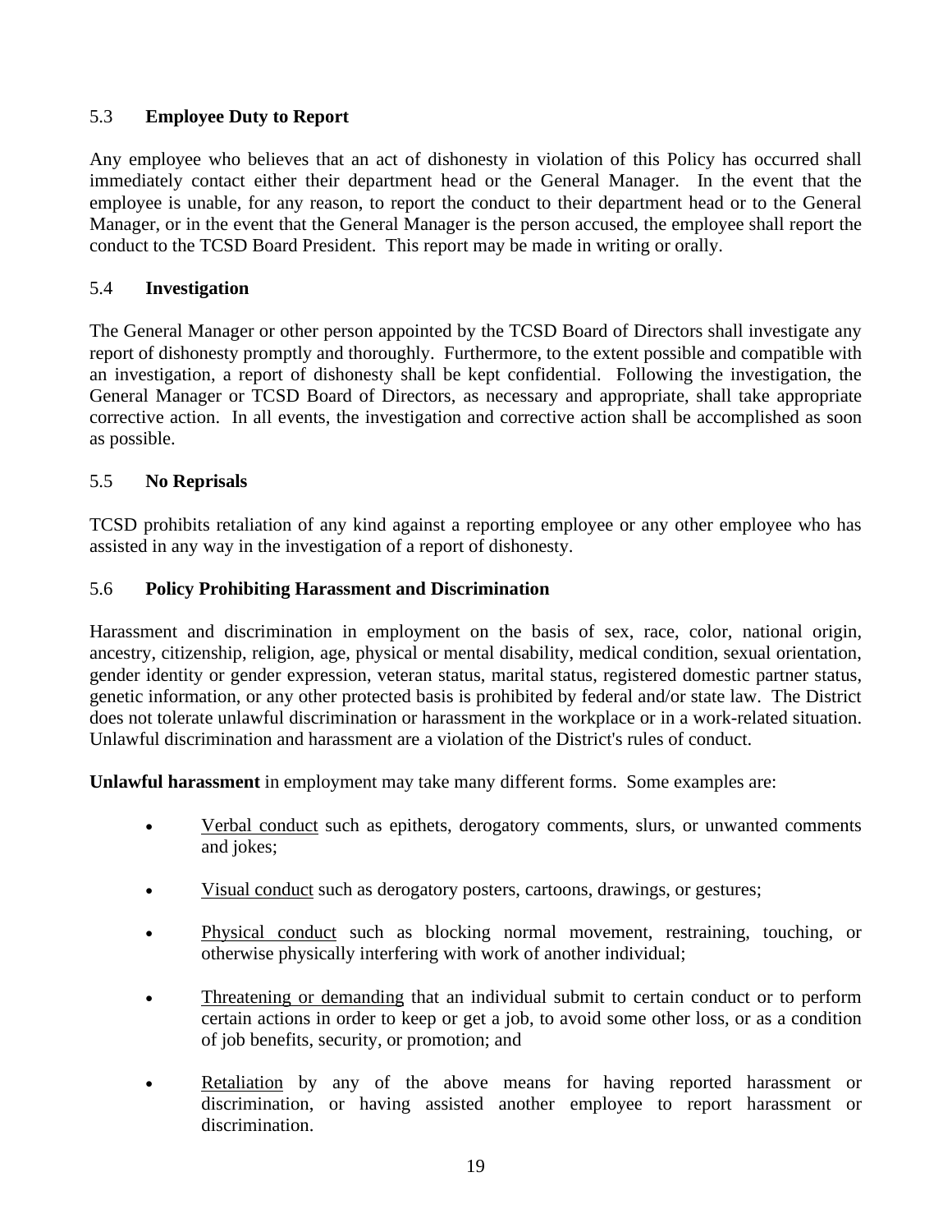### 5.3 **Employee Duty to Report**

Any employee who believes that an act of dishonesty in violation of this Policy has occurred shall immediately contact either their department head or the General Manager. In the event that the employee is unable, for any reason, to report the conduct to their department head or to the General Manager, or in the event that the General Manager is the person accused, the employee shall report the conduct to the TCSD Board President. This report may be made in writing or orally.

### 5.4 **Investigation**

The General Manager or other person appointed by the TCSD Board of Directors shall investigate any report of dishonesty promptly and thoroughly. Furthermore, to the extent possible and compatible with an investigation, a report of dishonesty shall be kept confidential. Following the investigation, the General Manager or TCSD Board of Directors, as necessary and appropriate, shall take appropriate corrective action. In all events, the investigation and corrective action shall be accomplished as soon as possible.

### 5.5 **No Reprisals**

TCSD prohibits retaliation of any kind against a reporting employee or any other employee who has assisted in any way in the investigation of a report of dishonesty.

### 5.6 **Policy Prohibiting Harassment and Discrimination**

Harassment and discrimination in employment on the basis of sex, race, color, national origin, ancestry, citizenship, religion, age, physical or mental disability, medical condition, sexual orientation, gender identity or gender expression, veteran status, marital status, registered domestic partner status, genetic information, or any other protected basis is prohibited by federal and/or state law. The District does not tolerate unlawful discrimination or harassment in the workplace or in a work-related situation. Unlawful discrimination and harassment are a violation of the District's rules of conduct.

**Unlawful harassment** in employment may take many different forms. Some examples are:

- <u>Verbal conduct</u> such as epithets, derogatory comments, slurs, or unwanted comments and jokes;
- <u>Visual conduct</u> such as derogatory posters, cartoons, drawings, or gestures;
- <u>Physical conduct</u> such as blocking normal movement, restraining, touching, or otherwise physically interfering with work of another individual;
- <u>Threatening or demanding</u> that an individual submit to certain conduct or to perform certain actions in order to keep or get a job, to avoid some other loss, or as a condition of job benefits, security, or promotion; and
- <u>Retaliation</u> by any of the above means for having reported harassment or discrimination, or having assisted another employee to report harassment or discrimination.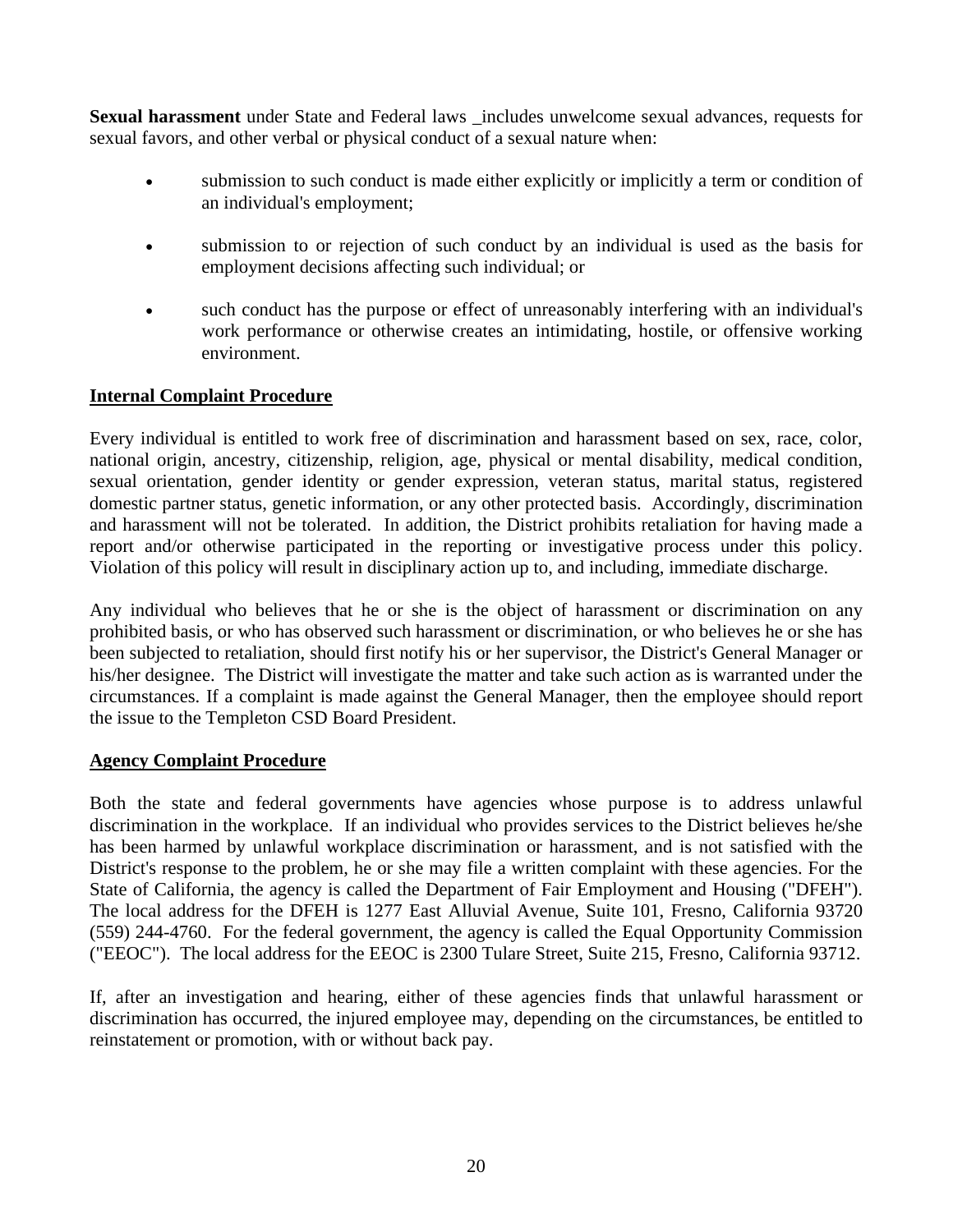**Sexual harassment** under State and Federal laws _includes unwelcome sexual advances, requests for sexual favors, and other verbal or physical conduct of a sexual nature when:

- submission to such conduct is made either explicitly or implicitly a term or condition of an individual's employment;
- submission to or rejection of such conduct by an individual is used as the basis for employment decisions affecting such individual; or
- such conduct has the purpose or effect of unreasonably interfering with an individual's work performance or otherwise creates an intimidating, hostile, or offensive working environment.

**Internal Complaint Procedure**

Every individual is entitled to work free of discrimination and harassment based on sex, race, color, national origin, ancestry, citizenship, religion, age, physical or mental disability, medical condition, sexual orientation, gender identity or gender expression, veteran status, marital status, registered domestic partner status, genetic information, or any other protected basis. Accordingly, discrimination and harassment will not be tolerated. In addition, the District prohibits retaliation for having made a report and/or otherwise participated in the reporting or investigative process under this policy. Violation of this policy will result in disciplinary action up to, and including, immediate discharge.

Any individual who believes that he or she is the object of harassment or discrimination on any prohibited basis, or who has observed such harassment or discrimination, or who believes he or she has been subjected to retaliation, should first notify his or her supervisor, the District's General Manager or his/her designee. The District will investigate the matter and take such action as is warranted under the circumstances. If a complaint is made against the General Manager, then the employee should report the issue to the Templeton CSD Board President.

**Agency Complaint Procedure**

Both the state and federal governments have agencies whose purpose is to address unlawful discrimination in the workplace. If an individual who provides services to the District believes he/she has been harmed by unlawful workplace discrimination or harassment, and is not satisfied with the District's response to the problem, he or she may file a written complaint with these agencies. For the State of California, the agency is called the Department of Fair Employment and Housing ("DFEH"). The local address for the DFEH is 1277 East Alluvial Avenue, Suite 101, Fresno, California 93720 (559) 244-4760. For the federal government, the agency is called the Equal Opportunity Commission ("EEOC"). The local address for the EEOC is 2300 Tulare Street, Suite 215, Fresno, California 93712.

If, after an investigation and hearing, either of these agencies finds that unlawful harassment or discrimination has occurred, the injured employee may, depending on the circumstances, be entitled to reinstatement or promotion, with or without back pay.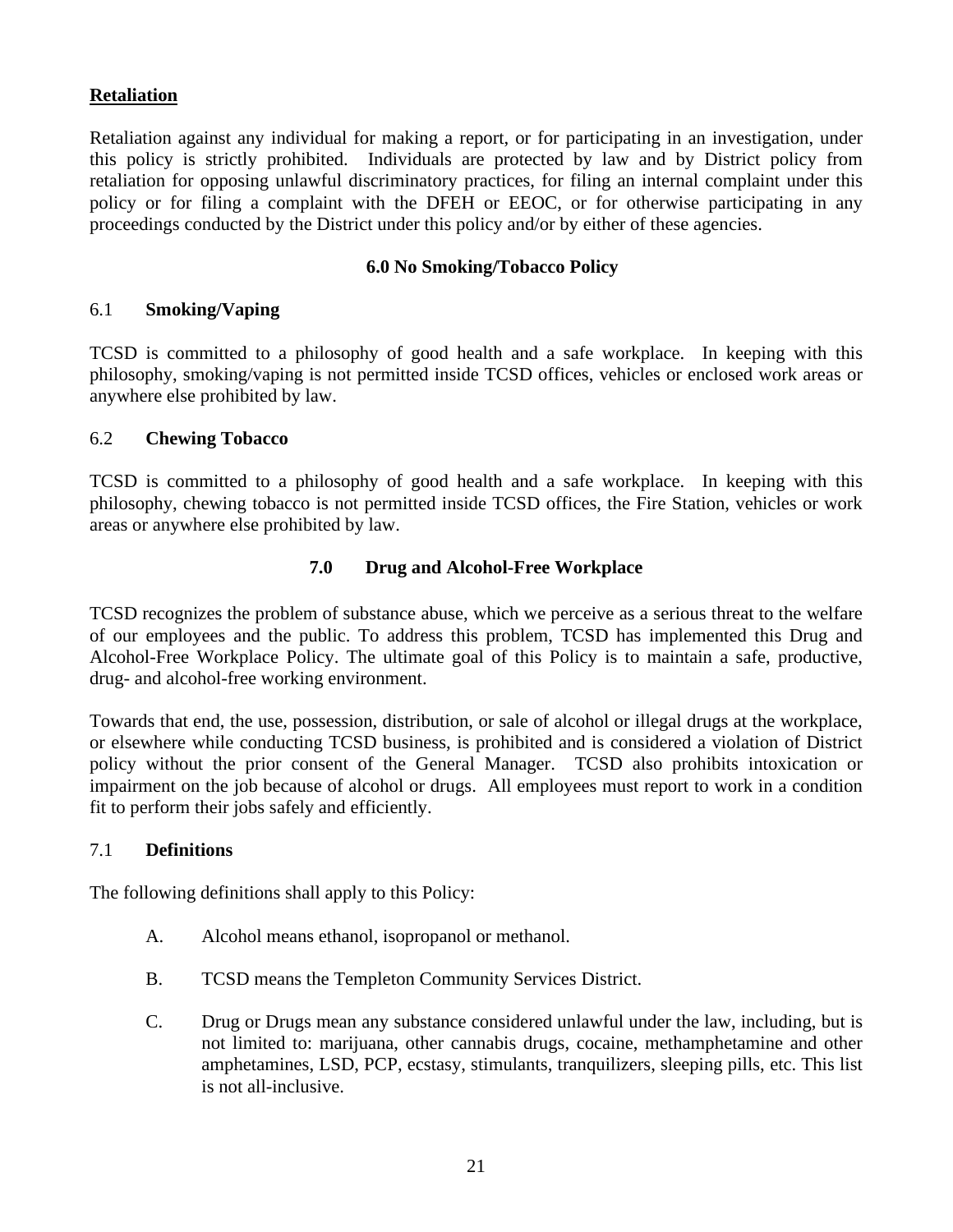**Retaliation**

Retaliation against any individual for making a report, or for participating in an investigation, under this policy is strictly prohibited. Individuals are protected by law and by District policy from retaliation for opposing unlawful discriminatory practices, for filing an internal complaint under this policy or for filing a complaint with the DFEH or EEOC, or for otherwise participating in any proceedings conducted by the District under this policy and/or by either of these agencies.

## 6.0 No Smoking/Tobacco Policy

### 6.1 Smoking/Vaping

TCSD is committed to a philosophy of good health and a safe workplace. In keeping with this philosophy, smoking/vaping is not permitted inside TCSD offices, vehicles or enclosed work areas or anywhere else prohibited by law.

### 6.2 Chewing Tobacco

TCSD is committed to a philosophy of good health and a safe workplace. In keeping with this philosophy, chewing tobacco is not permitted inside TCSD offices, the Fire Station, vehicles or work areas or anywhere else prohibited by law.

## 7.0 Drug and Alcohol-Free Workplace

TCSD recognizes the problem of substance abuse, which we perceive as a serious threat to the welfare of our employees and the public. To address this problem, TCSD has implemented this Drug and Alcohol-Free Workplace Policy. The ultimate goal of this Policy is to maintain a safe, productive, drug- and alcohol-free working environment.

Towards that end, the use, possession, distribution, or sale of alcohol or illegal drugs at the workplace, or elsewhere while conducting TCSD business, is prohibited and is considered a violation of District policy without the prior consent of the General Manager. TCSD also prohibits intoxication or impairment on the job because of alcohol or drugs. All employees must report to work in a condition fit to perform their jobs safely and efficiently.

### 7.1 Definitions

The following definitions shall apply to this Policy:

A. Alcohol means ethanol, isopropanol or methanol.

B. TCSD means the Templeton Community Services District.

C. Drug or Drugs mean any substance considered unlawful under the law, including, but is not limited to: marijuana, other cannabis drugs, cocaine, methamphetamine and other amphetamines, LSD, PCP, ecstasy, stimulants, tranquilizers, sleeping pills, etc. This list is not all-inclusive.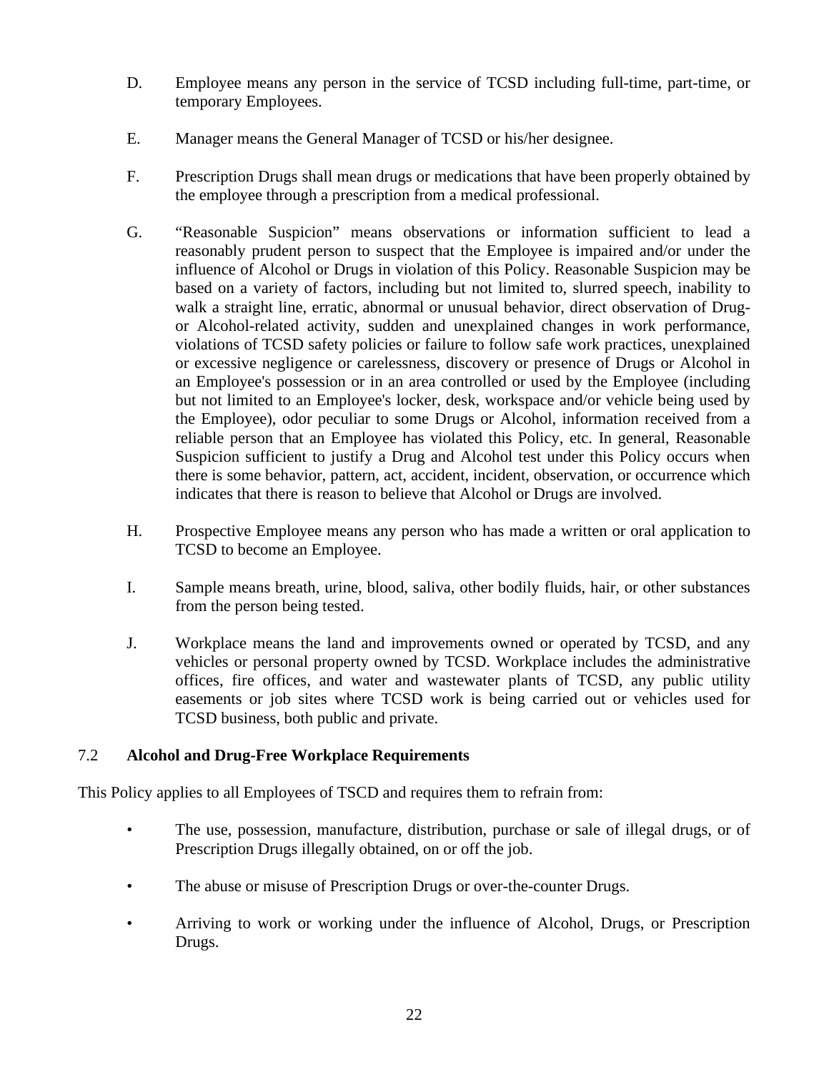D. Employee means any person in the service of TCSD including full-time, part-time, or temporary Employees.

E. Manager means the General Manager of TCSD or his/her designee.

F. Prescription Drugs shall mean drugs or medications that have been properly obtained by the employee through a prescription from a medical professional.

G. "Reasonable Suspicion" means observations or information sufficient to lead a reasonably prudent person to suspect that the Employee is impaired and/or under the influence of Alcohol or Drugs in violation of this Policy. Reasonable Suspicion may be based on a variety of factors, including but not limited to, slurred speech, inability to walk a straight line, erratic, abnormal or unusual behavior, direct observation of Drug- or Alcohol-related activity, sudden and unexplained changes in work performance, violations of TCSD safety policies or failure to follow safe work practices, unexplained or excessive negligence or carelessness, discovery or presence of Drugs or Alcohol in an Employee's possession or in an area controlled or used by the Employee (including but not limited to an Employee's locker, desk, workspace and/or vehicle being used by the Employee), odor peculiar to some Drugs or Alcohol, information received from a reliable person that an Employee has violated this Policy, etc. In general, Reasonable Suspicion sufficient to justify a Drug and Alcohol test under this Policy occurs when there is some behavior, pattern, act, accident, incident, observation, or occurrence which indicates that there is reason to believe that Alcohol or Drugs are involved.

H. Prospective Employee means any person who has made a written or oral application to TCSD to become an Employee.

I. Sample means breath, urine, blood, saliva, other bodily fluids, hair, or other substances from the person being tested.

J. Workplace means the land and improvements owned or operated by TCSD, and any vehicles or personal property owned by TCSD. Workplace includes the administrative offices, fire offices, and water and wastewater plants of TCSD, any public utility easements or job sites where TCSD work is being carried out or vehicles used for TCSD business, both public and private.

## 7.2 Alcohol and Drug-Free Workplace Requirements

This Policy applies to all Employees of TSCD and requires them to refrain from:

- The use, possession, manufacture, distribution, purchase or sale of illegal drugs, or of Prescription Drugs illegally obtained, on or off the job.
- The abuse or misuse of Prescription Drugs or over-the-counter Drugs.
- Arriving to work or working under the influence of Alcohol, Drugs, or Prescription Drugs.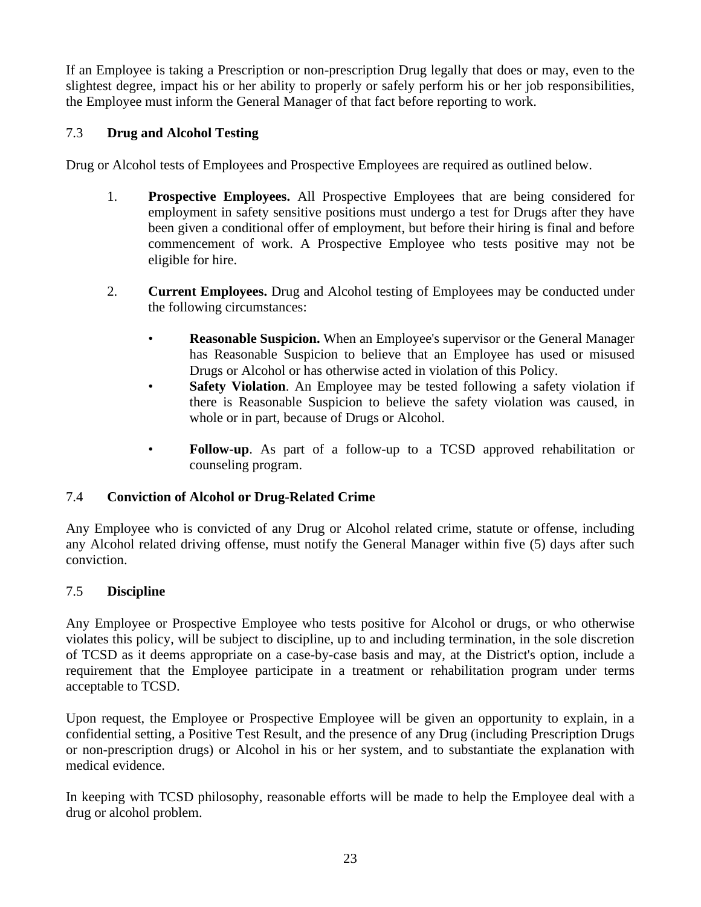If an Employee is taking a Prescription or non-prescription Drug legally that does or may, even to the slightest degree, impact his or her ability to properly or safely perform his or her job responsibilities, the Employee must inform the General Manager of that fact before reporting to work.

### 7.3 Drug and Alcohol Testing

Drug or Alcohol tests of Employees and Prospective Employees are required as outlined below.

1. **Prospective Employees.** All Prospective Employees that are being considered for employment in safety sensitive positions must undergo a test for Drugs after they have been given a conditional offer of employment, but before their hiring is final and before commencement of work. A Prospective Employee who tests positive may not be eligible for hire.

2. **Current Employees.** Drug and Alcohol testing of Employees may be conducted under the following circumstances:

   - **Reasonable Suspicion.** When an Employee's supervisor or the General Manager has Reasonable Suspicion to believe that an Employee has used or misused Drugs or Alcohol or has otherwise acted in violation of this Policy.
   - **Safety Violation**. An Employee may be tested following a safety violation if there is Reasonable Suspicion to believe the safety violation was caused, in whole or in part, because of Drugs or Alcohol.
   - **Follow-up**. As part of a follow-up to a TCSD approved rehabilitation or counseling program.

### 7.4 Conviction of Alcohol or Drug-Related Crime

Any Employee who is convicted of any Drug or Alcohol related crime, statute or offense, including any Alcohol related driving offense, must notify the General Manager within five (5) days after such conviction.

### 7.5 Discipline

Any Employee or Prospective Employee who tests positive for Alcohol or drugs, or who otherwise violates this policy, will be subject to discipline, up to and including termination, in the sole discretion of TCSD as it deems appropriate on a case-by-case basis and may, at the District's option, include a requirement that the Employee participate in a treatment or rehabilitation program under terms acceptable to TCSD.

Upon request, the Employee or Prospective Employee will be given an opportunity to explain, in a confidential setting, a Positive Test Result, and the presence of any Drug (including Prescription Drugs or non-prescription drugs) or Alcohol in his or her system, and to substantiate the explanation with medical evidence.

In keeping with TCSD philosophy, reasonable efforts will be made to help the Employee deal with a drug or alcohol problem.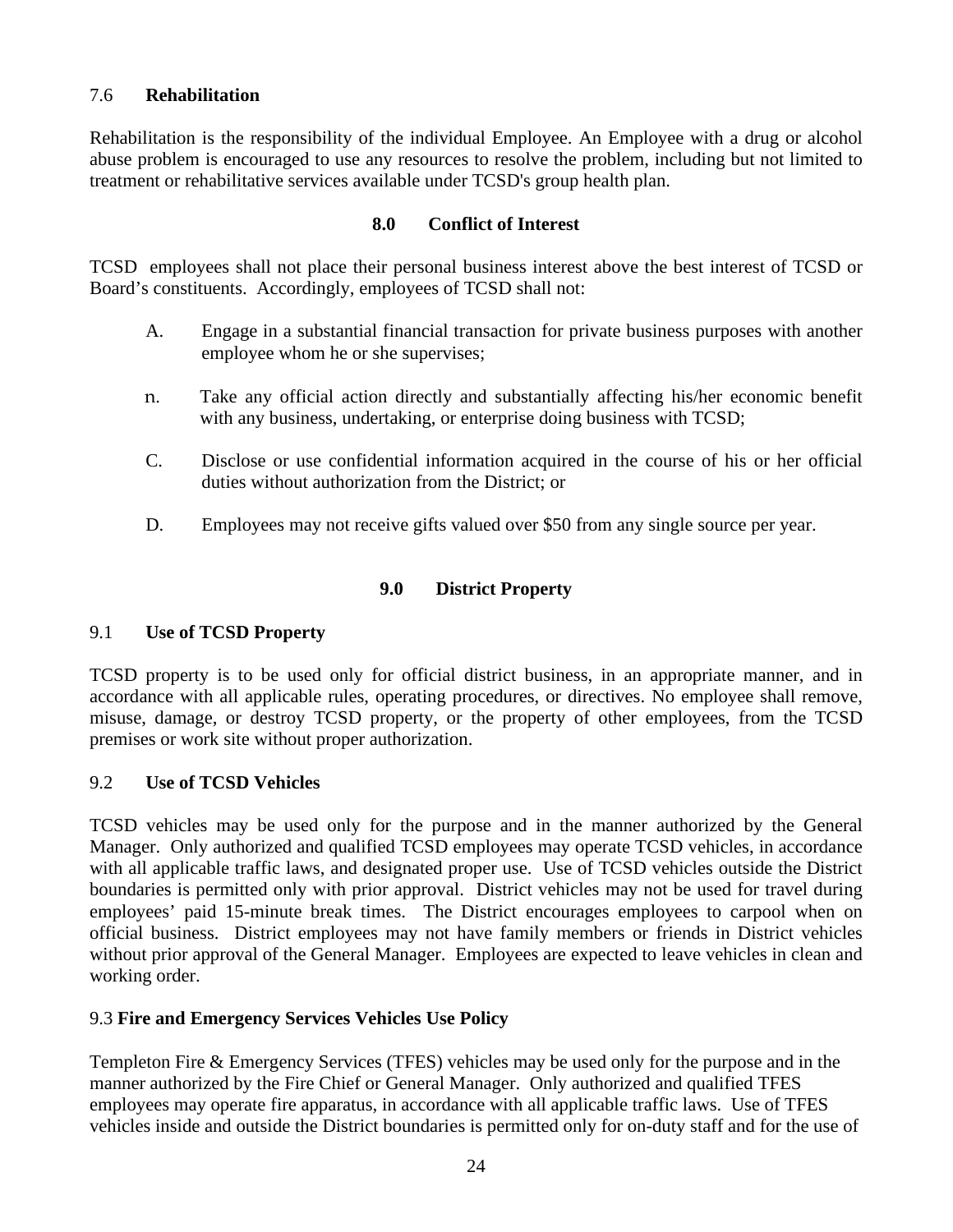### 7.6 Rehabilitation

Rehabilitation is the responsibility of the individual Employee. An Employee with a drug or alcohol abuse problem is encouraged to use any resources to resolve the problem, including but not limited to treatment or rehabilitative services available under TCSD's group health plan.

## 8.0 Conflict of Interest

TCSD employees shall not place their personal business interest above the best interest of TCSD or Board's constituents. Accordingly, employees of TCSD shall not:

A. Engage in a substantial financial transaction for private business purposes with another employee whom he or she supervises;

n. Take any official action directly and substantially affecting his/her economic benefit with any business, undertaking, or enterprise doing business with TCSD;

C. Disclose or use confidential information acquired in the course of his or her official duties without authorization from the District; or

D. Employees may not receive gifts valued over $50 from any single source per year.

## 9.0 District Property

### 9.1 Use of TCSD Property

TCSD property is to be used only for official district business, in an appropriate manner, and in accordance with all applicable rules, operating procedures, or directives. No employee shall remove, misuse, damage, or destroy TCSD property, or the property of other employees, from the TCSD premises or work site without proper authorization.

### 9.2 Use of TCSD Vehicles

TCSD vehicles may be used only for the purpose and in the manner authorized by the General Manager. Only authorized and qualified TCSD employees may operate TCSD vehicles, in accordance with all applicable traffic laws, and designated proper use. Use of TCSD vehicles outside the District boundaries is permitted only with prior approval. District vehicles may not be used for travel during employees' paid 15-minute break times. The District encourages employees to carpool when on official business. District employees may not have family members or friends in District vehicles without prior approval of the General Manager. Employees are expected to leave vehicles in clean and working order.

### 9.3 Fire and Emergency Services Vehicles Use Policy

Templeton Fire & Emergency Services (TFES) vehicles may be used only for the purpose and in the manner authorized by the Fire Chief or General Manager. Only authorized and qualified TFES employees may operate fire apparatus, in accordance with all applicable traffic laws. Use of TFES vehicles inside and outside the District boundaries is permitted only for on-duty staff and for the use of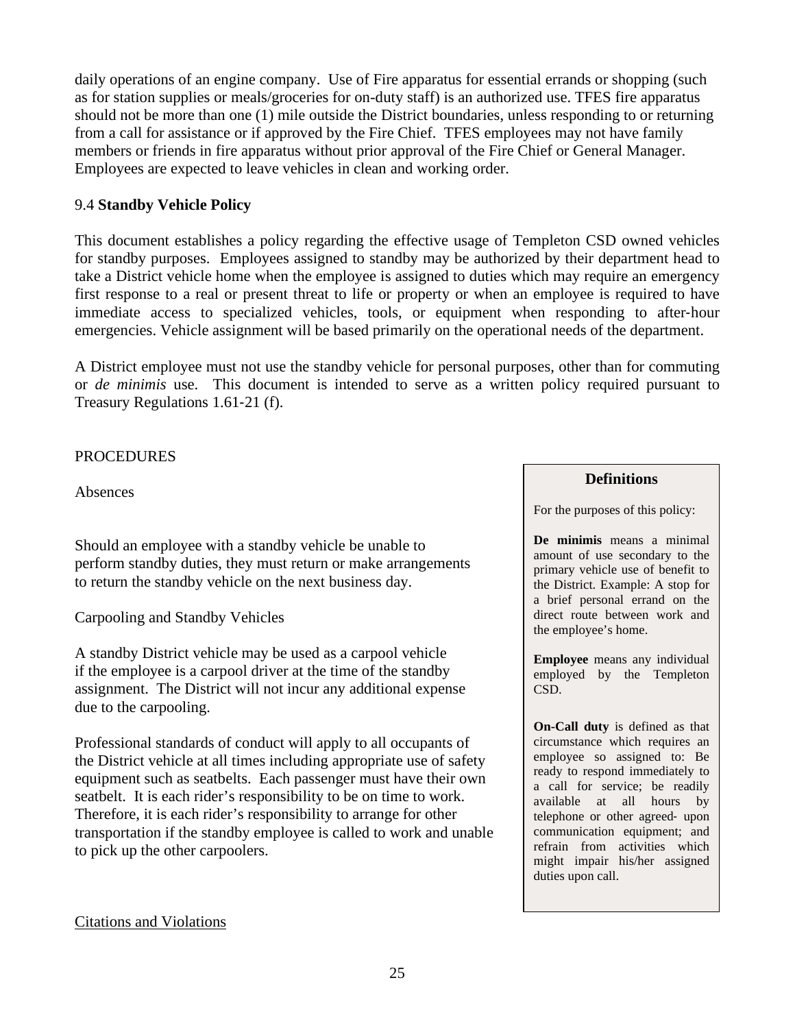daily operations of an engine company. Use of Fire apparatus for essential errands or shopping (such as for station supplies or meals/groceries for on-duty staff) is an authorized use. TFES fire apparatus should not be more than one (1) mile outside the District boundaries, unless responding to or returning from a call for assistance or if approved by the Fire Chief. TFES employees may not have family members or friends in fire apparatus without prior approval of the Fire Chief or General Manager. Employees are expected to leave vehicles in clean and working order.

## 9.4 **Standby Vehicle Policy**

This document establishes a policy regarding the effective usage of Templeton CSD owned vehicles for standby purposes. Employees assigned to standby may be authorized by their department head to take a District vehicle home when the employee is assigned to duties which may require an emergency first response to a real or present threat to life or property or when an employee is required to have immediate access to specialized vehicles, tools, or equipment when responding to after-hour emergencies. Vehicle assignment will be based primarily on the operational needs of the department.

A District employee must not use the standby vehicle for personal purposes, other than for commuting or *de minimis* use. This document is intended to serve as a written policy required pursuant to Treasury Regulations 1.61-21 (f).

PROCEDURES

Absences

Should an employee with a standby vehicle be unable to perform standby duties, they must return or make arrangements to return the standby vehicle on the next business day.

Carpooling and Standby Vehicles

A standby District vehicle may be used as a carpool vehicle if the employee is a carpool driver at the time of the standby assignment. The District will not incur any additional expense due to the carpooling.

Professional standards of conduct will apply to all occupants of the District vehicle at all times including appropriate use of safety equipment such as seatbelts. Each passenger must have their own seatbelt. It is each rider's responsibility to be on time to work. Therefore, it is each rider's responsibility to arrange for other transportation if the standby employee is called to work and unable to pick up the other carpoolers.

**Definitions**

For the purposes of this policy:

**De minimis** means a minimal amount of use secondary to the primary vehicle use of benefit to the District. Example: A stop for a brief personal errand on the direct route between work and the employee's home.

**Employee** means any individual employed by the Templeton CSD.

**On-Call duty** is defined as that circumstance which requires an employee so assigned to: Be ready to respond immediately to a call for service; be readily available at all hours by telephone or other agreed- upon communication equipment; and refrain from activities which might impair his/her assigned duties upon call.

Citations and Violations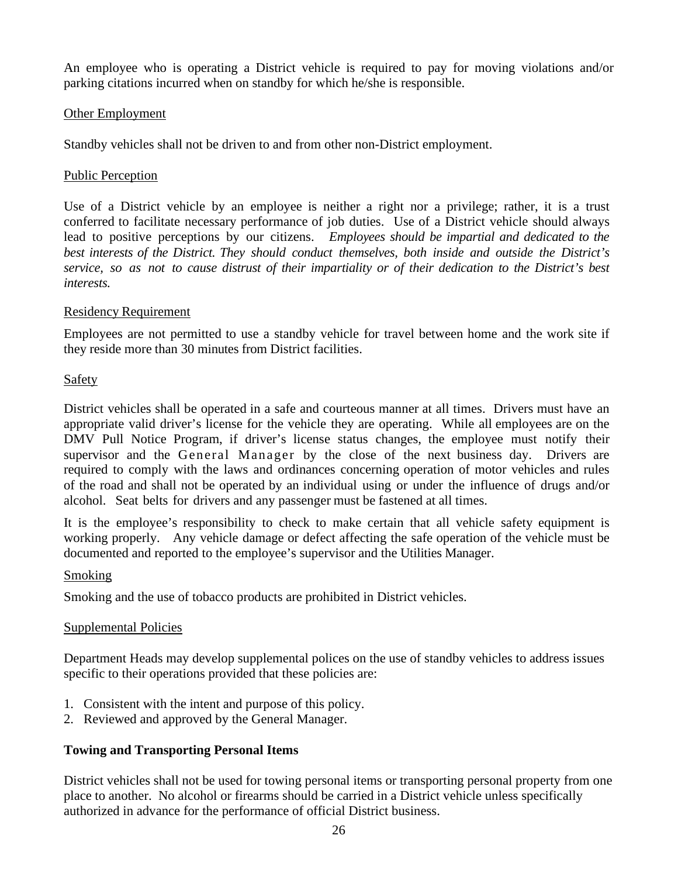An employee who is operating a District vehicle is required to pay for moving violations and/or parking citations incurred when on standby for which he/she is responsible.

Other Employment

Standby vehicles shall not be driven to and from other non-District employment.

Public Perception

Use of a District vehicle by an employee is neither a right nor a privilege; rather, it is a trust conferred to facilitate necessary performance of job duties. Use of a District vehicle should always lead to positive perceptions by our citizens. *Employees should be impartial and dedicated to the best interests of the District. They should conduct themselves, both inside and outside the District's service, so as not to cause distrust of their impartiality or of their dedication to the District's best interests.*

Residency Requirement

Employees are not permitted to use a standby vehicle for travel between home and the work site if they reside more than 30 minutes from District facilities.

Safety

District vehicles shall be operated in a safe and courteous manner at all times. Drivers must have an appropriate valid driver's license for the vehicle they are operating. While all employees are on the DMV Pull Notice Program, if driver's license status changes, the employee must notify their supervisor and the General Manager by the close of the next business day. Drivers are required to comply with the laws and ordinances concerning operation of motor vehicles and rules of the road and shall not be operated by an individual using or under the influence of drugs and/or alcohol. Seat belts for drivers and any passenger must be fastened at all times.

It is the employee's responsibility to check to make certain that all vehicle safety equipment is working properly. Any vehicle damage or defect affecting the safe operation of the vehicle must be documented and reported to the employee's supervisor and the Utilities Manager.

Smoking

Smoking and the use of tobacco products are prohibited in District vehicles.

Supplemental Policies

Department Heads may develop supplemental polices on the use of standby vehicles to address issues specific to their operations provided that these policies are:

1. Consistent with the intent and purpose of this policy.
2. Reviewed and approved by the General Manager.

**Towing and Transporting Personal Items**

District vehicles shall not be used for towing personal items or transporting personal property from one place to another. No alcohol or firearms should be carried in a District vehicle unless specifically authorized in advance for the performance of official District business.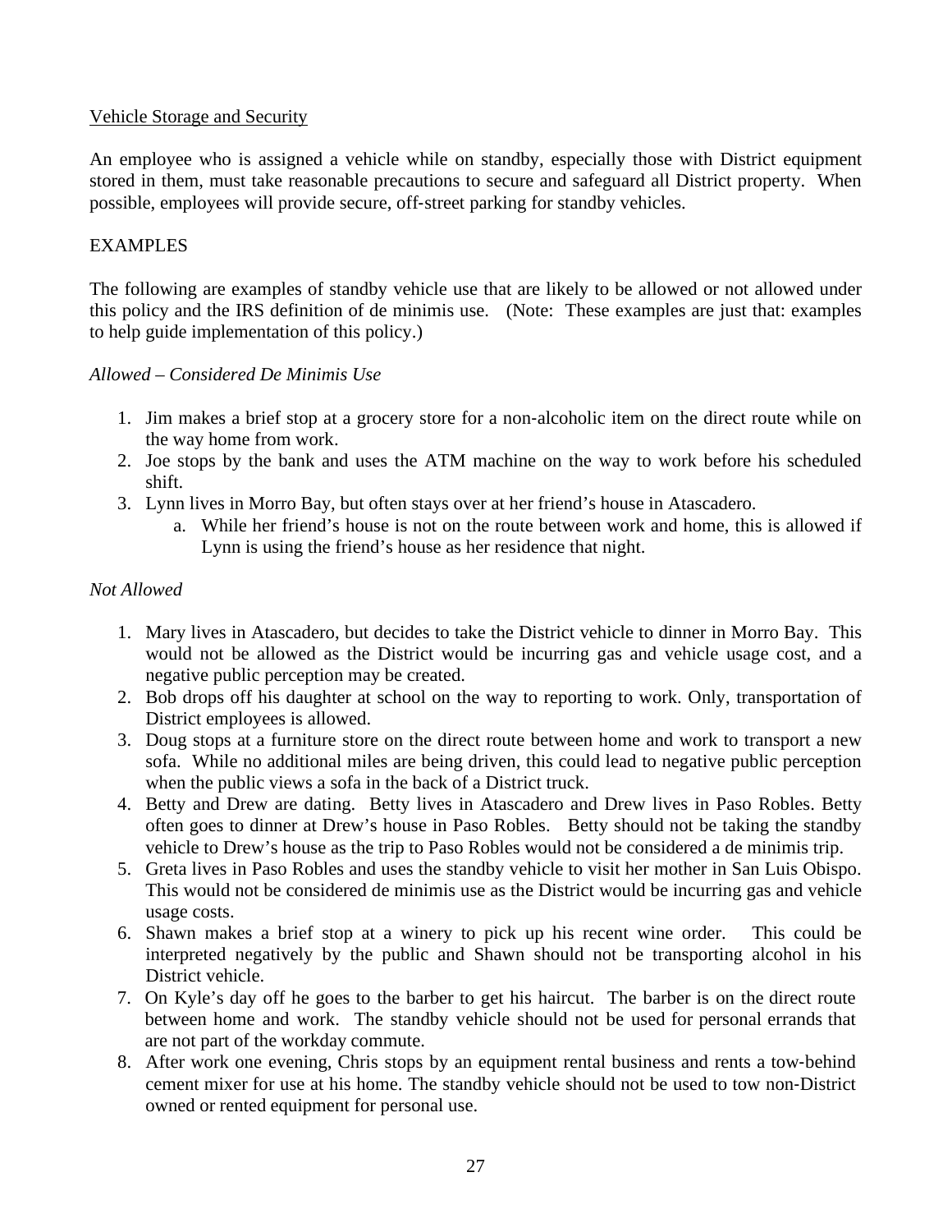<u>Vehicle Storage and Security</u>

An employee who is assigned a vehicle while on standby, especially those with District equipment stored in them, must take reasonable precautions to secure and safeguard all District property. When possible, employees will provide secure, off-street parking for standby vehicles.

EXAMPLES

The following are examples of standby vehicle use that are likely to be allowed or not allowed under this policy and the IRS definition of de minimis use. (Note: These examples are just that: examples to help guide implementation of this policy.)

*Allowed – Considered De Minimis Use*

1. Jim makes a brief stop at a grocery store for a non-alcoholic item on the direct route while on the way home from work.
2. Joe stops by the bank and uses the ATM machine on the way to work before his scheduled shift.
3. Lynn lives in Morro Bay, but often stays over at her friend's house in Atascadero.
   a. While her friend's house is not on the route between work and home, this is allowed if Lynn is using the friend's house as her residence that night.

*Not Allowed*

1. Mary lives in Atascadero, but decides to take the District vehicle to dinner in Morro Bay. This would not be allowed as the District would be incurring gas and vehicle usage cost, and a negative public perception may be created.
2. Bob drops off his daughter at school on the way to reporting to work. Only, transportation of District employees is allowed.
3. Doug stops at a furniture store on the direct route between home and work to transport a new sofa. While no additional miles are being driven, this could lead to negative public perception when the public views a sofa in the back of a District truck.
4. Betty and Drew are dating. Betty lives in Atascadero and Drew lives in Paso Robles. Betty often goes to dinner at Drew's house in Paso Robles. Betty should not be taking the standby vehicle to Drew's house as the trip to Paso Robles would not be considered a de minimis trip.
5. Greta lives in Paso Robles and uses the standby vehicle to visit her mother in San Luis Obispo. This would not be considered de minimis use as the District would be incurring gas and vehicle usage costs.
6. Shawn makes a brief stop at a winery to pick up his recent wine order. This could be interpreted negatively by the public and Shawn should not be transporting alcohol in his District vehicle.
7. On Kyle's day off he goes to the barber to get his haircut. The barber is on the direct route between home and work. The standby vehicle should not be used for personal errands that are not part of the workday commute.
8. After work one evening, Chris stops by an equipment rental business and rents a tow-behind cement mixer for use at his home. The standby vehicle should not be used to tow non-District owned or rented equipment for personal use.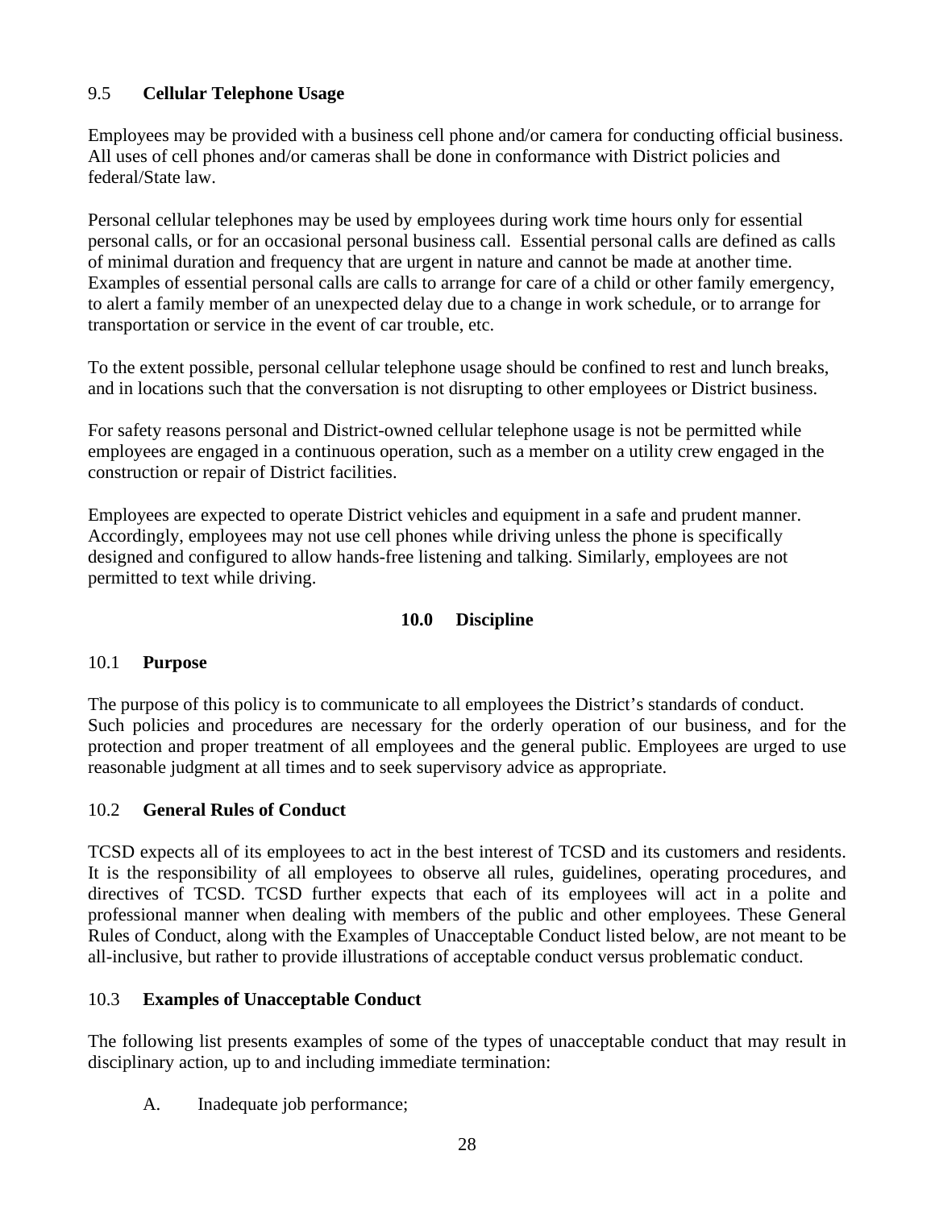### 9.5 Cellular Telephone Usage

Employees may be provided with a business cell phone and/or camera for conducting official business. All uses of cell phones and/or cameras shall be done in conformance with District policies and federal/State law.

Personal cellular telephones may be used by employees during work time hours only for essential personal calls, or for an occasional personal business call. Essential personal calls are defined as calls of minimal duration and frequency that are urgent in nature and cannot be made at another time. Examples of essential personal calls are calls to arrange for care of a child or other family emergency, to alert a family member of an unexpected delay due to a change in work schedule, or to arrange for transportation or service in the event of car trouble, etc.

To the extent possible, personal cellular telephone usage should be confined to rest and lunch breaks, and in locations such that the conversation is not disrupting to other employees or District business.

For safety reasons personal and District-owned cellular telephone usage is not be permitted while employees are engaged in a continuous operation, such as a member on a utility crew engaged in the construction or repair of District facilities.

Employees are expected to operate District vehicles and equipment in a safe and prudent manner. Accordingly, employees may not use cell phones while driving unless the phone is specifically designed and configured to allow hands-free listening and talking. Similarly, employees are not permitted to text while driving.

## 10.0 Discipline

### 10.1 Purpose

The purpose of this policy is to communicate to all employees the District's standards of conduct. Such policies and procedures are necessary for the orderly operation of our business, and for the protection and proper treatment of all employees and the general public. Employees are urged to use reasonable judgment at all times and to seek supervisory advice as appropriate.

### 10.2 General Rules of Conduct

TCSD expects all of its employees to act in the best interest of TCSD and its customers and residents. It is the responsibility of all employees to observe all rules, guidelines, operating procedures, and directives of TCSD. TCSD further expects that each of its employees will act in a polite and professional manner when dealing with members of the public and other employees. These General Rules of Conduct, along with the Examples of Unacceptable Conduct listed below, are not meant to be all-inclusive, but rather to provide illustrations of acceptable conduct versus problematic conduct.

### 10.3 Examples of Unacceptable Conduct

The following list presents examples of some of the types of unacceptable conduct that may result in disciplinary action, up to and including immediate termination:

A. Inadequate job performance;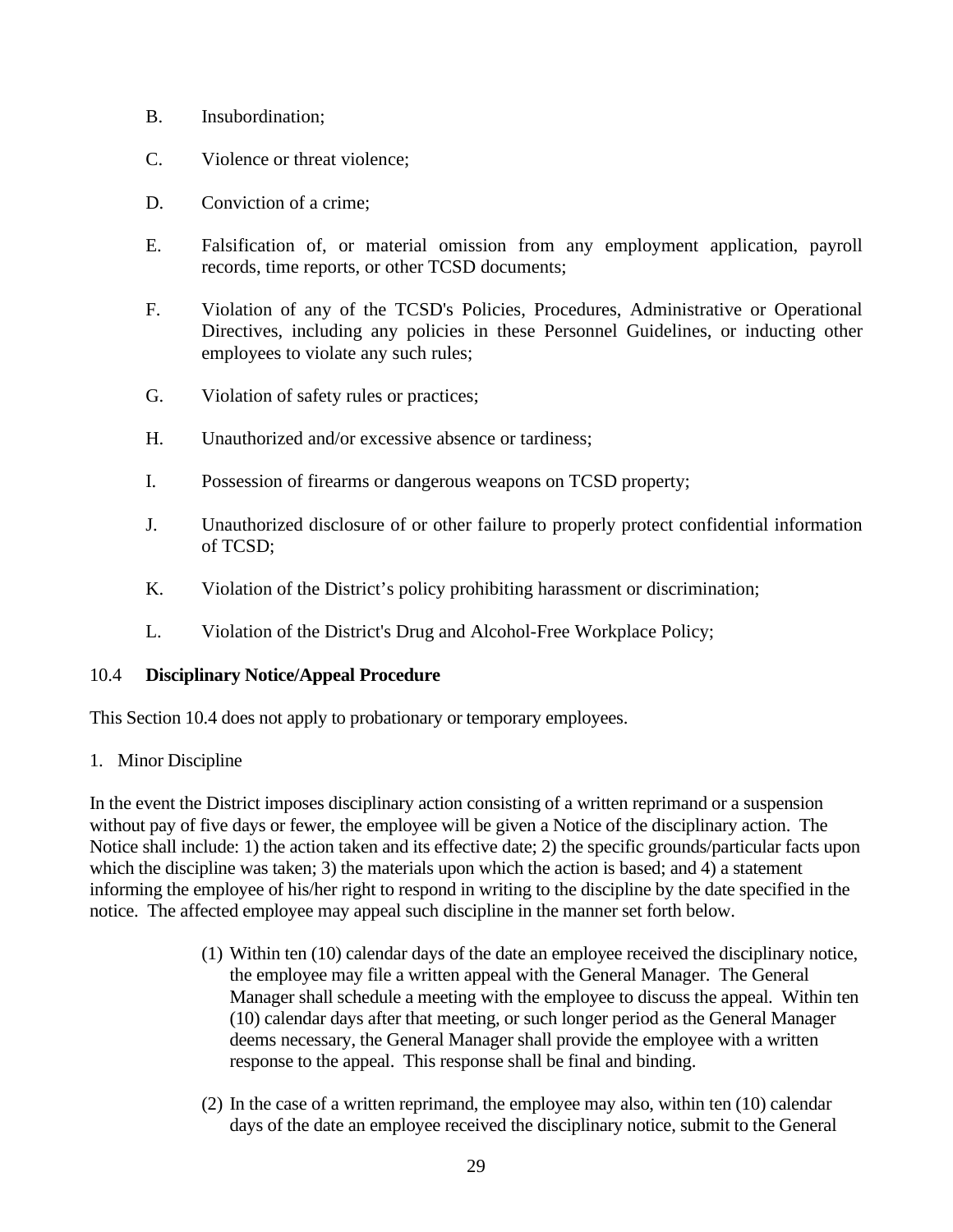B. Insubordination;

C. Violence or threat violence;

D. Conviction of a crime;

E. Falsification of, or material omission from any employment application, payroll records, time reports, or other TCSD documents;

F. Violation of any of the TCSD's Policies, Procedures, Administrative or Operational Directives, including any policies in these Personnel Guidelines, or inducting other employees to violate any such rules;

G. Violation of safety rules or practices;

H. Unauthorized and/or excessive absence or tardiness;

I. Possession of firearms or dangerous weapons on TCSD property;

J. Unauthorized disclosure of or other failure to properly protect confidential information of TCSD;

K. Violation of the District's policy prohibiting harassment or discrimination;

L. Violation of the District's Drug and Alcohol-Free Workplace Policy;

### 10.4 **Disciplinary Notice/Appeal Procedure**

This Section 10.4 does not apply to probationary or temporary employees.

1. Minor Discipline

In the event the District imposes disciplinary action consisting of a written reprimand or a suspension without pay of five days or fewer, the employee will be given a Notice of the disciplinary action. The Notice shall include: 1) the action taken and its effective date; 2) the specific grounds/particular facts upon which the discipline was taken; 3) the materials upon which the action is based; and 4) a statement informing the employee of his/her right to respond in writing to the discipline by the date specified in the notice. The affected employee may appeal such discipline in the manner set forth below.

(1) Within ten (10) calendar days of the date an employee received the disciplinary notice, the employee may file a written appeal with the General Manager. The General Manager shall schedule a meeting with the employee to discuss the appeal. Within ten (10) calendar days after that meeting, or such longer period as the General Manager deems necessary, the General Manager shall provide the employee with a written response to the appeal. This response shall be final and binding.

(2) In the case of a written reprimand, the employee may also, within ten (10) calendar days of the date an employee received the disciplinary notice, submit to the General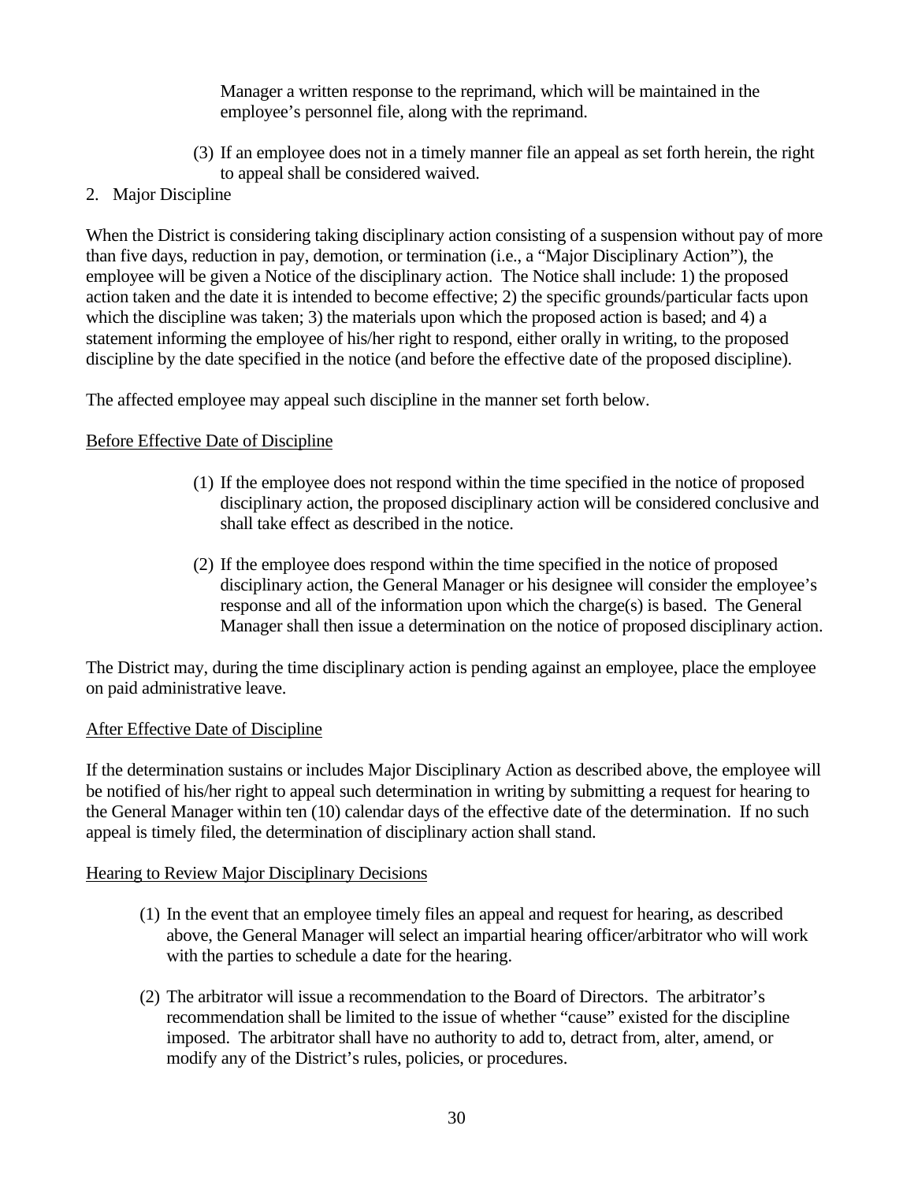Manager a written response to the reprimand, which will be maintained in the employee's personnel file, along with the reprimand.

(3) If an employee does not in a timely manner file an appeal as set forth herein, the right to appeal shall be considered waived.

2. Major Discipline

When the District is considering taking disciplinary action consisting of a suspension without pay of more than five days, reduction in pay, demotion, or termination (i.e., a "Major Disciplinary Action"), the employee will be given a Notice of the disciplinary action. The Notice shall include: 1) the proposed action taken and the date it is intended to become effective; 2) the specific grounds/particular facts upon which the discipline was taken; 3) the materials upon which the proposed action is based; and 4) a statement informing the employee of his/her right to respond, either orally in writing, to the proposed discipline by the date specified in the notice (and before the effective date of the proposed discipline).

The affected employee may appeal such discipline in the manner set forth below.

<u>Before Effective Date of Discipline</u>

(1) If the employee does not respond within the time specified in the notice of proposed disciplinary action, the proposed disciplinary action will be considered conclusive and shall take effect as described in the notice.

(2) If the employee does respond within the time specified in the notice of proposed disciplinary action, the General Manager or his designee will consider the employee's response and all of the information upon which the charge(s) is based. The General Manager shall then issue a determination on the notice of proposed disciplinary action.

The District may, during the time disciplinary action is pending against an employee, place the employee on paid administrative leave.

<u>After Effective Date of Discipline</u>

If the determination sustains or includes Major Disciplinary Action as described above, the employee will be notified of his/her right to appeal such determination in writing by submitting a request for hearing to the General Manager within ten (10) calendar days of the effective date of the determination. If no such appeal is timely filed, the determination of disciplinary action shall stand.

<u>Hearing to Review Major Disciplinary Decisions</u>

(1) In the event that an employee timely files an appeal and request for hearing, as described above, the General Manager will select an impartial hearing officer/arbitrator who will work with the parties to schedule a date for the hearing.

(2) The arbitrator will issue a recommendation to the Board of Directors. The arbitrator's recommendation shall be limited to the issue of whether "cause" existed for the discipline imposed. The arbitrator shall have no authority to add to, detract from, alter, amend, or modify any of the District's rules, policies, or procedures.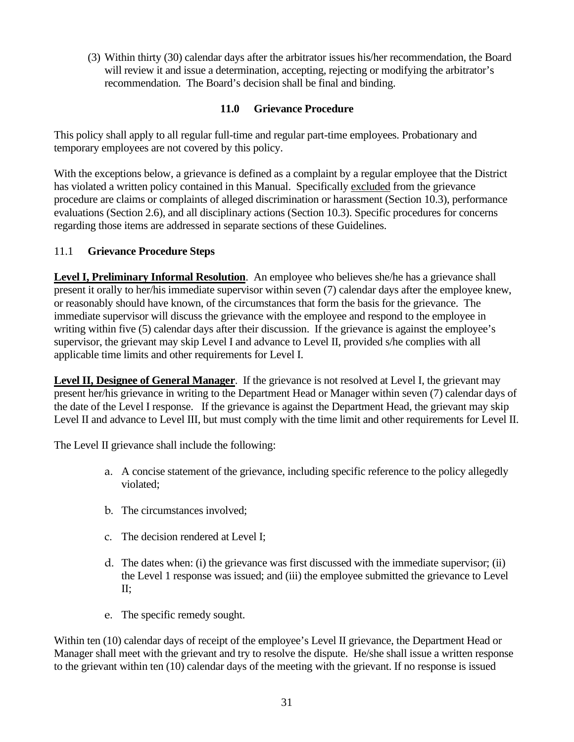(3) Within thirty (30) calendar days after the arbitrator issues his/her recommendation, the Board will review it and issue a determination, accepting, rejecting or modifying the arbitrator's recommendation. The Board's decision shall be final and binding.

## 11.0 Grievance Procedure

This policy shall apply to all regular full-time and regular part-time employees. Probationary and temporary employees are not covered by this policy.

With the exceptions below, a grievance is defined as a complaint by a regular employee that the District has violated a written policy contained in this Manual. Specifically <u>excluded</u> from the grievance procedure are claims or complaints of alleged discrimination or harassment (Section 10.3), performance evaluations (Section 2.6), and all disciplinary actions (Section 10.3). Specific procedures for concerns regarding those items are addressed in separate sections of these Guidelines.

### 11.1 Grievance Procedure Steps

**<u>Level I, Preliminary Informal Resolution</u>**. An employee who believes she/he has a grievance shall present it orally to her/his immediate supervisor within seven (7) calendar days after the employee knew, or reasonably should have known, of the circumstances that form the basis for the grievance. The immediate supervisor will discuss the grievance with the employee and respond to the employee in writing within five (5) calendar days after their discussion. If the grievance is against the employee's supervisor, the grievant may skip Level I and advance to Level II, provided s/he complies with all applicable time limits and other requirements for Level I.

**<u>Level II, Designee of General Manager</u>**. If the grievance is not resolved at Level I, the grievant may present her/his grievance in writing to the Department Head or Manager within seven (7) calendar days of the date of the Level I response. If the grievance is against the Department Head, the grievant may skip Level II and advance to Level III, but must comply with the time limit and other requirements for Level II.

The Level II grievance shall include the following:

a. A concise statement of the grievance, including specific reference to the policy allegedly violated;

b. The circumstances involved;

c. The decision rendered at Level I;

d. The dates when: (i) the grievance was first discussed with the immediate supervisor; (ii) the Level 1 response was issued; and (iii) the employee submitted the grievance to Level II;

e. The specific remedy sought.

Within ten (10) calendar days of receipt of the employee's Level II grievance, the Department Head or Manager shall meet with the grievant and try to resolve the dispute. He/she shall issue a written response to the grievant within ten (10) calendar days of the meeting with the grievant. If no response is issued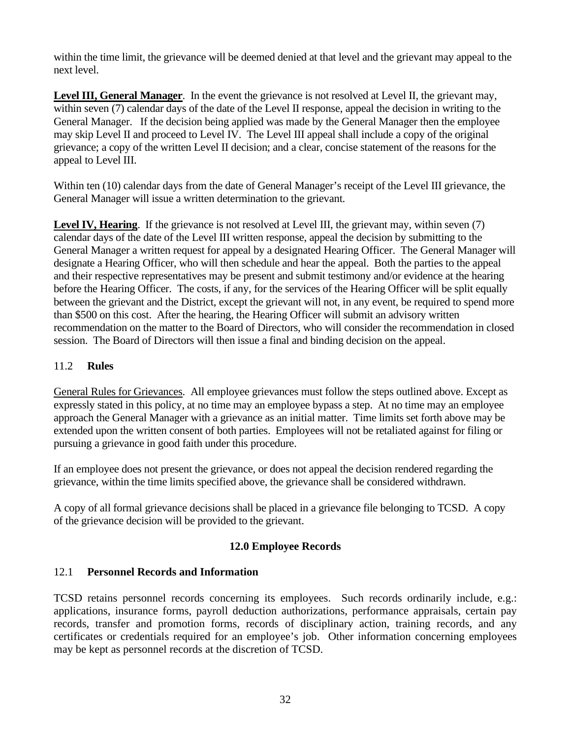within the time limit, the grievance will be deemed denied at that level and the grievant may appeal to the next level.

**Level III, General Manager**. In the event the grievance is not resolved at Level II, the grievant may, within seven (7) calendar days of the date of the Level II response, appeal the decision in writing to the General Manager. If the decision being applied was made by the General Manager then the employee may skip Level II and proceed to Level IV. The Level III appeal shall include a copy of the original grievance; a copy of the written Level II decision; and a clear, concise statement of the reasons for the appeal to Level III.

Within ten (10) calendar days from the date of General Manager's receipt of the Level III grievance, the General Manager will issue a written determination to the grievant.

**Level IV, Hearing**. If the grievance is not resolved at Level III, the grievant may, within seven (7) calendar days of the date of the Level III written response, appeal the decision by submitting to the General Manager a written request for appeal by a designated Hearing Officer. The General Manager will designate a Hearing Officer, who will then schedule and hear the appeal. Both the parties to the appeal and their respective representatives may be present and submit testimony and/or evidence at the hearing before the Hearing Officer. The costs, if any, for the services of the Hearing Officer will be split equally between the grievant and the District, except the grievant will not, in any event, be required to spend more than $500 on this cost. After the hearing, the Hearing Officer will submit an advisory written recommendation on the matter to the Board of Directors, who will consider the recommendation in closed session. The Board of Directors will then issue a final and binding decision on the appeal.

### 11.2 Rules

General Rules for Grievances. All employee grievances must follow the steps outlined above. Except as expressly stated in this policy, at no time may an employee bypass a step. At no time may an employee approach the General Manager with a grievance as an initial matter. Time limits set forth above may be extended upon the written consent of both parties. Employees will not be retaliated against for filing or pursuing a grievance in good faith under this procedure.

If an employee does not present the grievance, or does not appeal the decision rendered regarding the grievance, within the time limits specified above, the grievance shall be considered withdrawn.

A copy of all formal grievance decisions shall be placed in a grievance file belonging to TCSD. A copy of the grievance decision will be provided to the grievant.

## 12.0 Employee Records

### 12.1 Personnel Records and Information

TCSD retains personnel records concerning its employees. Such records ordinarily include, e.g.: applications, insurance forms, payroll deduction authorizations, performance appraisals, certain pay records, transfer and promotion forms, records of disciplinary action, training records, and any certificates or credentials required for an employee's job. Other information concerning employees may be kept as personnel records at the discretion of TCSD.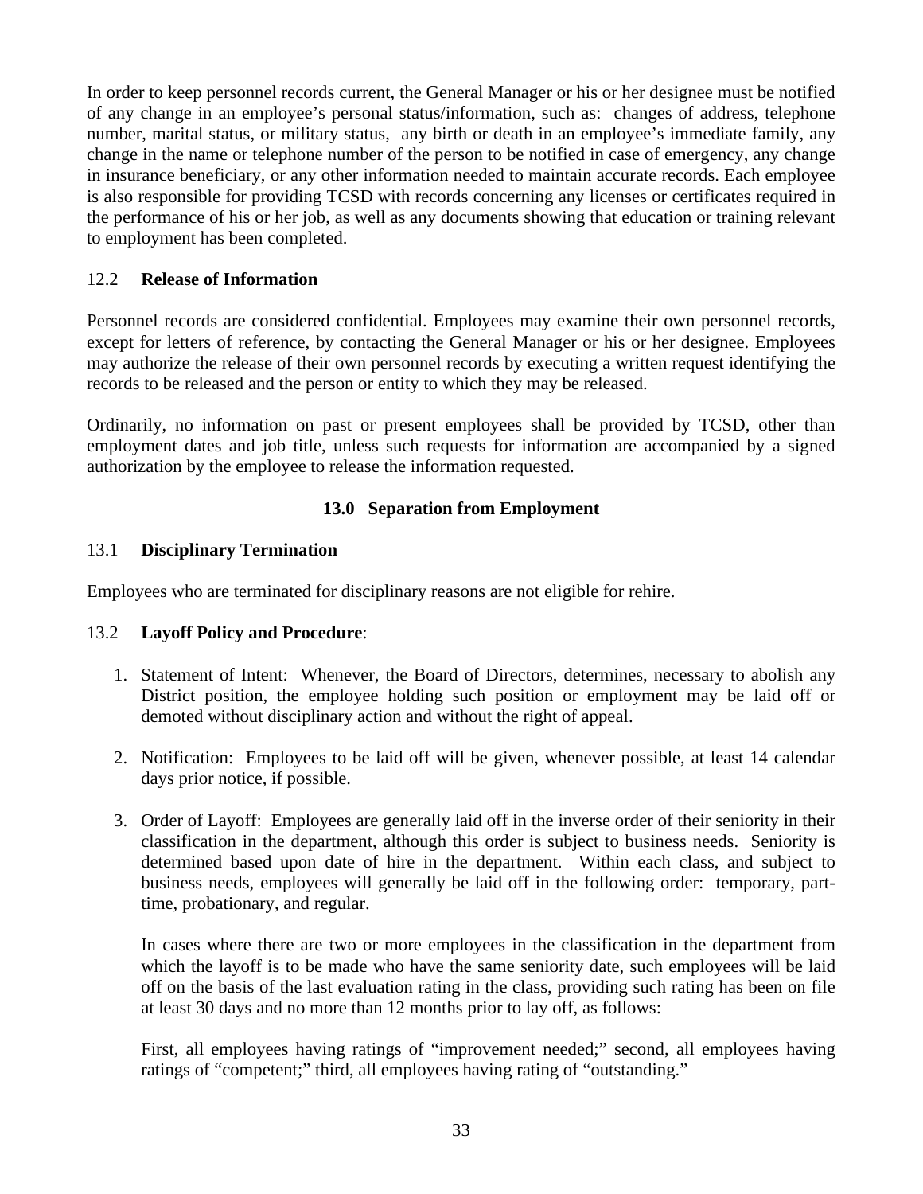In order to keep personnel records current, the General Manager or his or her designee must be notified of any change in an employee's personal status/information, such as: changes of address, telephone number, marital status, or military status, any birth or death in an employee's immediate family, any change in the name or telephone number of the person to be notified in case of emergency, any change in insurance beneficiary, or any other information needed to maintain accurate records. Each employee is also responsible for providing TCSD with records concerning any licenses or certificates required in the performance of his or her job, as well as any documents showing that education or training relevant to employment has been completed.

### 12.2 **Release of Information**

Personnel records are considered confidential. Employees may examine their own personnel records, except for letters of reference, by contacting the General Manager or his or her designee. Employees may authorize the release of their own personnel records by executing a written request identifying the records to be released and the person or entity to which they may be released.

Ordinarily, no information on past or present employees shall be provided by TCSD, other than employment dates and job title, unless such requests for information are accompanied by a signed authorization by the employee to release the information requested.

## 13.0 Separation from Employment

### 13.1 **Disciplinary Termination**

Employees who are terminated for disciplinary reasons are not eligible for rehire.

### 13.2 **Layoff Policy and Procedure**:

1. Statement of Intent: Whenever, the Board of Directors, determines, necessary to abolish any District position, the employee holding such position or employment may be laid off or demoted without disciplinary action and without the right of appeal.

2. Notification: Employees to be laid off will be given, whenever possible, at least 14 calendar days prior notice, if possible.

3. Order of Layoff: Employees are generally laid off in the inverse order of their seniority in their classification in the department, although this order is subject to business needs. Seniority is determined based upon date of hire in the department. Within each class, and subject to business needs, employees will generally be laid off in the following order: temporary, part-time, probationary, and regular.

   In cases where there are two or more employees in the classification in the department from which the layoff is to be made who have the same seniority date, such employees will be laid off on the basis of the last evaluation rating in the class, providing such rating has been on file at least 30 days and no more than 12 months prior to lay off, as follows:

   First, all employees having ratings of "improvement needed;" second, all employees having ratings of "competent;" third, all employees having rating of "outstanding."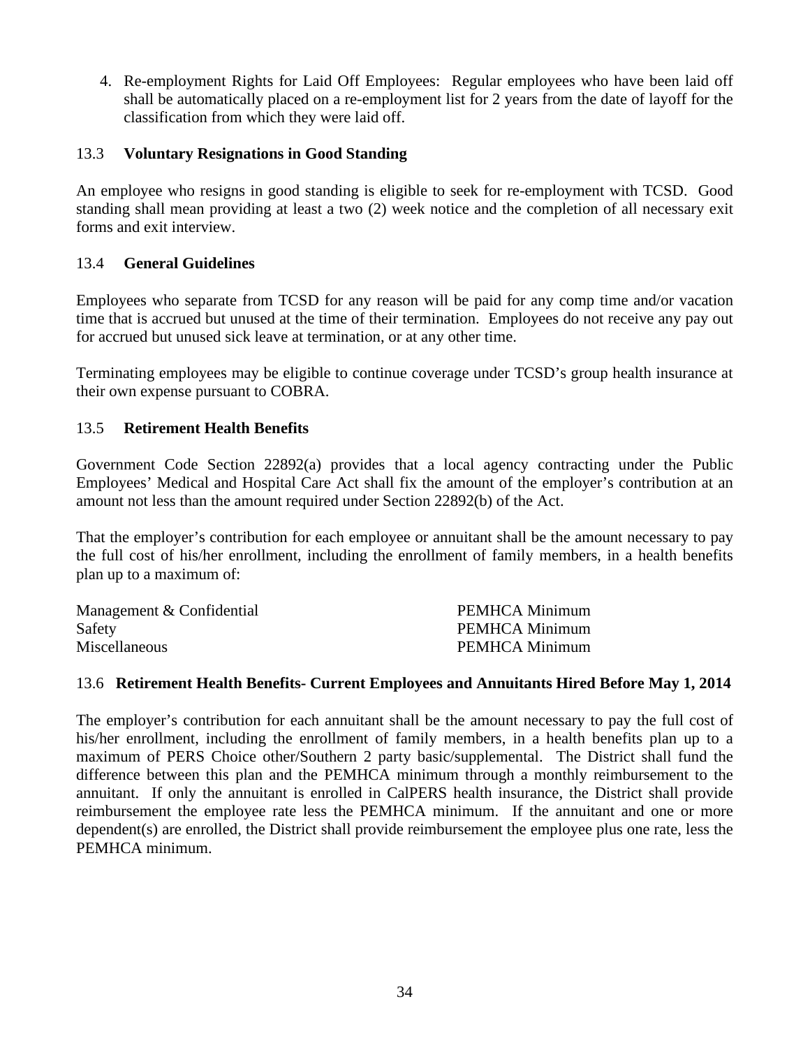4. Re-employment Rights for Laid Off Employees: Regular employees who have been laid off shall be automatically placed on a re-employment list for 2 years from the date of layoff for the classification from which they were laid off.

### 13.3 Voluntary Resignations in Good Standing

An employee who resigns in good standing is eligible to seek for re-employment with TCSD. Good standing shall mean providing at least a two (2) week notice and the completion of all necessary exit forms and exit interview.

### 13.4 General Guidelines

Employees who separate from TCSD for any reason will be paid for any comp time and/or vacation time that is accrued but unused at the time of their termination. Employees do not receive any pay out for accrued but unused sick leave at termination, or at any other time.

Terminating employees may be eligible to continue coverage under TCSD's group health insurance at their own expense pursuant to COBRA.

### 13.5 Retirement Health Benefits

Government Code Section 22892(a) provides that a local agency contracting under the Public Employees' Medical and Hospital Care Act shall fix the amount of the employer's contribution at an amount not less than the amount required under Section 22892(b) of the Act.

That the employer's contribution for each employee or annuitant shall be the amount necessary to pay the full cost of his/her enrollment, including the enrollment of family members, in a health benefits plan up to a maximum of:

| | |
|---|---|
| Management & Confidential | PEMHCA Minimum |
| Safety | PEMHCA Minimum |
| Miscellaneous | PEMHCA Minimum |

### 13.6 Retirement Health Benefits- Current Employees and Annuitants Hired Before May 1, 2014

The employer's contribution for each annuitant shall be the amount necessary to pay the full cost of his/her enrollment, including the enrollment of family members, in a health benefits plan up to a maximum of PERS Choice other/Southern 2 party basic/supplemental. The District shall fund the difference between this plan and the PEMHCA minimum through a monthly reimbursement to the annuitant. If only the annuitant is enrolled in CalPERS health insurance, the District shall provide reimbursement the employee rate less the PEMHCA minimum. If the annuitant and one or more dependent(s) are enrolled, the District shall provide reimbursement the employee plus one rate, less the PEMHCA minimum.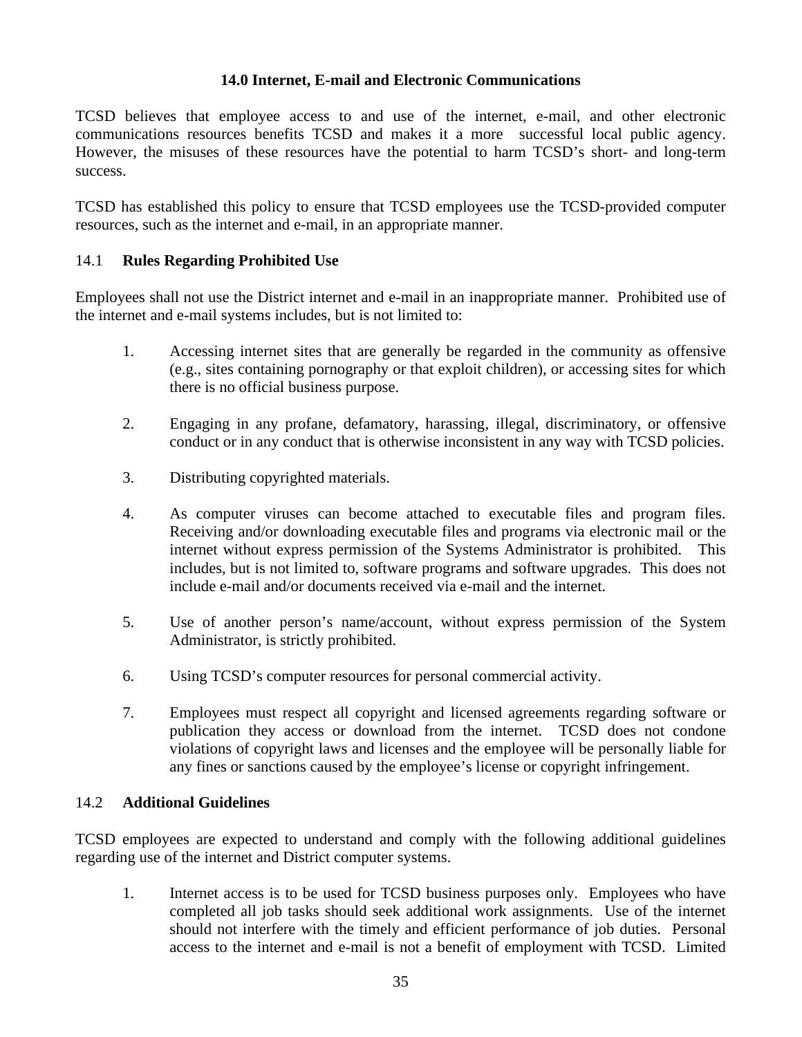## 14.0 Internet, E-mail and Electronic Communications

TCSD believes that employee access to and use of the internet, e-mail, and other electronic communications resources benefits TCSD and makes it a more successful local public agency. However, the misuses of these resources have the potential to harm TCSD's short- and long-term success.

TCSD has established this policy to ensure that TCSD employees use the TCSD-provided computer resources, such as the internet and e-mail, in an appropriate manner.

### 14.1 Rules Regarding Prohibited Use

Employees shall not use the District internet and e-mail in an inappropriate manner. Prohibited use of the internet and e-mail systems includes, but is not limited to:

1. Accessing internet sites that are generally be regarded in the community as offensive (e.g., sites containing pornography or that exploit children), or accessing sites for which there is no official business purpose.

2. Engaging in any profane, defamatory, harassing, illegal, discriminatory, or offensive conduct or in any conduct that is otherwise inconsistent in any way with TCSD policies.

3. Distributing copyrighted materials.

4. As computer viruses can become attached to executable files and program files. Receiving and/or downloading executable files and programs via electronic mail or the internet without express permission of the Systems Administrator is prohibited. This includes, but is not limited to, software programs and software upgrades. This does not include e-mail and/or documents received via e-mail and the internet.

5. Use of another person's name/account, without express permission of the System Administrator, is strictly prohibited.

6. Using TCSD's computer resources for personal commercial activity.

7. Employees must respect all copyright and licensed agreements regarding software or publication they access or download from the internet. TCSD does not condone violations of copyright laws and licenses and the employee will be personally liable for any fines or sanctions caused by the employee's license or copyright infringement.

### 14.2 Additional Guidelines

TCSD employees are expected to understand and comply with the following additional guidelines regarding use of the internet and District computer systems.

1. Internet access is to be used for TCSD business purposes only. Employees who have completed all job tasks should seek additional work assignments. Use of the internet should not interfere with the timely and efficient performance of job duties. Personal access to the internet and e-mail is not a benefit of employment with TCSD. Limited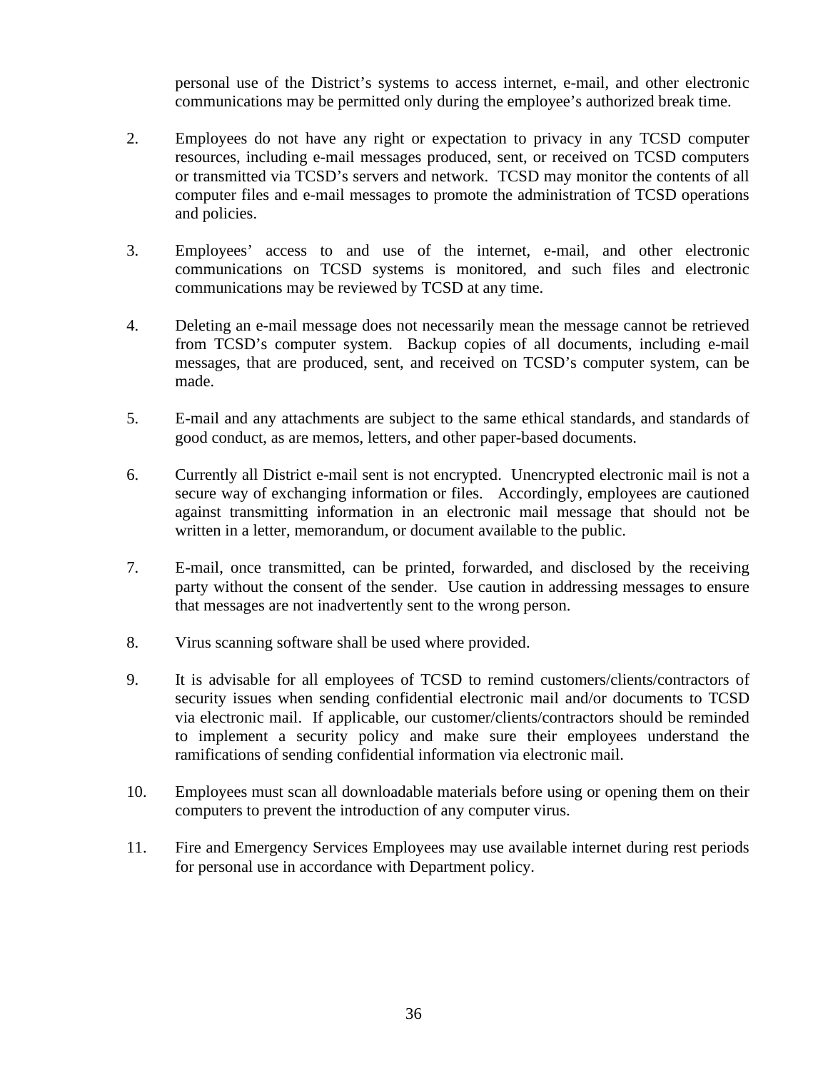personal use of the District's systems to access internet, e-mail, and other electronic communications may be permitted only during the employee's authorized break time.

2. Employees do not have any right or expectation to privacy in any TCSD computer resources, including e-mail messages produced, sent, or received on TCSD computers or transmitted via TCSD's servers and network. TCSD may monitor the contents of all computer files and e-mail messages to promote the administration of TCSD operations and policies.

3. Employees' access to and use of the internet, e-mail, and other electronic communications on TCSD systems is monitored, and such files and electronic communications may be reviewed by TCSD at any time.

4. Deleting an e-mail message does not necessarily mean the message cannot be retrieved from TCSD's computer system. Backup copies of all documents, including e-mail messages, that are produced, sent, and received on TCSD's computer system, can be made.

5. E-mail and any attachments are subject to the same ethical standards, and standards of good conduct, as are memos, letters, and other paper-based documents.

6. Currently all District e-mail sent is not encrypted. Unencrypted electronic mail is not a secure way of exchanging information or files. Accordingly, employees are cautioned against transmitting information in an electronic mail message that should not be written in a letter, memorandum, or document available to the public.

7. E-mail, once transmitted, can be printed, forwarded, and disclosed by the receiving party without the consent of the sender. Use caution in addressing messages to ensure that messages are not inadvertently sent to the wrong person.

8. Virus scanning software shall be used where provided.

9. It is advisable for all employees of TCSD to remind customers/clients/contractors of security issues when sending confidential electronic mail and/or documents to TCSD via electronic mail. If applicable, our customer/clients/contractors should be reminded to implement a security policy and make sure their employees understand the ramifications of sending confidential information via electronic mail.

10. Employees must scan all downloadable materials before using or opening them on their computers to prevent the introduction of any computer virus.

11. Fire and Emergency Services Employees may use available internet during rest periods for personal use in accordance with Department policy.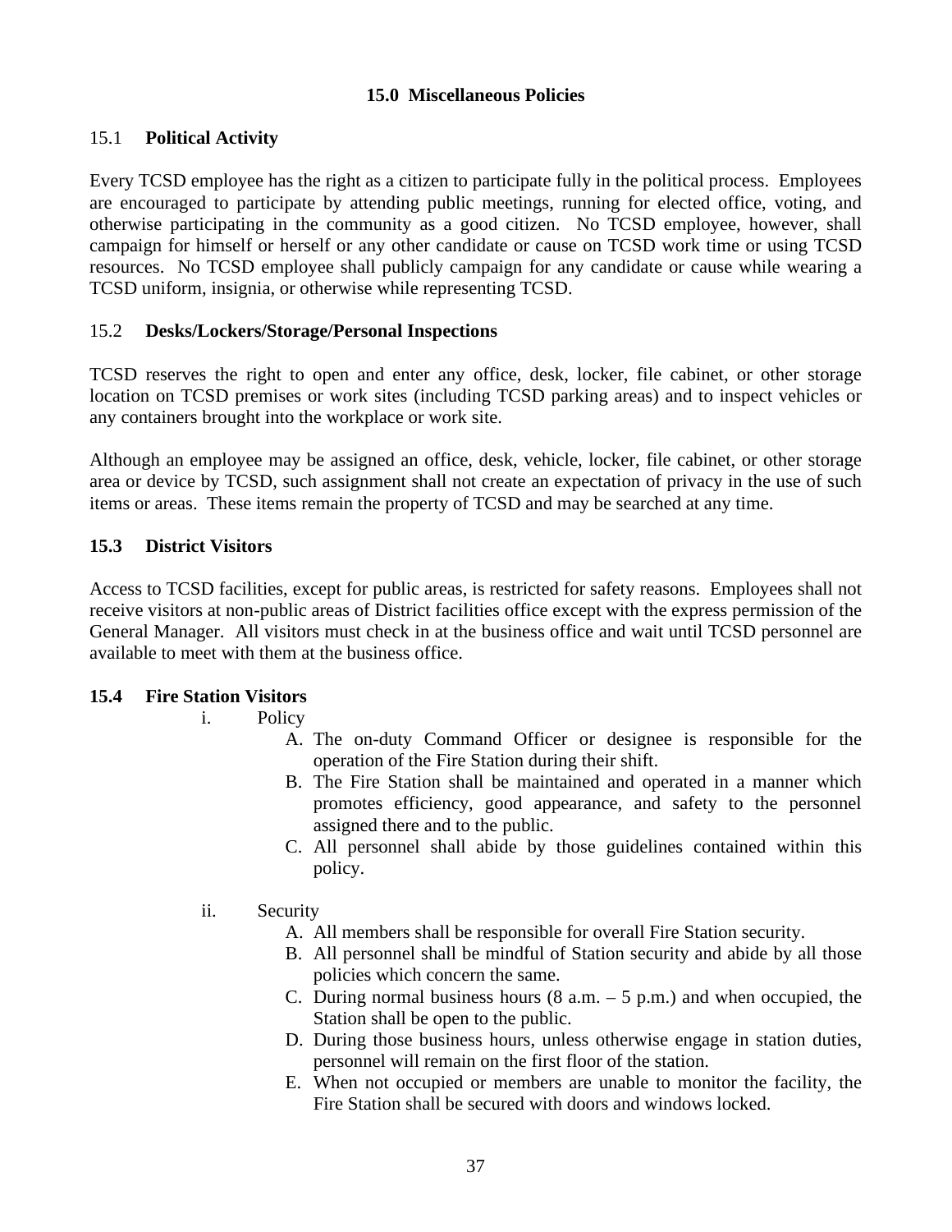## 15.0 Miscellaneous Policies

### 15.1 **Political Activity**

Every TCSD employee has the right as a citizen to participate fully in the political process. Employees are encouraged to participate by attending public meetings, running for elected office, voting, and otherwise participating in the community as a good citizen. No TCSD employee, however, shall campaign for himself or herself or any other candidate or cause on TCSD work time or using TCSD resources. No TCSD employee shall publicly campaign for any candidate or cause while wearing a TCSD uniform, insignia, or otherwise while representing TCSD.

### 15.2 **Desks/Lockers/Storage/Personal Inspections**

TCSD reserves the right to open and enter any office, desk, locker, file cabinet, or other storage location on TCSD premises or work sites (including TCSD parking areas) and to inspect vehicles or any containers brought into the workplace or work site.

Although an employee may be assigned an office, desk, vehicle, locker, file cabinet, or other storage area or device by TCSD, such assignment shall not create an expectation of privacy in the use of such items or areas. These items remain the property of TCSD and may be searched at any time.

### **15.3 District Visitors**

Access to TCSD facilities, except for public areas, is restricted for safety reasons. Employees shall not receive visitors at non-public areas of District facilities office except with the express permission of the General Manager. All visitors must check in at the business office and wait until TCSD personnel are available to meet with them at the business office.

### **15.4 Fire Station Visitors**

i. Policy

   A. The on-duty Command Officer or designee is responsible for the operation of the Fire Station during their shift.
   B. The Fire Station shall be maintained and operated in a manner which promotes efficiency, good appearance, and safety to the personnel assigned there and to the public.
   C. All personnel shall abide by those guidelines contained within this policy.

ii. Security

   A. All members shall be responsible for overall Fire Station security.
   B. All personnel shall be mindful of Station security and abide by all those policies which concern the same.
   C. During normal business hours (8 a.m. – 5 p.m.) and when occupied, the Station shall be open to the public.
   D. During those business hours, unless otherwise engage in station duties, personnel will remain on the first floor of the station.
   E. When not occupied or members are unable to monitor the facility, the Fire Station shall be secured with doors and windows locked.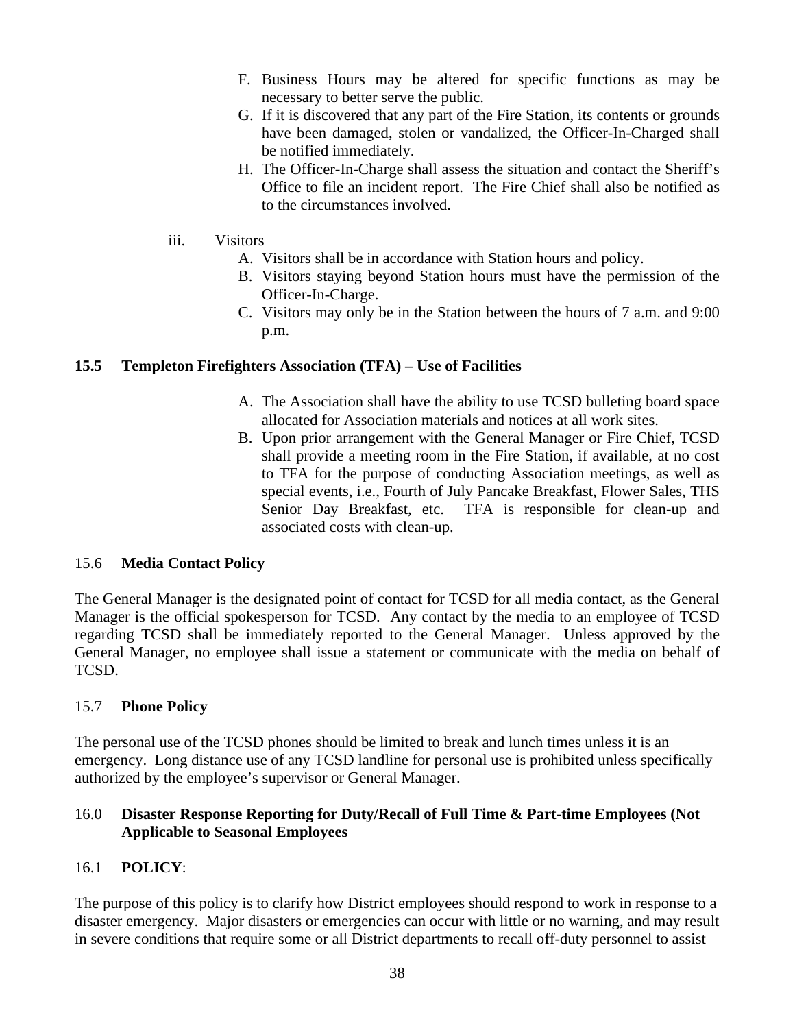F. Business Hours may be altered for specific functions as may be necessary to better serve the public.
G. If it is discovered that any part of the Fire Station, its contents or grounds have been damaged, stolen or vandalized, the Officer-In-Charged shall be notified immediately.
H. The Officer-In-Charge shall assess the situation and contact the Sheriff's Office to file an incident report. The Fire Chief shall also be notified as to the circumstances involved.

iii. Visitors

A. Visitors shall be in accordance with Station hours and policy.
B. Visitors staying beyond Station hours must have the permission of the Officer-In-Charge.
C. Visitors may only be in the Station between the hours of 7 a.m. and 9:00 p.m.

**15.5 Templeton Firefighters Association (TFA) – Use of Facilities**

A. The Association shall have the ability to use TCSD bulleting board space allocated for Association materials and notices at all work sites.
B. Upon prior arrangement with the General Manager or Fire Chief, TCSD shall provide a meeting room in the Fire Station, if available, at no cost to TFA for the purpose of conducting Association meetings, as well as special events, i.e., Fourth of July Pancake Breakfast, Flower Sales, THS Senior Day Breakfast, etc. TFA is responsible for clean-up and associated costs with clean-up.

15.6 **Media Contact Policy**

The General Manager is the designated point of contact for TCSD for all media contact, as the General Manager is the official spokesperson for TCSD. Any contact by the media to an employee of TCSD regarding TCSD shall be immediately reported to the General Manager. Unless approved by the General Manager, no employee shall issue a statement or communicate with the media on behalf of TCSD.

15.7 **Phone Policy**

The personal use of the TCSD phones should be limited to break and lunch times unless it is an emergency. Long distance use of any TCSD landline for personal use is prohibited unless specifically authorized by the employee's supervisor or General Manager.

16.0 **Disaster Response Reporting for Duty/Recall of Full Time & Part-time Employees (Not Applicable to Seasonal Employees**

16.1 **POLICY**:

The purpose of this policy is to clarify how District employees should respond to work in response to a disaster emergency. Major disasters or emergencies can occur with little or no warning, and may result in severe conditions that require some or all District departments to recall off-duty personnel to assist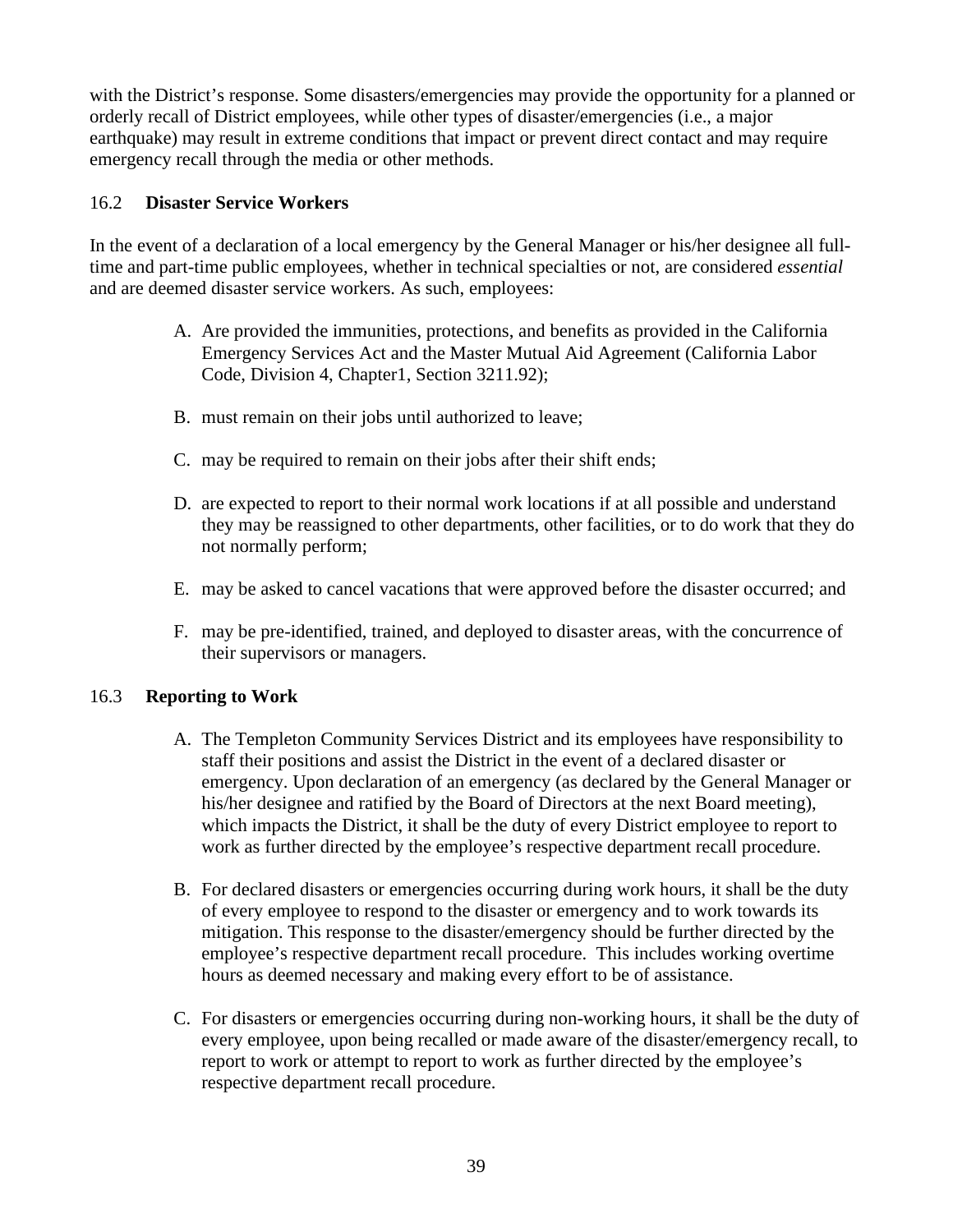with the District's response. Some disasters/emergencies may provide the opportunity for a planned or orderly recall of District employees, while other types of disaster/emergencies (i.e., a major earthquake) may result in extreme conditions that impact or prevent direct contact and may require emergency recall through the media or other methods.

### 16.2 **Disaster Service Workers**

In the event of a declaration of a local emergency by the General Manager or his/her designee all full-time and part-time public employees, whether in technical specialties or not, are considered *essential* and are deemed disaster service workers. As such, employees:

A. Are provided the immunities, protections, and benefits as provided in the California Emergency Services Act and the Master Mutual Aid Agreement (California Labor Code, Division 4, Chapter1, Section 3211.92);

B. must remain on their jobs until authorized to leave;

C. may be required to remain on their jobs after their shift ends;

D. are expected to report to their normal work locations if at all possible and understand they may be reassigned to other departments, other facilities, or to do work that they do not normally perform;

E. may be asked to cancel vacations that were approved before the disaster occurred; and

F. may be pre-identified, trained, and deployed to disaster areas, with the concurrence of their supervisors or managers.

### 16.3 **Reporting to Work**

A. The Templeton Community Services District and its employees have responsibility to staff their positions and assist the District in the event of a declared disaster or emergency. Upon declaration of an emergency (as declared by the General Manager or his/her designee and ratified by the Board of Directors at the next Board meeting), which impacts the District, it shall be the duty of every District employee to report to work as further directed by the employee's respective department recall procedure.

B. For declared disasters or emergencies occurring during work hours, it shall be the duty of every employee to respond to the disaster or emergency and to work towards its mitigation. This response to the disaster/emergency should be further directed by the employee's respective department recall procedure. This includes working overtime hours as deemed necessary and making every effort to be of assistance.

C. For disasters or emergencies occurring during non-working hours, it shall be the duty of every employee, upon being recalled or made aware of the disaster/emergency recall, to report to work or attempt to report to work as further directed by the employee's respective department recall procedure.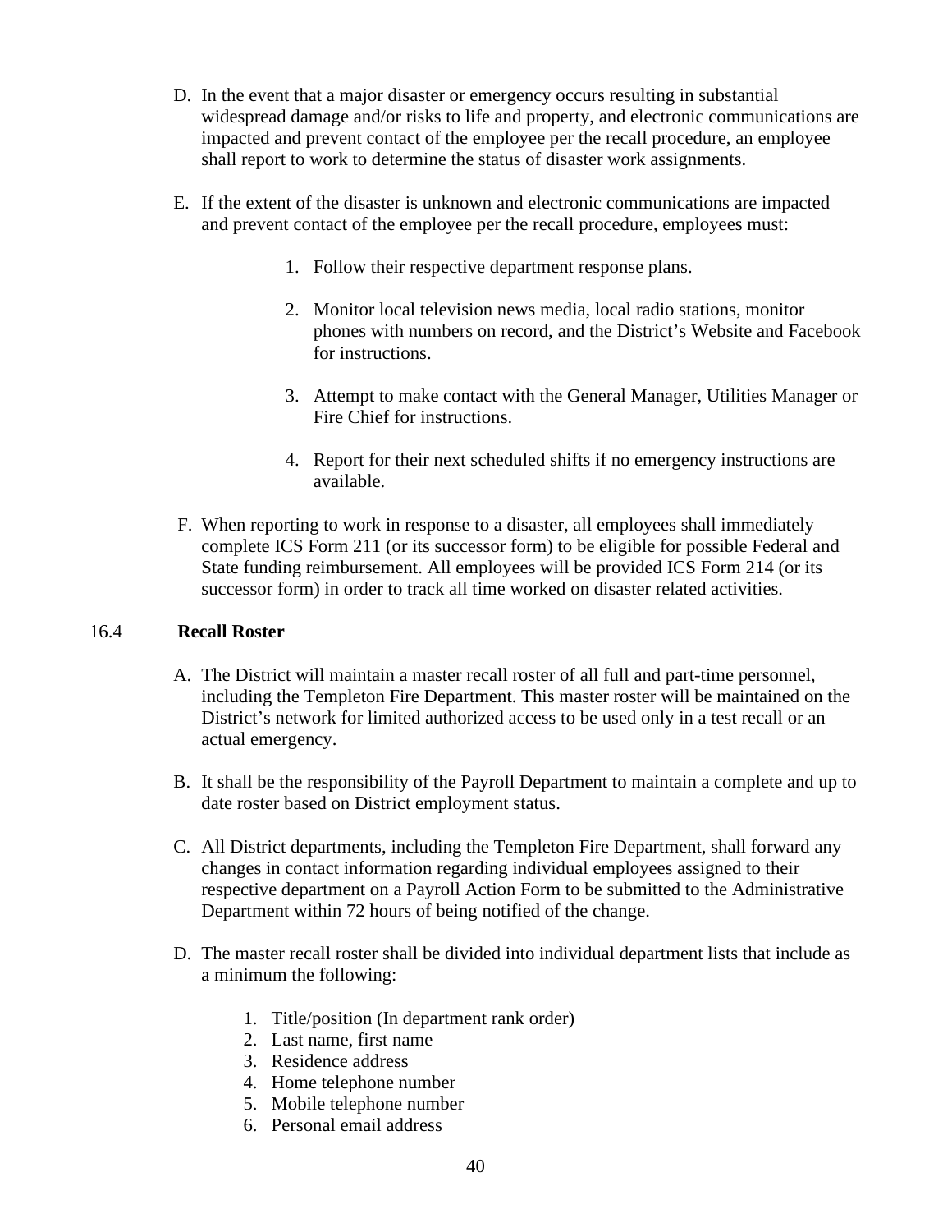D. In the event that a major disaster or emergency occurs resulting in substantial widespread damage and/or risks to life and property, and electronic communications are impacted and prevent contact of the employee per the recall procedure, an employee shall report to work to determine the status of disaster work assignments.

E. If the extent of the disaster is unknown and electronic communications are impacted and prevent contact of the employee per the recall procedure, employees must:

   1. Follow their respective department response plans.

   2. Monitor local television news media, local radio stations, monitor phones with numbers on record, and the District's Website and Facebook for instructions.

   3. Attempt to make contact with the General Manager, Utilities Manager or Fire Chief for instructions.

   4. Report for their next scheduled shifts if no emergency instructions are available.

F. When reporting to work in response to a disaster, all employees shall immediately complete ICS Form 211 (or its successor form) to be eligible for possible Federal and State funding reimbursement. All employees will be provided ICS Form 214 (or its successor form) in order to track all time worked on disaster related activities.

### 16.4 Recall Roster

A. The District will maintain a master recall roster of all full and part-time personnel, including the Templeton Fire Department. This master roster will be maintained on the District's network for limited authorized access to be used only in a test recall or an actual emergency.

B. It shall be the responsibility of the Payroll Department to maintain a complete and up to date roster based on District employment status.

C. All District departments, including the Templeton Fire Department, shall forward any changes in contact information regarding individual employees assigned to their respective department on a Payroll Action Form to be submitted to the Administrative Department within 72 hours of being notified of the change.

D. The master recall roster shall be divided into individual department lists that include as a minimum the following:

   1. Title/position (In department rank order)
   2. Last name, first name
   3. Residence address
   4. Home telephone number
   5. Mobile telephone number
   6. Personal email address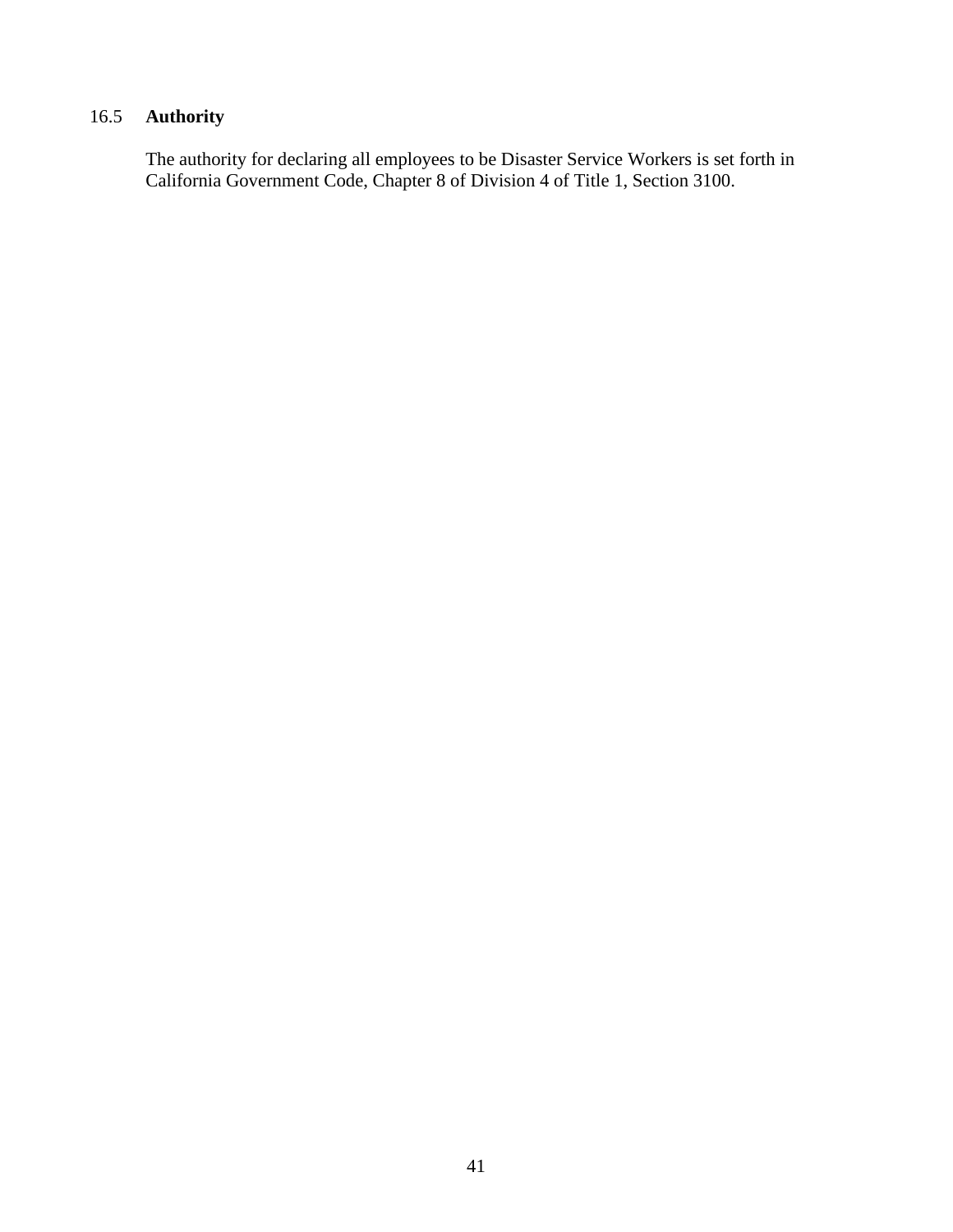### 16.5 **Authority**

The authority for declaring all employees to be Disaster Service Workers is set forth in California Government Code, Chapter 8 of Division 4 of Title 1, Section 3100.